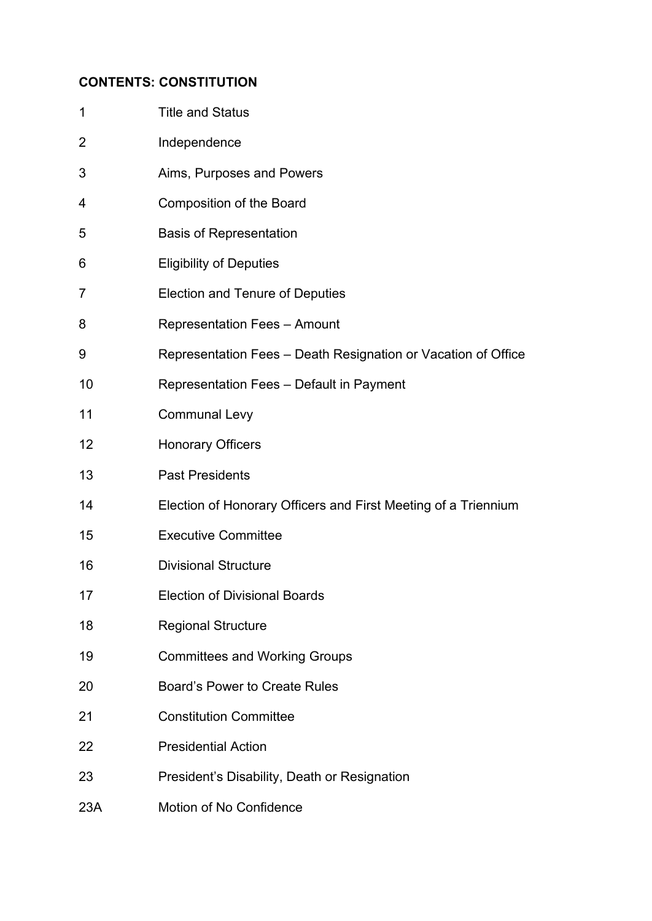**CONTENTS: CONSTITUTION**

| | |
|---|---|
| 1 | Title and Status |
| 2 | Independence |
| 3 | Aims, Purposes and Powers |
| 4 | Composition of the Board |
| 5 | Basis of Representation |
| 6 | Eligibility of Deputies |
| 7 | Election and Tenure of Deputies |
| 8 | Representation Fees – Amount |
| 9 | Representation Fees – Death Resignation or Vacation of Office |
| 10 | Representation Fees – Default in Payment |
| 11 | Communal Levy |
| 12 | Honorary Officers |
| 13 | Past Presidents |
| 14 | Election of Honorary Officers and First Meeting of a Triennium |
| 15 | Executive Committee |
| 16 | Divisional Structure |
| 17 | Election of Divisional Boards |
| 18 | Regional Structure |
| 19 | Committees and Working Groups |
| 20 | Board's Power to Create Rules |
| 21 | Constitution Committee |
| 22 | Presidential Action |
| 23 | President's Disability, Death or Resignation |
| 23A | Motion of No Confidence |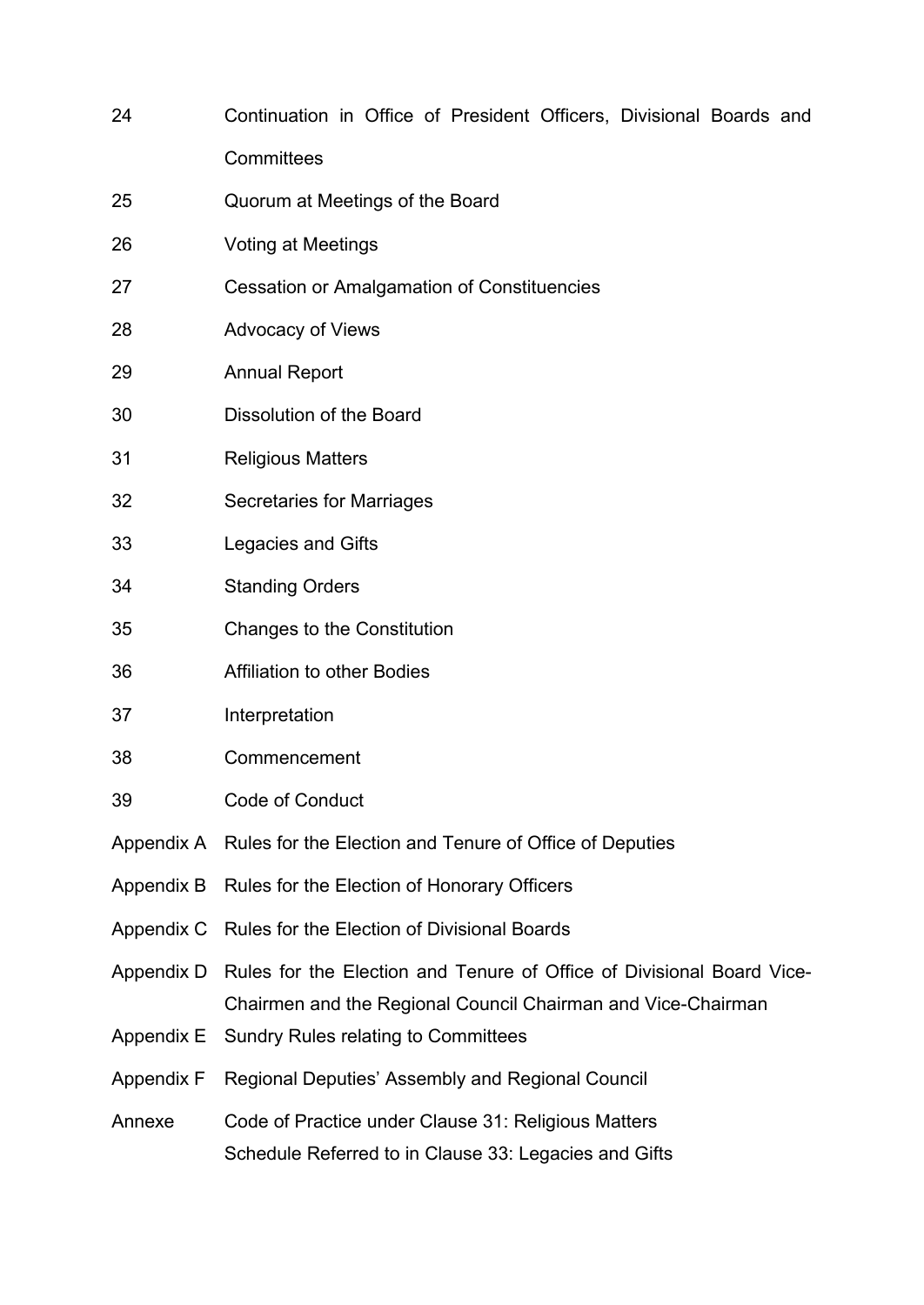| | |
|---|---|
| 24 | Continuation in Office of President Officers, Divisional Boards and Committees |
| 25 | Quorum at Meetings of the Board |
| 26 | Voting at Meetings |
| 27 | Cessation or Amalgamation of Constituencies |
| 28 | Advocacy of Views |
| 29 | Annual Report |
| 30 | Dissolution of the Board |
| 31 | Religious Matters |
| 32 | Secretaries for Marriages |
| 33 | Legacies and Gifts |
| 34 | Standing Orders |
| 35 | Changes to the Constitution |
| 36 | Affiliation to other Bodies |
| 37 | Interpretation |
| 38 | Commencement |
| 39 | Code of Conduct |
| Appendix A | Rules for the Election and Tenure of Office of Deputies |
| Appendix B | Rules for the Election of Honorary Officers |
| Appendix C | Rules for the Election of Divisional Boards |
| Appendix D | Rules for the Election and Tenure of Office of Divisional Board Vice-Chairmen and the Regional Council Chairman and Vice-Chairman |
| Appendix E | Sundry Rules relating to Committees |
| Appendix F | Regional Deputies' Assembly and Regional Council |
| Annexe | Code of Practice under Clause 31: Religious Matters<br>Schedule Referred to in Clause 33: Legacies and Gifts |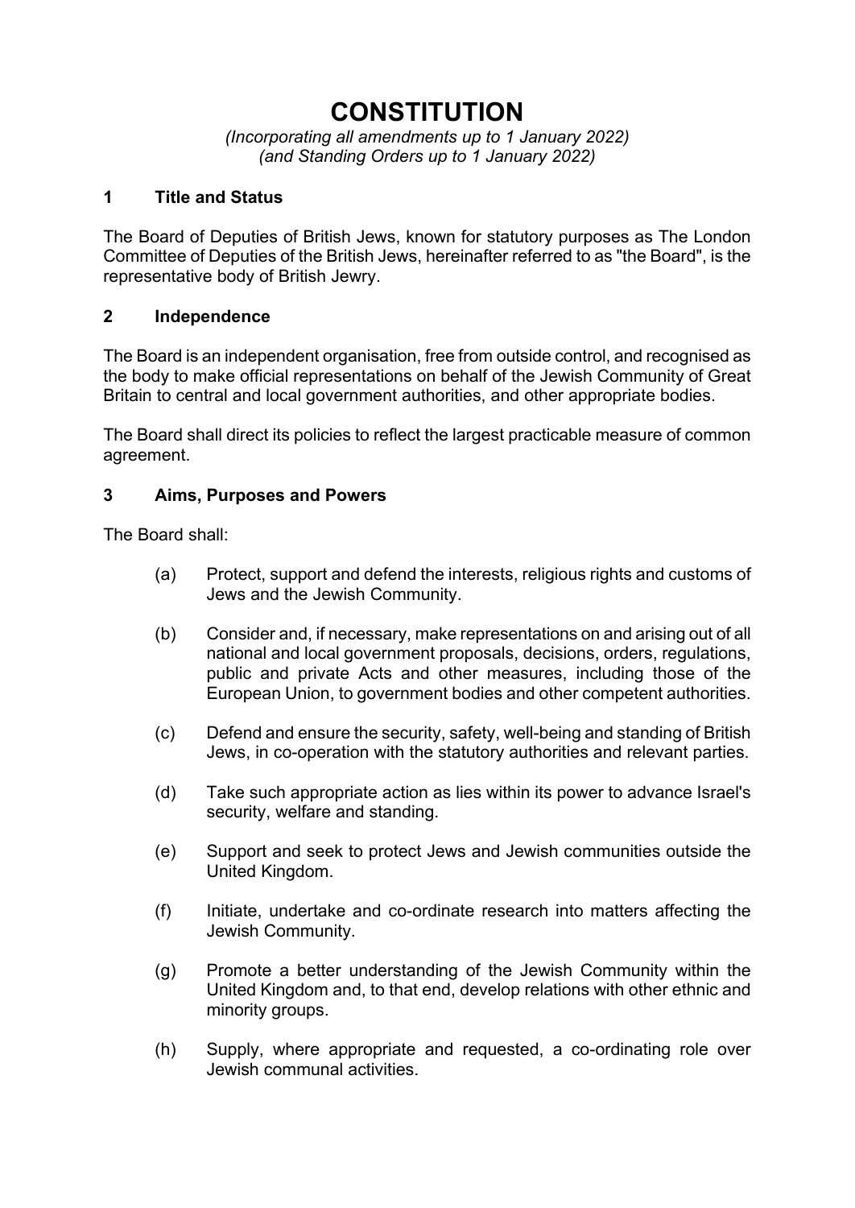# CONSTITUTION

*(Incorporating all amendments up to 1 January 2022)*
*(and Standing Orders up to 1 January 2022)*

## 1 Title and Status

The Board of Deputies of British Jews, known for statutory purposes as The London Committee of Deputies of the British Jews, hereinafter referred to as "the Board", is the representative body of British Jewry.

## 2 Independence

The Board is an independent organisation, free from outside control, and recognised as the body to make official representations on behalf of the Jewish Community of Great Britain to central and local government authorities, and other appropriate bodies.

The Board shall direct its policies to reflect the largest practicable measure of common agreement.

## 3 Aims, Purposes and Powers

The Board shall:

(a) Protect, support and defend the interests, religious rights and customs of Jews and the Jewish Community.

(b) Consider and, if necessary, make representations on and arising out of all national and local government proposals, decisions, orders, regulations, public and private Acts and other measures, including those of the European Union, to government bodies and other competent authorities.

(c) Defend and ensure the security, safety, well-being and standing of British Jews, in co-operation with the statutory authorities and relevant parties.

(d) Take such appropriate action as lies within its power to advance Israel's security, welfare and standing.

(e) Support and seek to protect Jews and Jewish communities outside the United Kingdom.

(f) Initiate, undertake and co-ordinate research into matters affecting the Jewish Community.

(g) Promote a better understanding of the Jewish Community within the United Kingdom and, to that end, develop relations with other ethnic and minority groups.

(h) Supply, where appropriate and requested, a co-ordinating role over Jewish communal activities.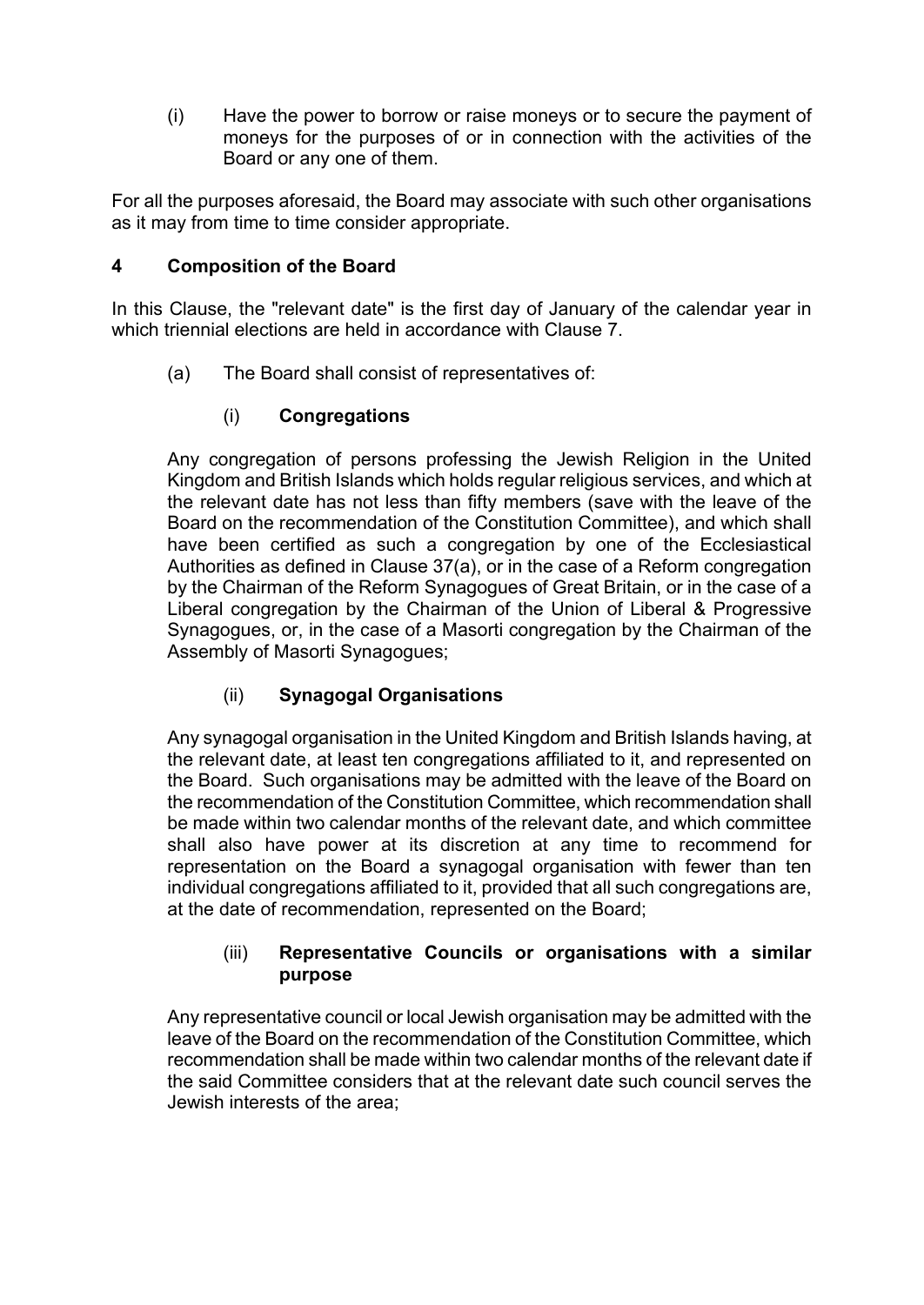(i) Have the power to borrow or raise moneys or to secure the payment of moneys for the purposes of or in connection with the activities of the Board or any one of them.

For all the purposes aforesaid, the Board may associate with such other organisations as it may from time to time consider appropriate.

## 4 Composition of the Board

In this Clause, the "relevant date" is the first day of January of the calendar year in which triennial elections are held in accordance with Clause 7.

(a) The Board shall consist of representatives of:

(i) **Congregations**

Any congregation of persons professing the Jewish Religion in the United Kingdom and British Islands which holds regular religious services, and which at the relevant date has not less than fifty members (save with the leave of the Board on the recommendation of the Constitution Committee), and which shall have been certified as such a congregation by one of the Ecclesiastical Authorities as defined in Clause 37(a), or in the case of a Reform congregation by the Chairman of the Reform Synagogues of Great Britain, or in the case of a Liberal congregation by the Chairman of the Union of Liberal & Progressive Synagogues, or, in the case of a Masorti congregation by the Chairman of the Assembly of Masorti Synagogues;

(ii) **Synagogal Organisations**

Any synagogal organisation in the United Kingdom and British Islands having, at the relevant date, at least ten congregations affiliated to it, and represented on the Board. Such organisations may be admitted with the leave of the Board on the recommendation of the Constitution Committee, which recommendation shall be made within two calendar months of the relevant date, and which committee shall also have power at its discretion at any time to recommend for representation on the Board a synagogal organisation with fewer than ten individual congregations affiliated to it, provided that all such congregations are, at the date of recommendation, represented on the Board;

(iii) **Representative Councils or organisations with a similar purpose**

Any representative council or local Jewish organisation may be admitted with the leave of the Board on the recommendation of the Constitution Committee, which recommendation shall be made within two calendar months of the relevant date if the said Committee considers that at the relevant date such council serves the Jewish interests of the area;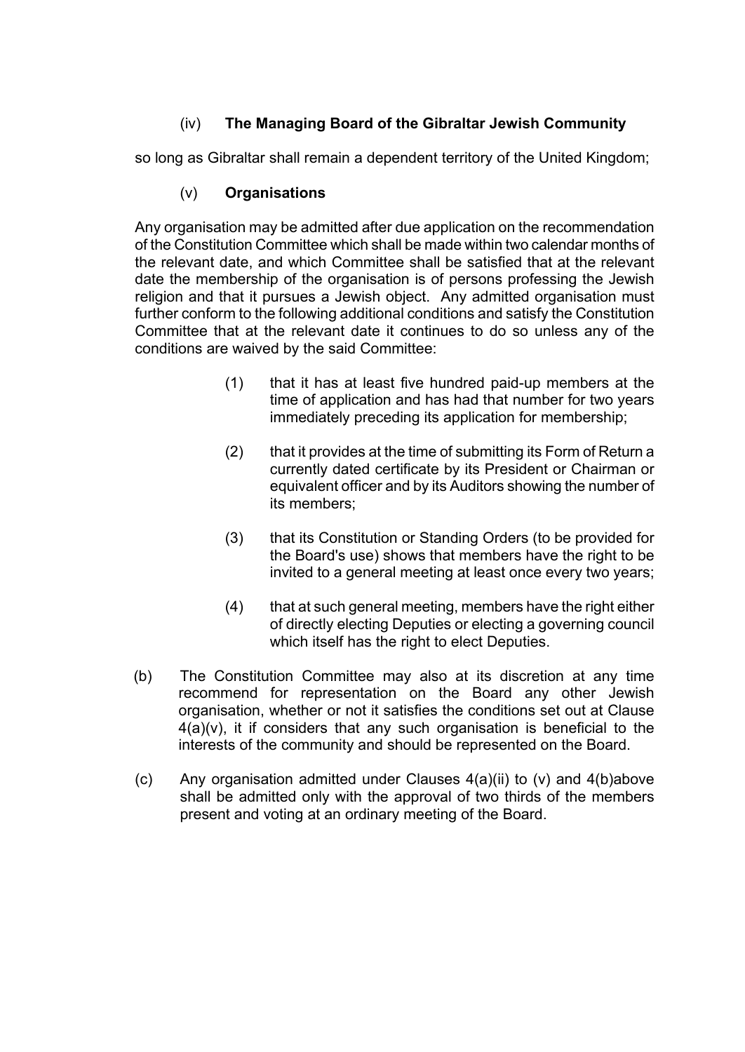(iv) **The Managing Board of the Gibraltar Jewish Community**

so long as Gibraltar shall remain a dependent territory of the United Kingdom;

(v) **Organisations**

Any organisation may be admitted after due application on the recommendation of the Constitution Committee which shall be made within two calendar months of the relevant date, and which Committee shall be satisfied that at the relevant date the membership of the organisation is of persons professing the Jewish religion and that it pursues a Jewish object. Any admitted organisation must further conform to the following additional conditions and satisfy the Constitution Committee that at the relevant date it continues to do so unless any of the conditions are waived by the said Committee:

(1) that it has at least five hundred paid-up members at the time of application and has had that number for two years immediately preceding its application for membership;

(2) that it provides at the time of submitting its Form of Return a currently dated certificate by its President or Chairman or equivalent officer and by its Auditors showing the number of its members;

(3) that its Constitution or Standing Orders (to be provided for the Board's use) shows that members have the right to be invited to a general meeting at least once every two years;

(4) that at such general meeting, members have the right either of directly electing Deputies or electing a governing council which itself has the right to elect Deputies.

(b) The Constitution Committee may also at its discretion at any time recommend for representation on the Board any other Jewish organisation, whether or not it satisfies the conditions set out at Clause 4(a)(v), it if considers that any such organisation is beneficial to the interests of the community and should be represented on the Board.

(c) Any organisation admitted under Clauses 4(a)(ii) to (v) and 4(b)above shall be admitted only with the approval of two thirds of the members present and voting at an ordinary meeting of the Board.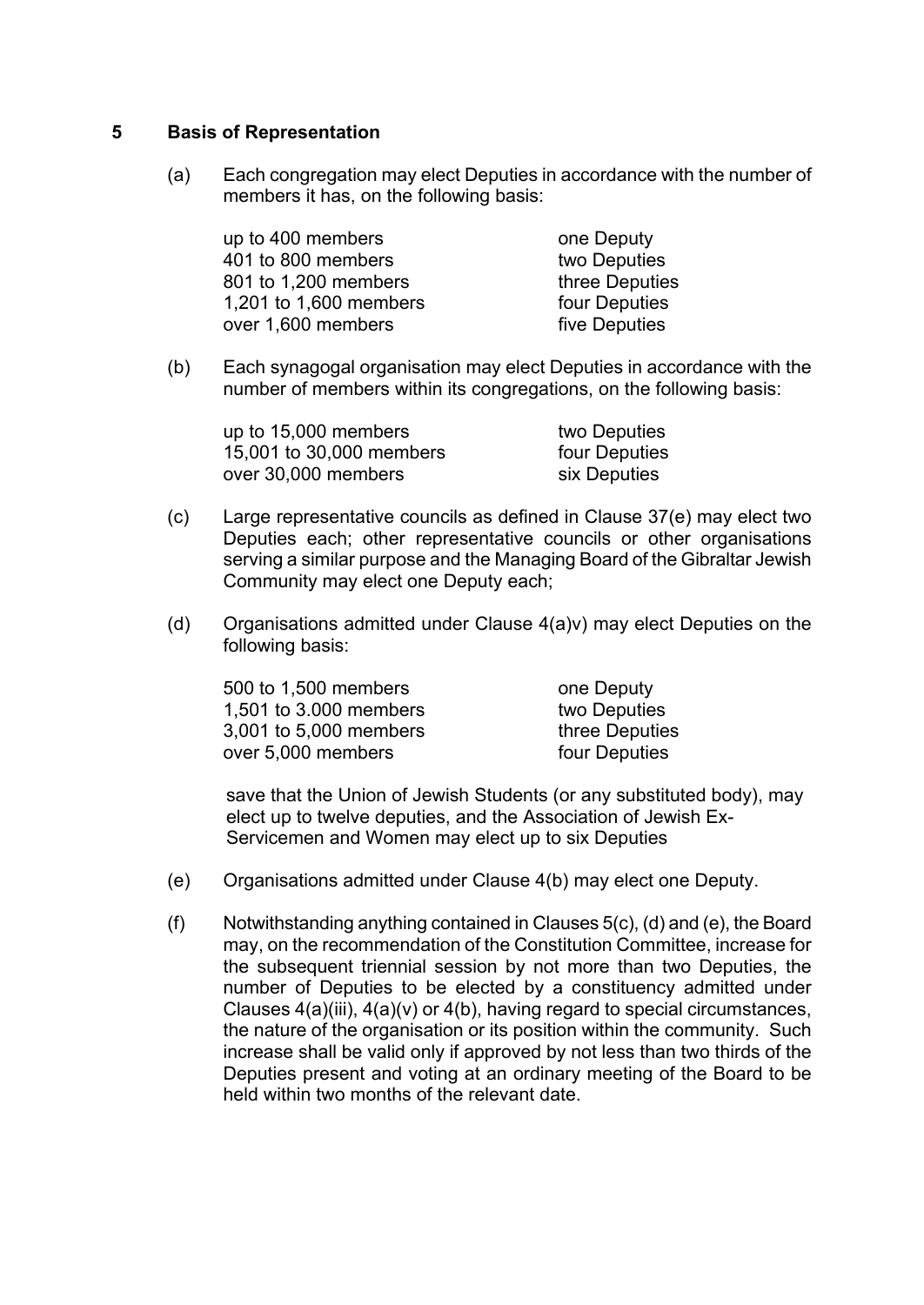## 5 Basis of Representation

(a) Each congregation may elect Deputies in accordance with the number of members it has, on the following basis:

| | |
|---|---|
| up to 400 members | one Deputy |
| 401 to 800 members | two Deputies |
| 801 to 1,200 members | three Deputies |
| 1,201 to 1,600 members | four Deputies |
| over 1,600 members | five Deputies |

(b) Each synagogal organisation may elect Deputies in accordance with the number of members within its congregations, on the following basis:

| | |
|---|---|
| up to 15,000 members | two Deputies |
| 15,001 to 30,000 members | four Deputies |
| over 30,000 members | six Deputies |

(c) Large representative councils as defined in Clause 37(e) may elect two Deputies each; other representative councils or other organisations serving a similar purpose and the Managing Board of the Gibraltar Jewish Community may elect one Deputy each;

(d) Organisations admitted under Clause 4(a)v) may elect Deputies on the following basis:

| | |
|---|---|
| 500 to 1,500 members | one Deputy |
| 1,501 to 3.000 members | two Deputies |
| 3,001 to 5,000 members | three Deputies |
| over 5,000 members | four Deputies |

save that the Union of Jewish Students (or any substituted body), may elect up to twelve deputies, and the Association of Jewish Ex-Servicemen and Women may elect up to six Deputies

(e) Organisations admitted under Clause 4(b) may elect one Deputy.

(f) Notwithstanding anything contained in Clauses 5(c), (d) and (e), the Board may, on the recommendation of the Constitution Committee, increase for the subsequent triennial session by not more than two Deputies, the number of Deputies to be elected by a constituency admitted under Clauses 4(a)(iii), 4(a)(v) or 4(b), having regard to special circumstances, the nature of the organisation or its position within the community. Such increase shall be valid only if approved by not less than two thirds of the Deputies present and voting at an ordinary meeting of the Board to be held within two months of the relevant date.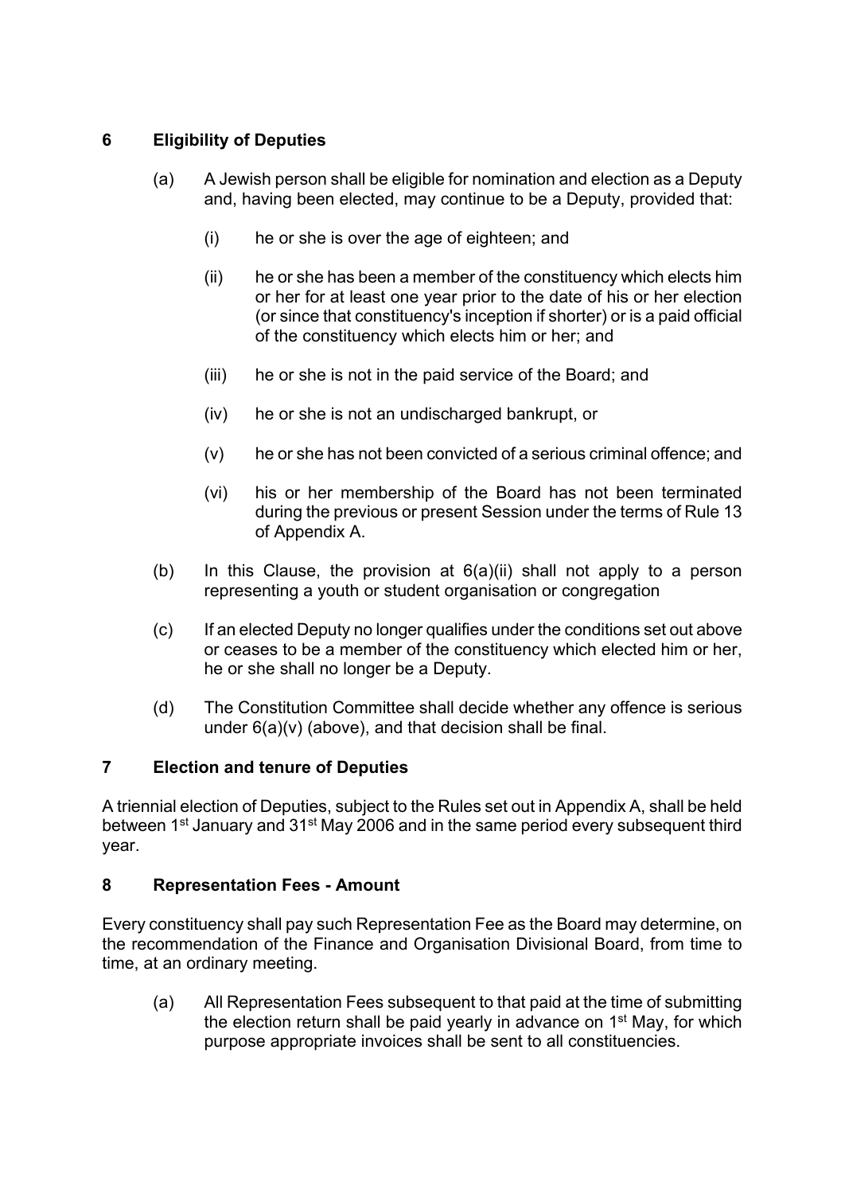## 6 Eligibility of Deputies

(a) A Jewish person shall be eligible for nomination and election as a Deputy and, having been elected, may continue to be a Deputy, provided that:

  (i) he or she is over the age of eighteen; and

  (ii) he or she has been a member of the constituency which elects him or her for at least one year prior to the date of his or her election (or since that constituency's inception if shorter) or is a paid official of the constituency which elects him or her; and

  (iii) he or she is not in the paid service of the Board; and

  (iv) he or she is not an undischarged bankrupt, or

  (v) he or she has not been convicted of a serious criminal offence; and

  (vi) his or her membership of the Board has not been terminated during the previous or present Session under the terms of Rule 13 of Appendix A.

(b) In this Clause, the provision at 6(a)(ii) shall not apply to a person representing a youth or student organisation or congregation

(c) If an elected Deputy no longer qualifies under the conditions set out above or ceases to be a member of the constituency which elected him or her, he or she shall no longer be a Deputy.

(d) The Constitution Committee shall decide whether any offence is serious under 6(a)(v) (above), and that decision shall be final.

## 7 Election and tenure of Deputies

A triennial election of Deputies, subject to the Rules set out in Appendix A, shall be held between 1st January and 31st May 2006 and in the same period every subsequent third year.

## 8 Representation Fees - Amount

Every constituency shall pay such Representation Fee as the Board may determine, on the recommendation of the Finance and Organisation Divisional Board, from time to time, at an ordinary meeting.

(a) All Representation Fees subsequent to that paid at the time of submitting the election return shall be paid yearly in advance on 1st May, for which purpose appropriate invoices shall be sent to all constituencies.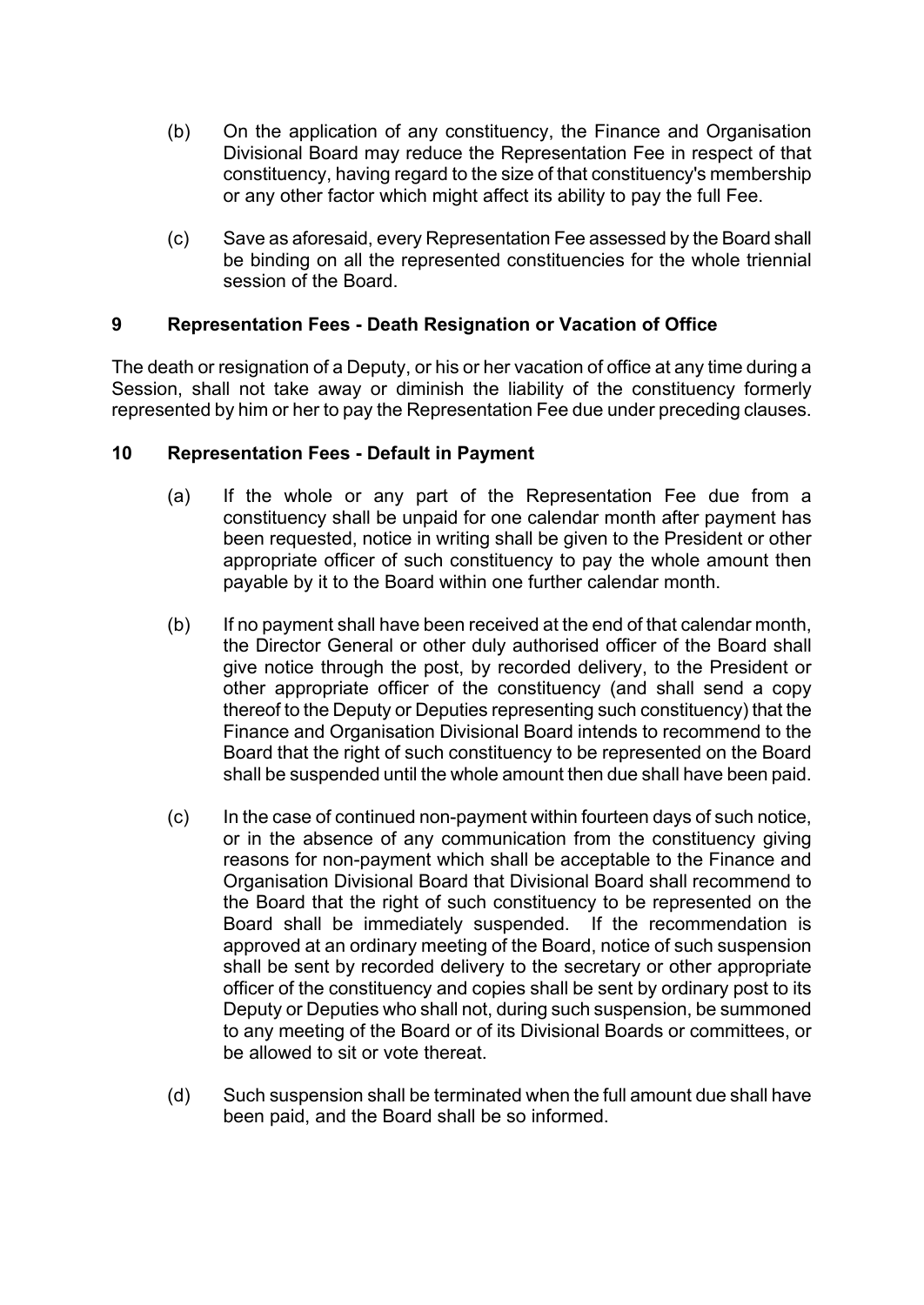(b) On the application of any constituency, the Finance and Organisation Divisional Board may reduce the Representation Fee in respect of that constituency, having regard to the size of that constituency's membership or any other factor which might affect its ability to pay the full Fee.

(c) Save as aforesaid, every Representation Fee assessed by the Board shall be binding on all the represented constituencies for the whole triennial session of the Board.

### 9 Representation Fees - Death Resignation or Vacation of Office

The death or resignation of a Deputy, or his or her vacation of office at any time during a Session, shall not take away or diminish the liability of the constituency formerly represented by him or her to pay the Representation Fee due under preceding clauses.

### 10 Representation Fees - Default in Payment

(a) If the whole or any part of the Representation Fee due from a constituency shall be unpaid for one calendar month after payment has been requested, notice in writing shall be given to the President or other appropriate officer of such constituency to pay the whole amount then payable by it to the Board within one further calendar month.

(b) If no payment shall have been received at the end of that calendar month, the Director General or other duly authorised officer of the Board shall give notice through the post, by recorded delivery, to the President or other appropriate officer of the constituency (and shall send a copy thereof to the Deputy or Deputies representing such constituency) that the Finance and Organisation Divisional Board intends to recommend to the Board that the right of such constituency to be represented on the Board shall be suspended until the whole amount then due shall have been paid.

(c) In the case of continued non-payment within fourteen days of such notice, or in the absence of any communication from the constituency giving reasons for non-payment which shall be acceptable to the Finance and Organisation Divisional Board that Divisional Board shall recommend to the Board that the right of such constituency to be represented on the Board shall be immediately suspended. If the recommendation is approved at an ordinary meeting of the Board, notice of such suspension shall be sent by recorded delivery to the secretary or other appropriate officer of the constituency and copies shall be sent by ordinary post to its Deputy or Deputies who shall not, during such suspension, be summoned to any meeting of the Board or of its Divisional Boards or committees, or be allowed to sit or vote thereat.

(d) Such suspension shall be terminated when the full amount due shall have been paid, and the Board shall be so informed.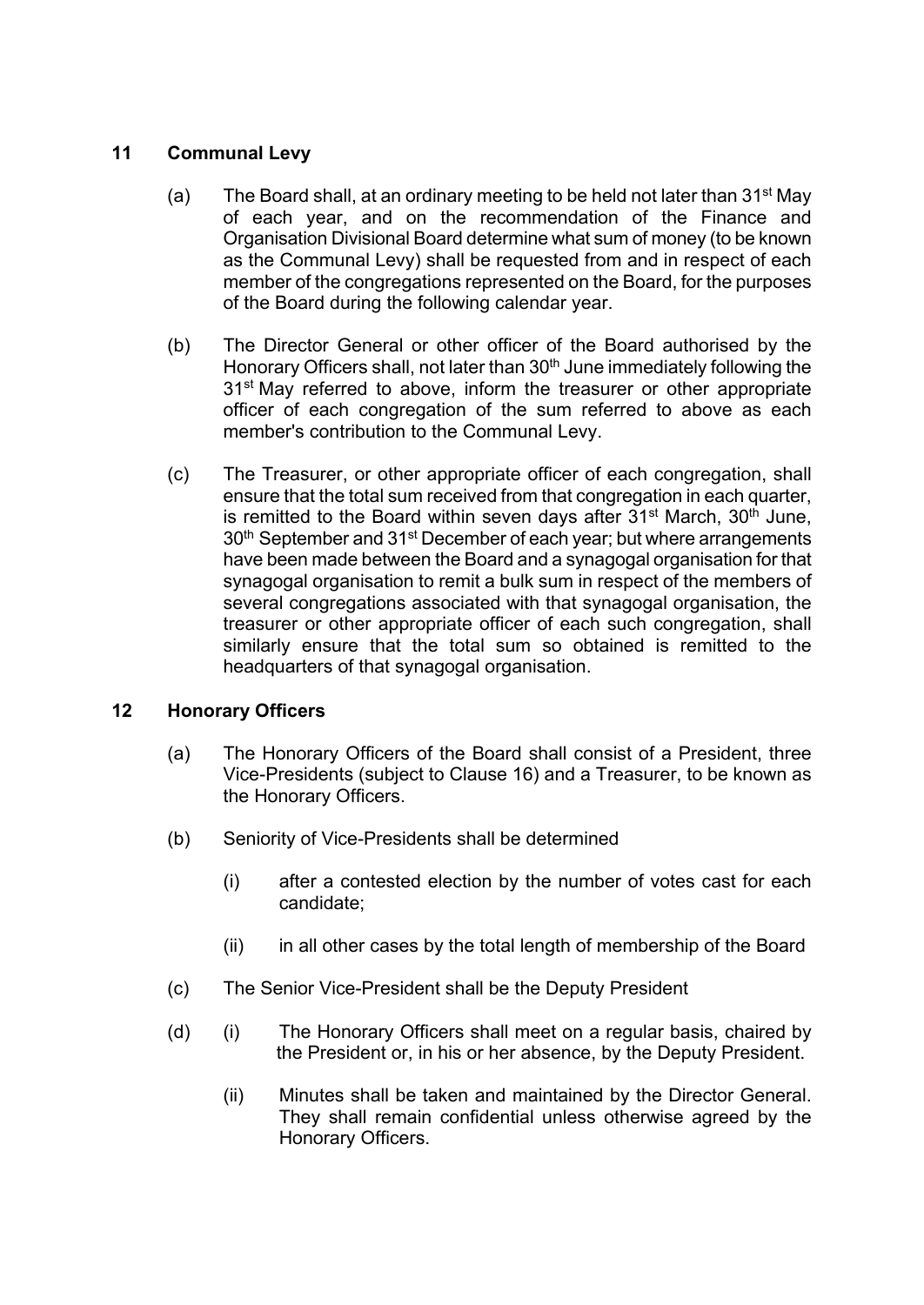## 11 Communal Levy

(a) The Board shall, at an ordinary meeting to be held not later than 31st May of each year, and on the recommendation of the Finance and Organisation Divisional Board determine what sum of money (to be known as the Communal Levy) shall be requested from and in respect of each member of the congregations represented on the Board, for the purposes of the Board during the following calendar year.

(b) The Director General or other officer of the Board authorised by the Honorary Officers shall, not later than 30th June immediately following the 31st May referred to above, inform the treasurer or other appropriate officer of each congregation of the sum referred to above as each member's contribution to the Communal Levy.

(c) The Treasurer, or other appropriate officer of each congregation, shall ensure that the total sum received from that congregation in each quarter, is remitted to the Board within seven days after 31st March, 30th June, 30th September and 31st December of each year; but where arrangements have been made between the Board and a synagogal organisation for that synagogal organisation to remit a bulk sum in respect of the members of several congregations associated with that synagogal organisation, the treasurer or other appropriate officer of each such congregation, shall similarly ensure that the total sum so obtained is remitted to the headquarters of that synagogal organisation.

## 12 Honorary Officers

(a) The Honorary Officers of the Board shall consist of a President, three Vice-Presidents (subject to Clause 16) and a Treasurer, to be known as the Honorary Officers.

(b) Seniority of Vice-Presidents shall be determined

  (i) after a contested election by the number of votes cast for each candidate;

  (ii) in all other cases by the total length of membership of the Board

(c) The Senior Vice-President shall be the Deputy President

(d) (i) The Honorary Officers shall meet on a regular basis, chaired by the President or, in his or her absence, by the Deputy President.

  (ii) Minutes shall be taken and maintained by the Director General. They shall remain confidential unless otherwise agreed by the Honorary Officers.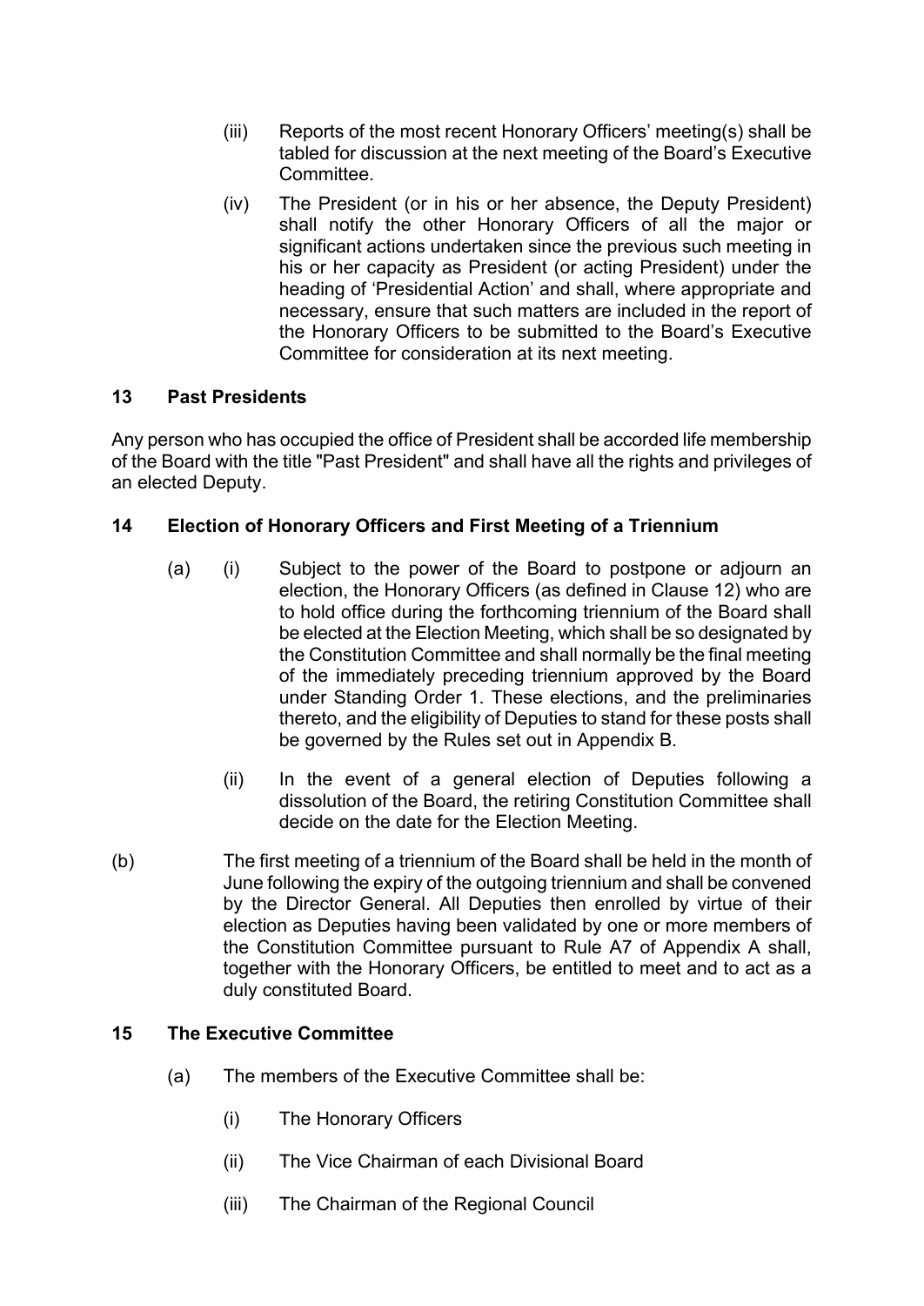(iii) Reports of the most recent Honorary Officers' meeting(s) shall be tabled for discussion at the next meeting of the Board's Executive Committee.

(iv) The President (or in his or her absence, the Deputy President) shall notify the other Honorary Officers of all the major or significant actions undertaken since the previous such meeting in his or her capacity as President (or acting President) under the heading of 'Presidential Action' and shall, where appropriate and necessary, ensure that such matters are included in the report of the Honorary Officers to be submitted to the Board's Executive Committee for consideration at its next meeting.

## 13 Past Presidents

Any person who has occupied the office of President shall be accorded life membership of the Board with the title "Past President" and shall have all the rights and privileges of an elected Deputy.

## 14 Election of Honorary Officers and First Meeting of a Triennium

(a) (i) Subject to the power of the Board to postpone or adjourn an election, the Honorary Officers (as defined in Clause 12) who are to hold office during the forthcoming triennium of the Board shall be elected at the Election Meeting, which shall be so designated by the Constitution Committee and shall normally be the final meeting of the immediately preceding triennium approved by the Board under Standing Order 1. These elections, and the preliminaries thereto, and the eligibility of Deputies to stand for these posts shall be governed by the Rules set out in Appendix B.

(ii) In the event of a general election of Deputies following a dissolution of the Board, the retiring Constitution Committee shall decide on the date for the Election Meeting.

(b) The first meeting of a triennium of the Board shall be held in the month of June following the expiry of the outgoing triennium and shall be convened by the Director General. All Deputies then enrolled by virtue of their election as Deputies having been validated by one or more members of the Constitution Committee pursuant to Rule A7 of Appendix A shall, together with the Honorary Officers, be entitled to meet and to act as a duly constituted Board.

## 15 The Executive Committee

(a) The members of the Executive Committee shall be:

(i) The Honorary Officers

(ii) The Vice Chairman of each Divisional Board

(iii) The Chairman of the Regional Council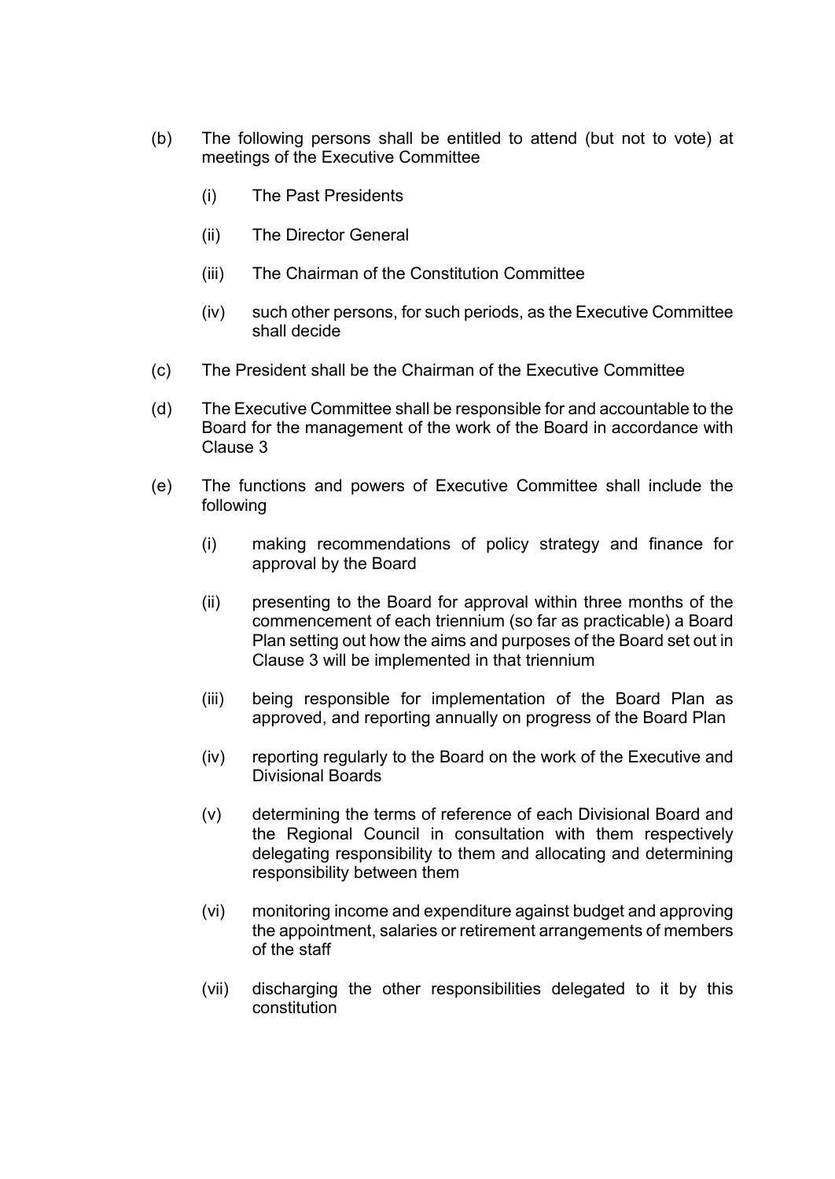(b) The following persons shall be entitled to attend (but not to vote) at meetings of the Executive Committee

  (i) The Past Presidents

  (ii) The Director General

  (iii) The Chairman of the Constitution Committee

  (iv) such other persons, for such periods, as the Executive Committee shall decide

(c) The President shall be the Chairman of the Executive Committee

(d) The Executive Committee shall be responsible for and accountable to the Board for the management of the work of the Board in accordance with Clause 3

(e) The functions and powers of Executive Committee shall include the following

  (i) making recommendations of policy strategy and finance for approval by the Board

  (ii) presenting to the Board for approval within three months of the commencement of each triennium (so far as practicable) a Board Plan setting out how the aims and purposes of the Board set out in Clause 3 will be implemented in that triennium

  (iii) being responsible for implementation of the Board Plan as approved, and reporting annually on progress of the Board Plan

  (iv) reporting regularly to the Board on the work of the Executive and Divisional Boards

  (v) determining the terms of reference of each Divisional Board and the Regional Council in consultation with them respectively delegating responsibility to them and allocating and determining responsibility between them

  (vi) monitoring income and expenditure against budget and approving the appointment, salaries or retirement arrangements of members of the staff

  (vii) discharging the other responsibilities delegated to it by this constitution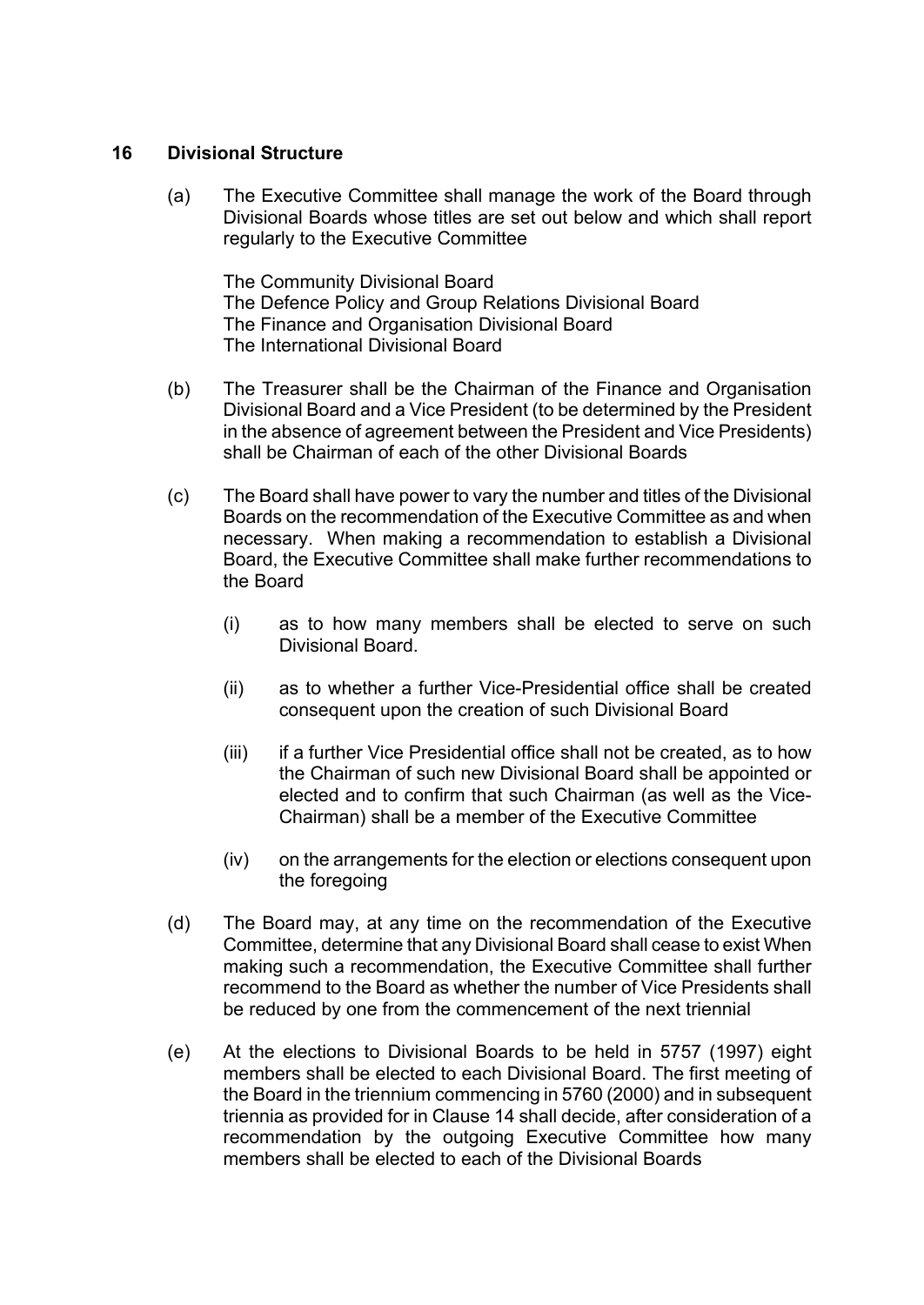## 16 Divisional Structure

(a) The Executive Committee shall manage the work of the Board through Divisional Boards whose titles are set out below and which shall report regularly to the Executive Committee

The Community Divisional Board
The Defence Policy and Group Relations Divisional Board
The Finance and Organisation Divisional Board
The International Divisional Board

(b) The Treasurer shall be the Chairman of the Finance and Organisation Divisional Board and a Vice President (to be determined by the President in the absence of agreement between the President and Vice Presidents) shall be Chairman of each of the other Divisional Boards

(c) The Board shall have power to vary the number and titles of the Divisional Boards on the recommendation of the Executive Committee as and when necessary. When making a recommendation to establish a Divisional Board, the Executive Committee shall make further recommendations to the Board

(i) as to how many members shall be elected to serve on such Divisional Board.

(ii) as to whether a further Vice-Presidential office shall be created consequent upon the creation of such Divisional Board

(iii) if a further Vice Presidential office shall not be created, as to how the Chairman of such new Divisional Board shall be appointed or elected and to confirm that such Chairman (as well as the Vice-Chairman) shall be a member of the Executive Committee

(iv) on the arrangements for the election or elections consequent upon the foregoing

(d) The Board may, at any time on the recommendation of the Executive Committee, determine that any Divisional Board shall cease to exist When making such a recommendation, the Executive Committee shall further recommend to the Board as whether the number of Vice Presidents shall be reduced by one from the commencement of the next triennial

(e) At the elections to Divisional Boards to be held in 5757 (1997) eight members shall be elected to each Divisional Board. The first meeting of the Board in the triennium commencing in 5760 (2000) and in subsequent triennia as provided for in Clause 14 shall decide, after consideration of a recommendation by the outgoing Executive Committee how many members shall be elected to each of the Divisional Boards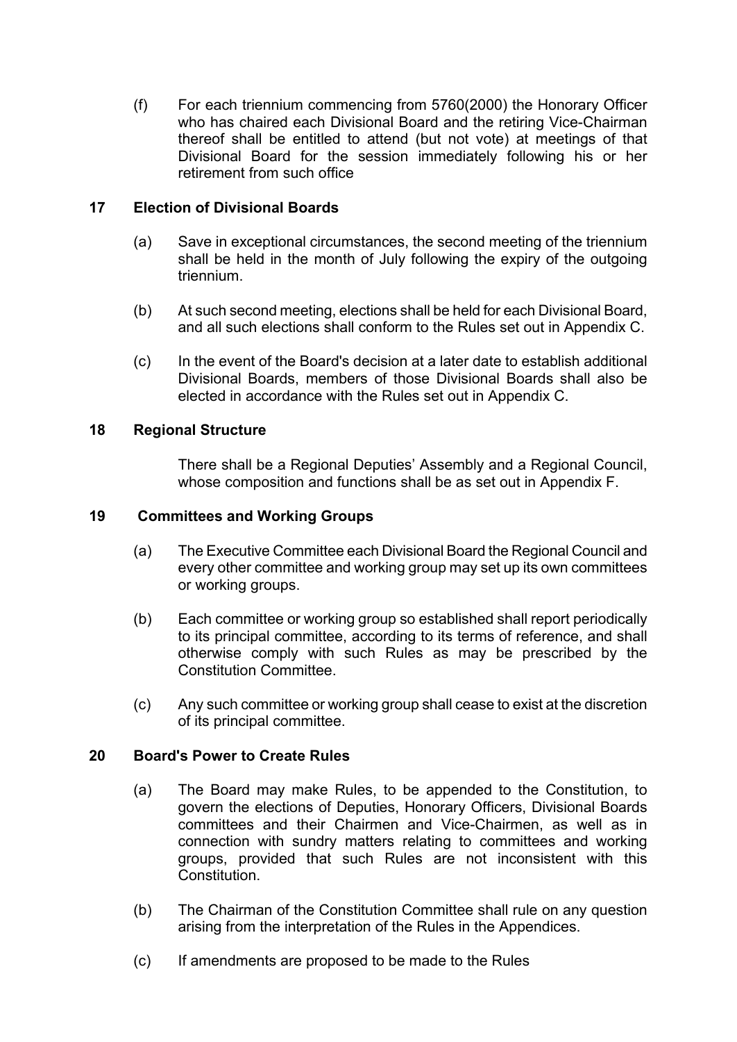(f) For each triennium commencing from 5760(2000) the Honorary Officer who has chaired each Divisional Board and the retiring Vice-Chairman thereof shall be entitled to attend (but not vote) at meetings of that Divisional Board for the session immediately following his or her retirement from such office

## 17 Election of Divisional Boards

(a) Save in exceptional circumstances, the second meeting of the triennium shall be held in the month of July following the expiry of the outgoing triennium.

(b) At such second meeting, elections shall be held for each Divisional Board, and all such elections shall conform to the Rules set out in Appendix C.

(c) In the event of the Board's decision at a later date to establish additional Divisional Boards, members of those Divisional Boards shall also be elected in accordance with the Rules set out in Appendix C.

## 18 Regional Structure

There shall be a Regional Deputies' Assembly and a Regional Council, whose composition and functions shall be as set out in Appendix F.

## 19 Committees and Working Groups

(a) The Executive Committee each Divisional Board the Regional Council and every other committee and working group may set up its own committees or working groups.

(b) Each committee or working group so established shall report periodically to its principal committee, according to its terms of reference, and shall otherwise comply with such Rules as may be prescribed by the Constitution Committee.

(c) Any such committee or working group shall cease to exist at the discretion of its principal committee.

## 20 Board's Power to Create Rules

(a) The Board may make Rules, to be appended to the Constitution, to govern the elections of Deputies, Honorary Officers, Divisional Boards committees and their Chairmen and Vice-Chairmen, as well as in connection with sundry matters relating to committees and working groups, provided that such Rules are not inconsistent with this Constitution.

(b) The Chairman of the Constitution Committee shall rule on any question arising from the interpretation of the Rules in the Appendices.

(c) If amendments are proposed to be made to the Rules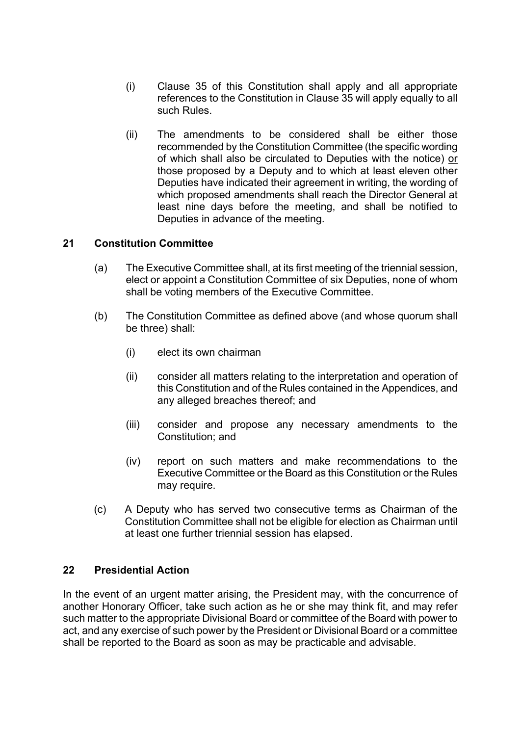(i) Clause 35 of this Constitution shall apply and all appropriate references to the Constitution in Clause 35 will apply equally to all such Rules.

(ii) The amendments to be considered shall be either those recommended by the Constitution Committee (the specific wording of which shall also be circulated to Deputies with the notice) <u>or</u> those proposed by a Deputy and to which at least eleven other Deputies have indicated their agreement in writing, the wording of which proposed amendments shall reach the Director General at least nine days before the meeting, and shall be notified to Deputies in advance of the meeting.

## 21 Constitution Committee

(a) The Executive Committee shall, at its first meeting of the triennial session, elect or appoint a Constitution Committee of six Deputies, none of whom shall be voting members of the Executive Committee.

(b) The Constitution Committee as defined above (and whose quorum shall be three) shall:

(i) elect its own chairman

(ii) consider all matters relating to the interpretation and operation of this Constitution and of the Rules contained in the Appendices, and any alleged breaches thereof; and

(iii) consider and propose any necessary amendments to the Constitution; and

(iv) report on such matters and make recommendations to the Executive Committee or the Board as this Constitution or the Rules may require.

(c) A Deputy who has served two consecutive terms as Chairman of the Constitution Committee shall not be eligible for election as Chairman until at least one further triennial session has elapsed.

## 22 Presidential Action

In the event of an urgent matter arising, the President may, with the concurrence of another Honorary Officer, take such action as he or she may think fit, and may refer such matter to the appropriate Divisional Board or committee of the Board with power to act, and any exercise of such power by the President or Divisional Board or a committee shall be reported to the Board as soon as may be practicable and advisable.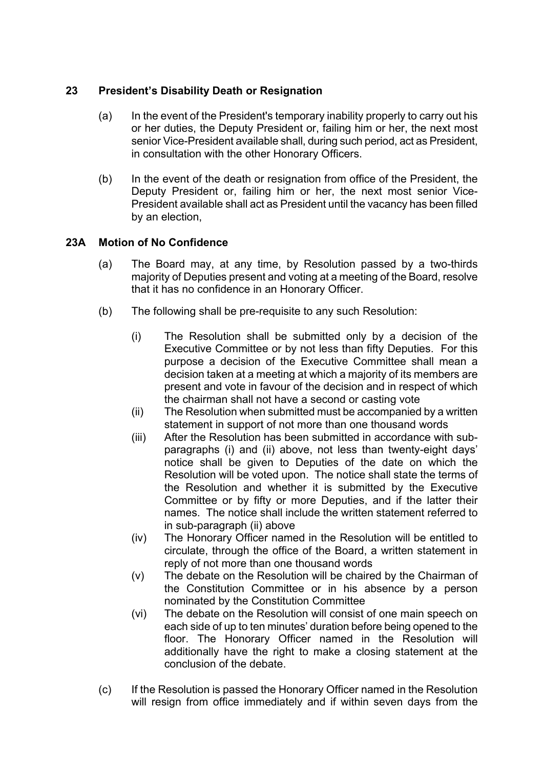## 23 President's Disability Death or Resignation

(a) In the event of the President's temporary inability properly to carry out his or her duties, the Deputy President or, failing him or her, the next most senior Vice-President available shall, during such period, act as President, in consultation with the other Honorary Officers.

(b) In the event of the death or resignation from office of the President, the Deputy President or, failing him or her, the next most senior Vice-President available shall act as President until the vacancy has been filled by an election,

## 23A Motion of No Confidence

(a) The Board may, at any time, by Resolution passed by a two-thirds majority of Deputies present and voting at a meeting of the Board, resolve that it has no confidence in an Honorary Officer.

(b) The following shall be pre-requisite to any such Resolution:

(i) The Resolution shall be submitted only by a decision of the Executive Committee or by not less than fifty Deputies. For this purpose a decision of the Executive Committee shall mean a decision taken at a meeting at which a majority of its members are present and vote in favour of the decision and in respect of which the chairman shall not have a second or casting vote

(ii) The Resolution when submitted must be accompanied by a written statement in support of not more than one thousand words

(iii) After the Resolution has been submitted in accordance with sub-paragraphs (i) and (ii) above, not less than twenty-eight days' notice shall be given to Deputies of the date on which the Resolution will be voted upon. The notice shall state the terms of the Resolution and whether it is submitted by the Executive Committee or by fifty or more Deputies, and if the latter their names. The notice shall include the written statement referred to in sub-paragraph (ii) above

(iv) The Honorary Officer named in the Resolution will be entitled to circulate, through the office of the Board, a written statement in reply of not more than one thousand words

(v) The debate on the Resolution will be chaired by the Chairman of the Constitution Committee or in his absence by a person nominated by the Constitution Committee

(vi) The debate on the Resolution will consist of one main speech on each side of up to ten minutes' duration before being opened to the floor. The Honorary Officer named in the Resolution will additionally have the right to make a closing statement at the conclusion of the debate.

(c) If the Resolution is passed the Honorary Officer named in the Resolution will resign from office immediately and if within seven days from the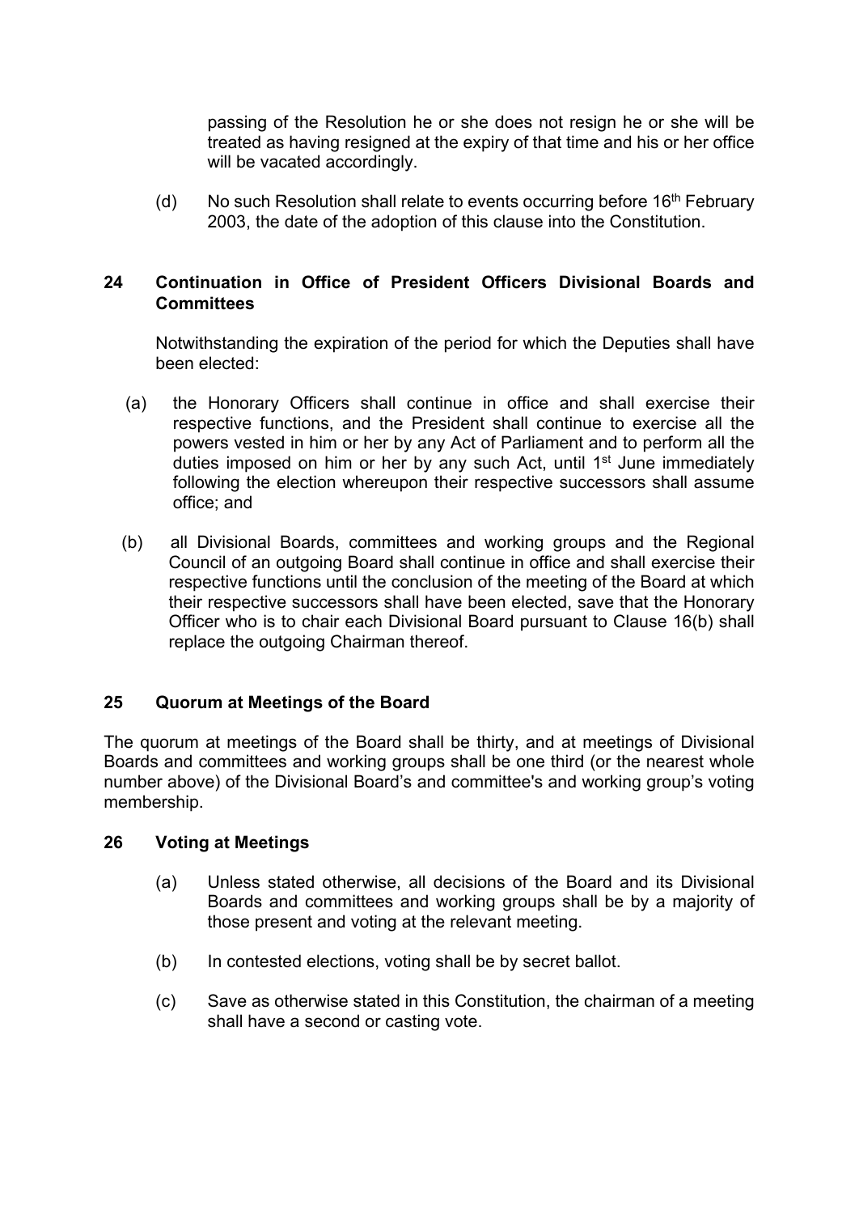passing of the Resolution he or she does not resign he or she will be treated as having resigned at the expiry of that time and his or her office will be vacated accordingly.

(d) No such Resolution shall relate to events occurring before 16th February 2003, the date of the adoption of this clause into the Constitution.

## 24 Continuation in Office of President Officers Divisional Boards and Committees

Notwithstanding the expiration of the period for which the Deputies shall have been elected:

(a) the Honorary Officers shall continue in office and shall exercise their respective functions, and the President shall continue to exercise all the powers vested in him or her by any Act of Parliament and to perform all the duties imposed on him or her by any such Act, until 1st June immediately following the election whereupon their respective successors shall assume office; and

(b) all Divisional Boards, committees and working groups and the Regional Council of an outgoing Board shall continue in office and shall exercise their respective functions until the conclusion of the meeting of the Board at which their respective successors shall have been elected, save that the Honorary Officer who is to chair each Divisional Board pursuant to Clause 16(b) shall replace the outgoing Chairman thereof.

## 25 Quorum at Meetings of the Board

The quorum at meetings of the Board shall be thirty, and at meetings of Divisional Boards and committees and working groups shall be one third (or the nearest whole number above) of the Divisional Board's and committee's and working group's voting membership.

## 26 Voting at Meetings

(a) Unless stated otherwise, all decisions of the Board and its Divisional Boards and committees and working groups shall be by a majority of those present and voting at the relevant meeting.

(b) In contested elections, voting shall be by secret ballot.

(c) Save as otherwise stated in this Constitution, the chairman of a meeting shall have a second or casting vote.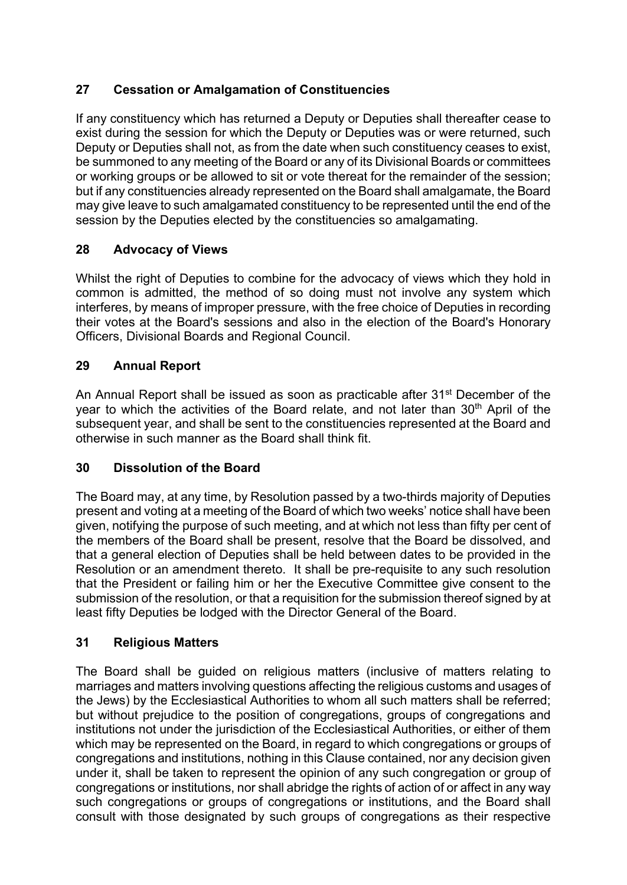## 27 Cessation or Amalgamation of Constituencies

If any constituency which has returned a Deputy or Deputies shall thereafter cease to exist during the session for which the Deputy or Deputies was or were returned, such Deputy or Deputies shall not, as from the date when such constituency ceases to exist, be summoned to any meeting of the Board or any of its Divisional Boards or committees or working groups or be allowed to sit or vote thereat for the remainder of the session; but if any constituencies already represented on the Board shall amalgamate, the Board may give leave to such amalgamated constituency to be represented until the end of the session by the Deputies elected by the constituencies so amalgamating.

## 28 Advocacy of Views

Whilst the right of Deputies to combine for the advocacy of views which they hold in common is admitted, the method of so doing must not involve any system which interferes, by means of improper pressure, with the free choice of Deputies in recording their votes at the Board's sessions and also in the election of the Board's Honorary Officers, Divisional Boards and Regional Council.

## 29 Annual Report

An Annual Report shall be issued as soon as practicable after 31st December of the year to which the activities of the Board relate, and not later than 30th April of the subsequent year, and shall be sent to the constituencies represented at the Board and otherwise in such manner as the Board shall think fit.

## 30 Dissolution of the Board

The Board may, at any time, by Resolution passed by a two-thirds majority of Deputies present and voting at a meeting of the Board of which two weeks' notice shall have been given, notifying the purpose of such meeting, and at which not less than fifty per cent of the members of the Board shall be present, resolve that the Board be dissolved, and that a general election of Deputies shall be held between dates to be provided in the Resolution or an amendment thereto. It shall be pre-requisite to any such resolution that the President or failing him or her the Executive Committee give consent to the submission of the resolution, or that a requisition for the submission thereof signed by at least fifty Deputies be lodged with the Director General of the Board.

## 31 Religious Matters

The Board shall be guided on religious matters (inclusive of matters relating to marriages and matters involving questions affecting the religious customs and usages of the Jews) by the Ecclesiastical Authorities to whom all such matters shall be referred; but without prejudice to the position of congregations, groups of congregations and institutions not under the jurisdiction of the Ecclesiastical Authorities, or either of them which may be represented on the Board, in regard to which congregations or groups of congregations and institutions, nothing in this Clause contained, nor any decision given under it, shall be taken to represent the opinion of any such congregation or group of congregations or institutions, nor shall abridge the rights of action of or affect in any way such congregations or groups of congregations or institutions, and the Board shall consult with those designated by such groups of congregations as their respective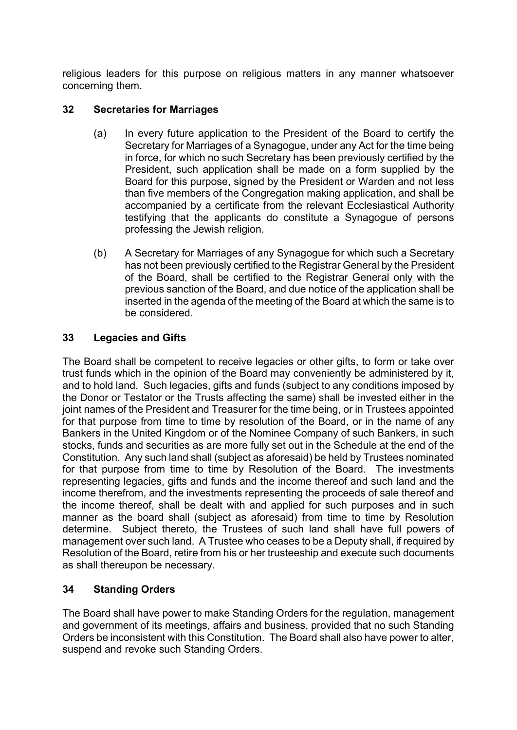religious leaders for this purpose on religious matters in any manner whatsoever concerning them.

## 32 Secretaries for Marriages

(a) In every future application to the President of the Board to certify the Secretary for Marriages of a Synagogue, under any Act for the time being in force, for which no such Secretary has been previously certified by the President, such application shall be made on a form supplied by the Board for this purpose, signed by the President or Warden and not less than five members of the Congregation making application, and shall be accompanied by a certificate from the relevant Ecclesiastical Authority testifying that the applicants do constitute a Synagogue of persons professing the Jewish religion.

(b) A Secretary for Marriages of any Synagogue for which such a Secretary has not been previously certified to the Registrar General by the President of the Board, shall be certified to the Registrar General only with the previous sanction of the Board, and due notice of the application shall be inserted in the agenda of the meeting of the Board at which the same is to be considered.

## 33 Legacies and Gifts

The Board shall be competent to receive legacies or other gifts, to form or take over trust funds which in the opinion of the Board may conveniently be administered by it, and to hold land. Such legacies, gifts and funds (subject to any conditions imposed by the Donor or Testator or the Trusts affecting the same) shall be invested either in the joint names of the President and Treasurer for the time being, or in Trustees appointed for that purpose from time to time by resolution of the Board, or in the name of any Bankers in the United Kingdom or of the Nominee Company of such Bankers, in such stocks, funds and securities as are more fully set out in the Schedule at the end of the Constitution. Any such land shall (subject as aforesaid) be held by Trustees nominated for that purpose from time to time by Resolution of the Board. The investments representing legacies, gifts and funds and the income thereof and such land and the income therefrom, and the investments representing the proceeds of sale thereof and the income thereof, shall be dealt with and applied for such purposes and in such manner as the board shall (subject as aforesaid) from time to time by Resolution determine. Subject thereto, the Trustees of such land shall have full powers of management over such land. A Trustee who ceases to be a Deputy shall, if required by Resolution of the Board, retire from his or her trusteeship and execute such documents as shall thereupon be necessary.

## 34 Standing Orders

The Board shall have power to make Standing Orders for the regulation, management and government of its meetings, affairs and business, provided that no such Standing Orders be inconsistent with this Constitution. The Board shall also have power to alter, suspend and revoke such Standing Orders.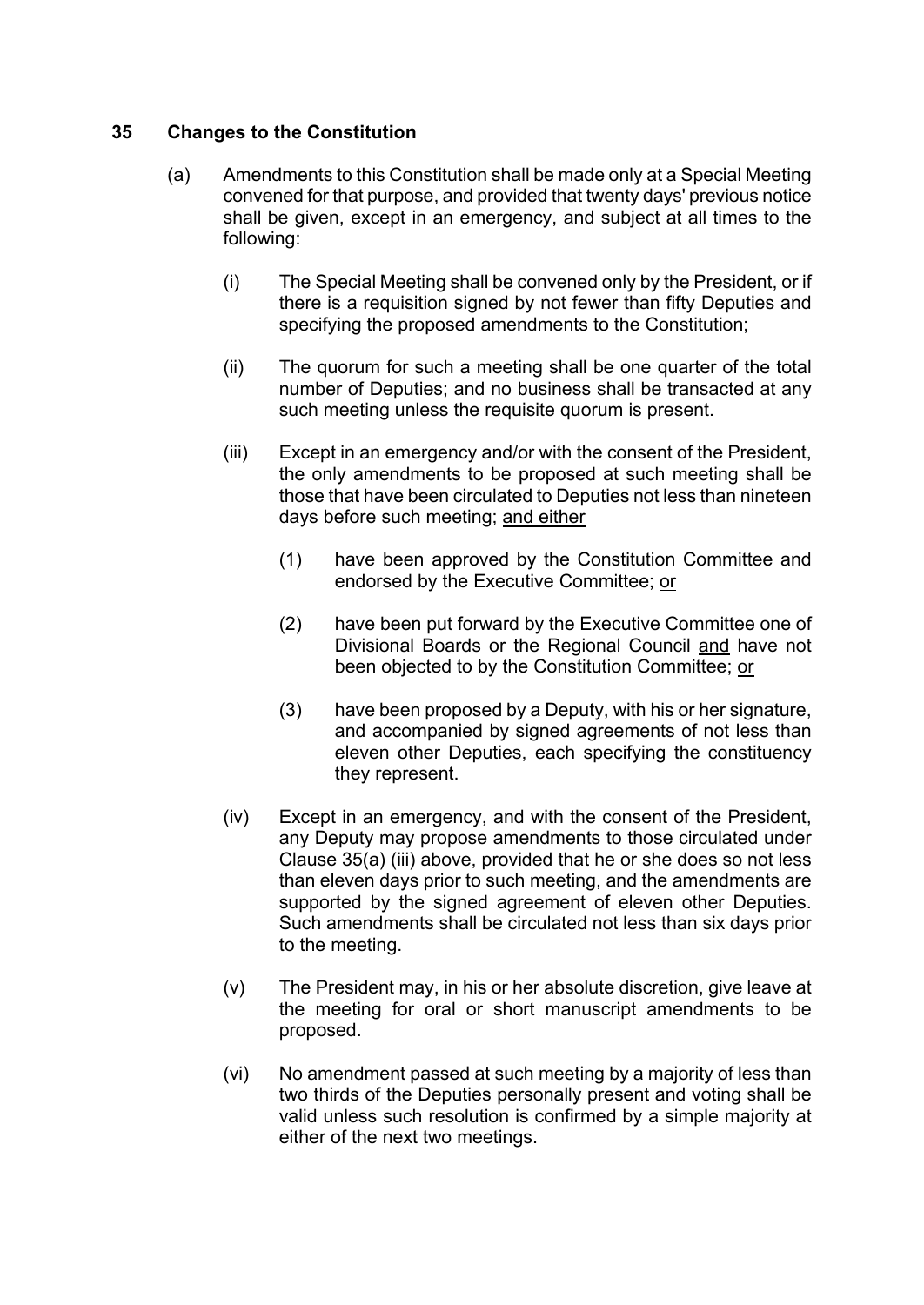## 35 Changes to the Constitution

(a) Amendments to this Constitution shall be made only at a Special Meeting convened for that purpose, and provided that twenty days' previous notice shall be given, except in an emergency, and subject at all times to the following:

(i) The Special Meeting shall be convened only by the President, or if there is a requisition signed by not fewer than fifty Deputies and specifying the proposed amendments to the Constitution;

(ii) The quorum for such a meeting shall be one quarter of the total number of Deputies; and no business shall be transacted at any such meeting unless the requisite quorum is present.

(iii) Except in an emergency and/or with the consent of the President, the only amendments to be proposed at such meeting shall be those that have been circulated to Deputies not less than nineteen days before such meeting; <u>and either</u>

(1) have been approved by the Constitution Committee and endorsed by the Executive Committee; <u>or</u>

(2) have been put forward by the Executive Committee one of Divisional Boards or the Regional Council <u>and</u> have not been objected to by the Constitution Committee; <u>or</u>

(3) have been proposed by a Deputy, with his or her signature, and accompanied by signed agreements of not less than eleven other Deputies, each specifying the constituency they represent.

(iv) Except in an emergency, and with the consent of the President, any Deputy may propose amendments to those circulated under Clause 35(a) (iii) above, provided that he or she does so not less than eleven days prior to such meeting, and the amendments are supported by the signed agreement of eleven other Deputies. Such amendments shall be circulated not less than six days prior to the meeting.

(v) The President may, in his or her absolute discretion, give leave at the meeting for oral or short manuscript amendments to be proposed.

(vi) No amendment passed at such meeting by a majority of less than two thirds of the Deputies personally present and voting shall be valid unless such resolution is confirmed by a simple majority at either of the next two meetings.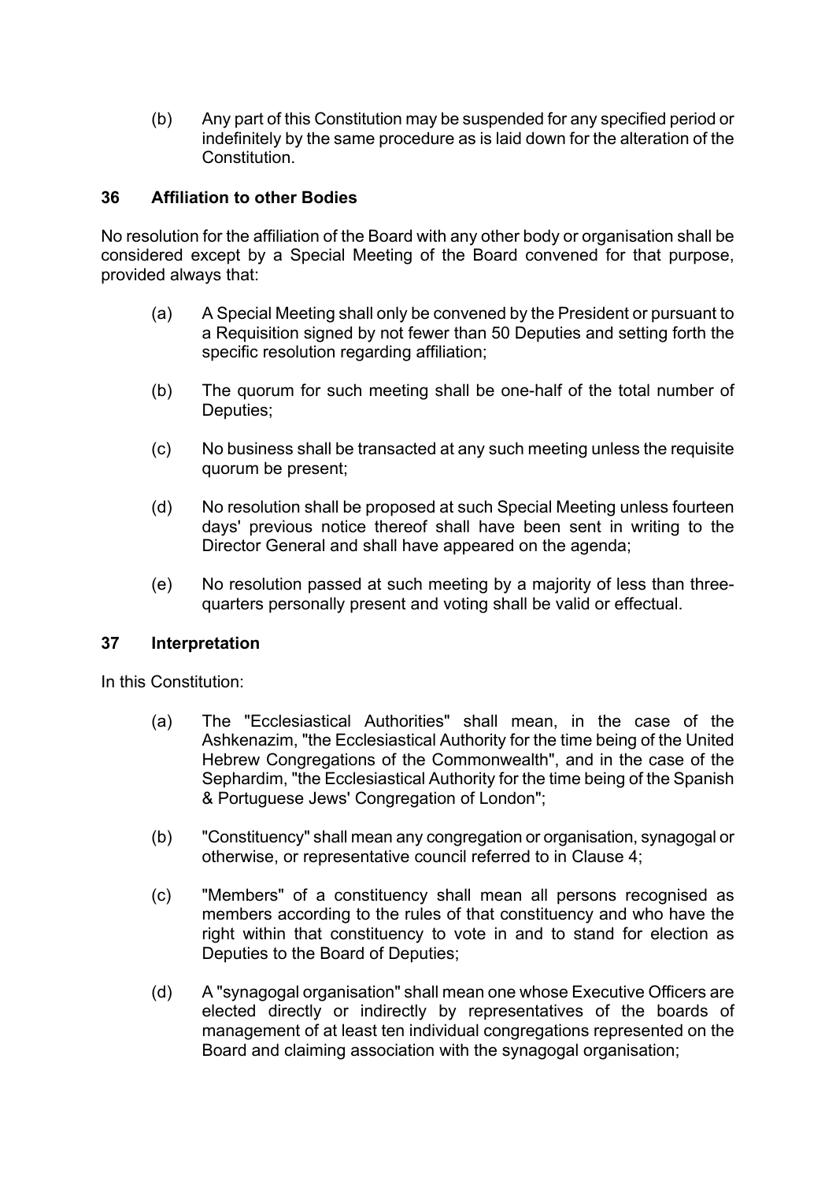(b) Any part of this Constitution may be suspended for any specified period or indefinitely by the same procedure as is laid down for the alteration of the Constitution.

### 36 Affiliation to other Bodies

No resolution for the affiliation of the Board with any other body or organisation shall be considered except by a Special Meeting of the Board convened for that purpose, provided always that:

(a) A Special Meeting shall only be convened by the President or pursuant to a Requisition signed by not fewer than 50 Deputies and setting forth the specific resolution regarding affiliation;

(b) The quorum for such meeting shall be one-half of the total number of Deputies;

(c) No business shall be transacted at any such meeting unless the requisite quorum be present;

(d) No resolution shall be proposed at such Special Meeting unless fourteen days' previous notice thereof shall have been sent in writing to the Director General and shall have appeared on the agenda;

(e) No resolution passed at such meeting by a majority of less than three-quarters personally present and voting shall be valid or effectual.

### 37 Interpretation

In this Constitution:

(a) The "Ecclesiastical Authorities" shall mean, in the case of the Ashkenazim, "the Ecclesiastical Authority for the time being of the United Hebrew Congregations of the Commonwealth", and in the case of the Sephardim, "the Ecclesiastical Authority for the time being of the Spanish & Portuguese Jews' Congregation of London";

(b) "Constituency" shall mean any congregation or organisation, synagogal or otherwise, or representative council referred to in Clause 4;

(c) "Members" of a constituency shall mean all persons recognised as members according to the rules of that constituency and who have the right within that constituency to vote in and to stand for election as Deputies to the Board of Deputies;

(d) A "synagogal organisation" shall mean one whose Executive Officers are elected directly or indirectly by representatives of the boards of management of at least ten individual congregations represented on the Board and claiming association with the synagogal organisation;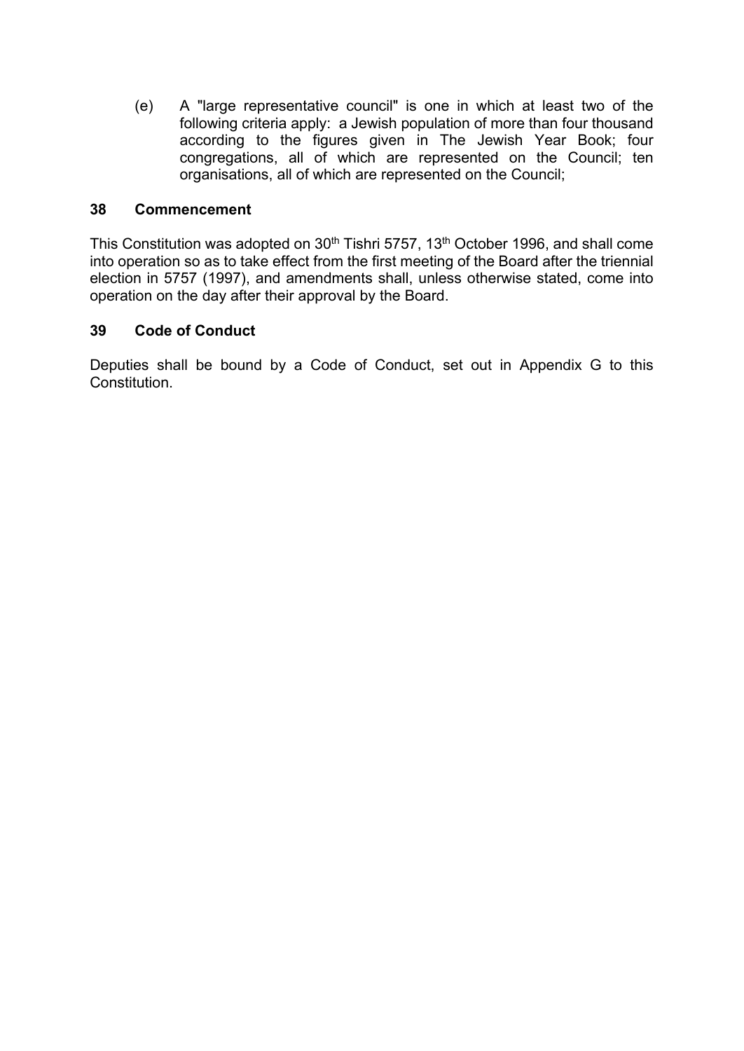(e) A "large representative council" is one in which at least two of the following criteria apply: a Jewish population of more than four thousand according to the figures given in The Jewish Year Book; four congregations, all of which are represented on the Council; ten organisations, all of which are represented on the Council;

## 38 Commencement

This Constitution was adopted on 30th Tishri 5757, 13th October 1996, and shall come into operation so as to take effect from the first meeting of the Board after the triennial election in 5757 (1997), and amendments shall, unless otherwise stated, come into operation on the day after their approval by the Board.

## 39 Code of Conduct

Deputies shall be bound by a Code of Conduct, set out in Appendix G to this Constitution.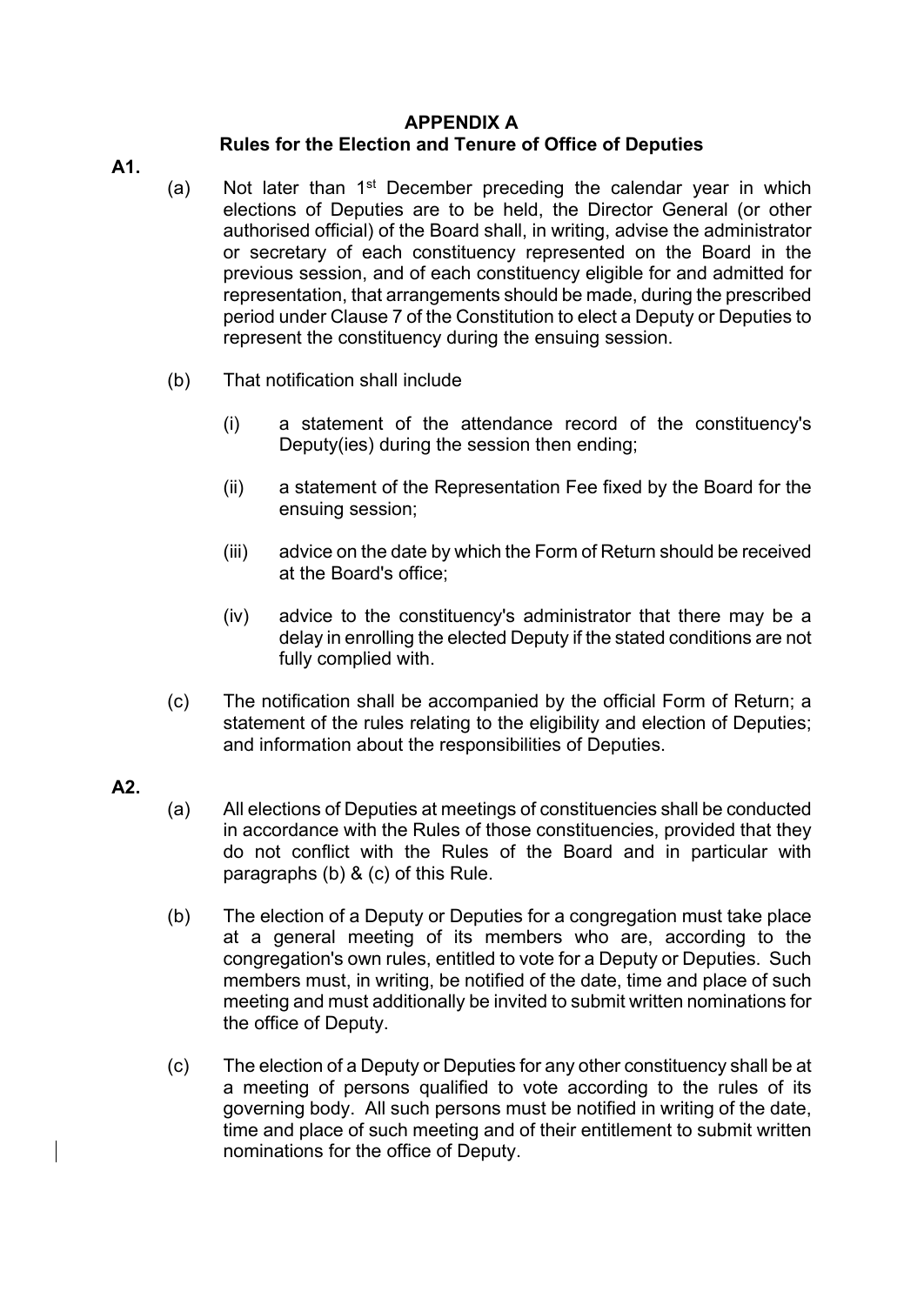## APPENDIX A
## Rules for the Election and Tenure of Office of Deputies

**A1.**

(a) Not later than 1st December preceding the calendar year in which elections of Deputies are to be held, the Director General (or other authorised official) of the Board shall, in writing, advise the administrator or secretary of each constituency represented on the Board in the previous session, and of each constituency eligible for and admitted for representation, that arrangements should be made, during the prescribed period under Clause 7 of the Constitution to elect a Deputy or Deputies to represent the constituency during the ensuing session.

(b) That notification shall include

(i) a statement of the attendance record of the constituency's Deputy(ies) during the session then ending;

(ii) a statement of the Representation Fee fixed by the Board for the ensuing session;

(iii) advice on the date by which the Form of Return should be received at the Board's office;

(iv) advice to the constituency's administrator that there may be a delay in enrolling the elected Deputy if the stated conditions are not fully complied with.

(c) The notification shall be accompanied by the official Form of Return; a statement of the rules relating to the eligibility and election of Deputies; and information about the responsibilities of Deputies.

**A2.**

(a) All elections of Deputies at meetings of constituencies shall be conducted in accordance with the Rules of those constituencies, provided that they do not conflict with the Rules of the Board and in particular with paragraphs (b) & (c) of this Rule.

(b) The election of a Deputy or Deputies for a congregation must take place at a general meeting of its members who are, according to the congregation's own rules, entitled to vote for a Deputy or Deputies. Such members must, in writing, be notified of the date, time and place of such meeting and must additionally be invited to submit written nominations for the office of Deputy.

(c) The election of a Deputy or Deputies for any other constituency shall be at a meeting of persons qualified to vote according to the rules of its governing body. All such persons must be notified in writing of the date, time and place of such meeting and of their entitlement to submit written nominations for the office of Deputy.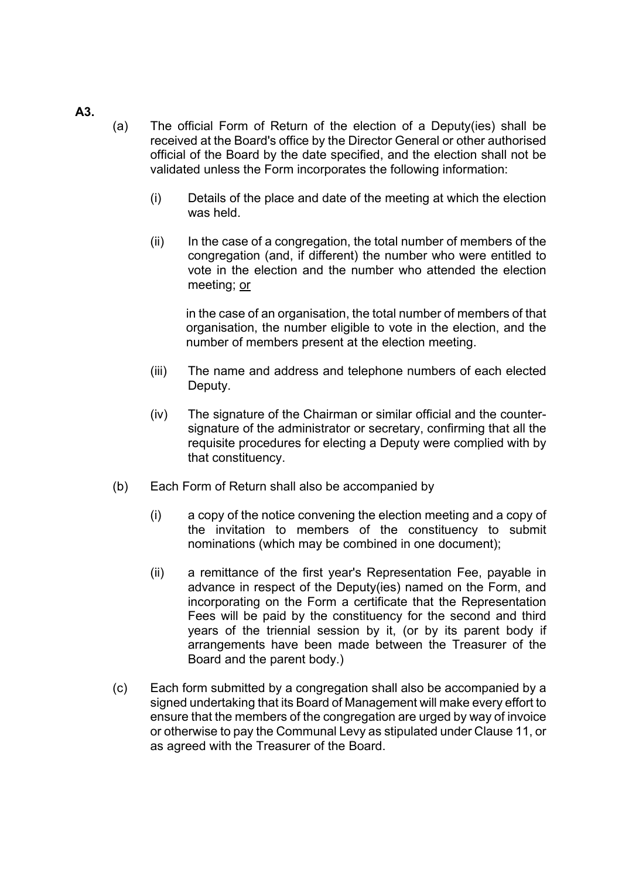**A3.**

(a) The official Form of Return of the election of a Deputy(ies) shall be received at the Board's office by the Director General or other authorised official of the Board by the date specified, and the election shall not be validated unless the Form incorporates the following information:

(i) Details of the place and date of the meeting at which the election was held.

(ii) In the case of a congregation, the total number of members of the congregation (and, if different) the number who were entitled to vote in the election and the number who attended the election meeting; <u>or</u>

in the case of an organisation, the total number of members of that organisation, the number eligible to vote in the election, and the number of members present at the election meeting.

(iii) The name and address and telephone numbers of each elected Deputy.

(iv) The signature of the Chairman or similar official and the counter-signature of the administrator or secretary, confirming that all the requisite procedures for electing a Deputy were complied with by that constituency.

(b) Each Form of Return shall also be accompanied by

(i) a copy of the notice convening the election meeting and a copy of the invitation to members of the constituency to submit nominations (which may be combined in one document);

(ii) a remittance of the first year's Representation Fee, payable in advance in respect of the Deputy(ies) named on the Form, and incorporating on the Form a certificate that the Representation Fees will be paid by the constituency for the second and third years of the triennial session by it, (or by its parent body if arrangements have been made between the Treasurer of the Board and the parent body.)

(c) Each form submitted by a congregation shall also be accompanied by a signed undertaking that its Board of Management will make every effort to ensure that the members of the congregation are urged by way of invoice or otherwise to pay the Communal Levy as stipulated under Clause 11, or as agreed with the Treasurer of the Board.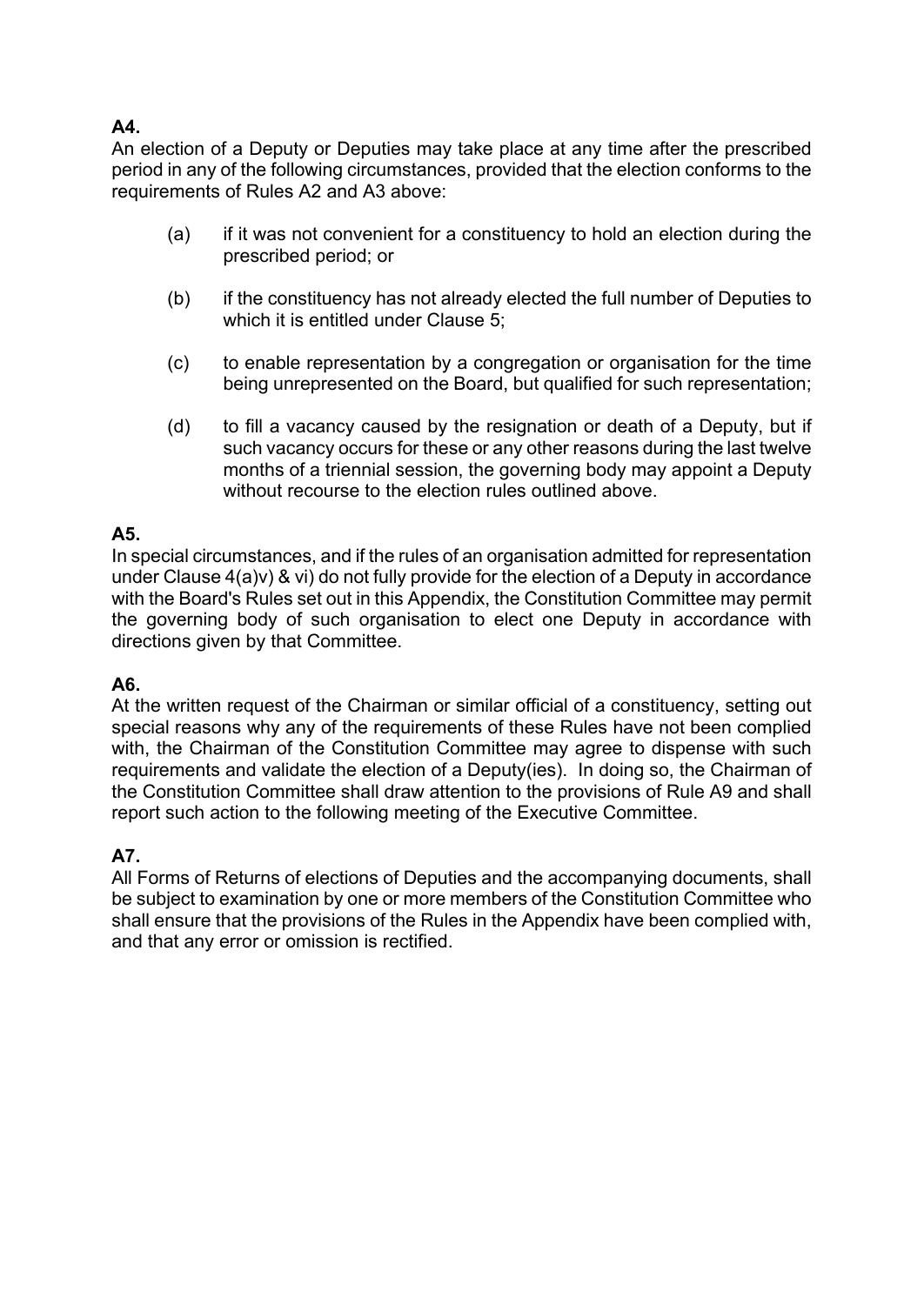**A4.**
An election of a Deputy or Deputies may take place at any time after the prescribed period in any of the following circumstances, provided that the election conforms to the requirements of Rules A2 and A3 above:

(a) if it was not convenient for a constituency to hold an election during the prescribed period; or

(b) if the constituency has not already elected the full number of Deputies to which it is entitled under Clause 5;

(c) to enable representation by a congregation or organisation for the time being unrepresented on the Board, but qualified for such representation;

(d) to fill a vacancy caused by the resignation or death of a Deputy, but if such vacancy occurs for these or any other reasons during the last twelve months of a triennial session, the governing body may appoint a Deputy without recourse to the election rules outlined above.

**A5.**
In special circumstances, and if the rules of an organisation admitted for representation under Clause 4(a)v) & vi) do not fully provide for the election of a Deputy in accordance with the Board's Rules set out in this Appendix, the Constitution Committee may permit the governing body of such organisation to elect one Deputy in accordance with directions given by that Committee.

**A6.**
At the written request of the Chairman or similar official of a constituency, setting out special reasons why any of the requirements of these Rules have not been complied with, the Chairman of the Constitution Committee may agree to dispense with such requirements and validate the election of a Deputy(ies). In doing so, the Chairman of the Constitution Committee shall draw attention to the provisions of Rule A9 and shall report such action to the following meeting of the Executive Committee.

**A7.**
All Forms of Returns of elections of Deputies and the accompanying documents, shall be subject to examination by one or more members of the Constitution Committee who shall ensure that the provisions of the Rules in the Appendix have been complied with, and that any error or omission is rectified.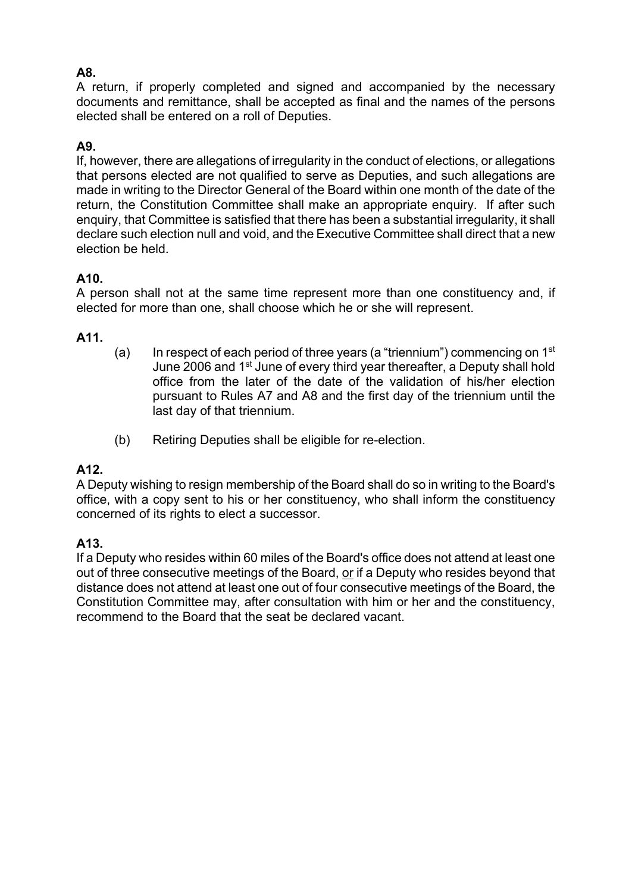**A8.**
A return, if properly completed and signed and accompanied by the necessary documents and remittance, shall be accepted as final and the names of the persons elected shall be entered on a roll of Deputies.

**A9.**
If, however, there are allegations of irregularity in the conduct of elections, or allegations that persons elected are not qualified to serve as Deputies, and such allegations are made in writing to the Director General of the Board within one month of the date of the return, the Constitution Committee shall make an appropriate enquiry. If after such enquiry, that Committee is satisfied that there has been a substantial irregularity, it shall declare such election null and void, and the Executive Committee shall direct that a new election be held.

**A10.**
A person shall not at the same time represent more than one constituency and, if elected for more than one, shall choose which he or she will represent.

**A11.**

(a) In respect of each period of three years (a "triennium") commencing on 1st June 2006 and 1st June of every third year thereafter, a Deputy shall hold office from the later of the date of the validation of his/her election pursuant to Rules A7 and A8 and the first day of the triennium until the last day of that triennium.

(b) Retiring Deputies shall be eligible for re-election.

**A12.**
A Deputy wishing to resign membership of the Board shall do so in writing to the Board's office, with a copy sent to his or her constituency, who shall inform the constituency concerned of its rights to elect a successor.

**A13.**
If a Deputy who resides within 60 miles of the Board's office does not attend at least one out of three consecutive meetings of the Board, <u>or</u> if a Deputy who resides beyond that distance does not attend at least one out of four consecutive meetings of the Board, the Constitution Committee may, after consultation with him or her and the constituency, recommend to the Board that the seat be declared vacant.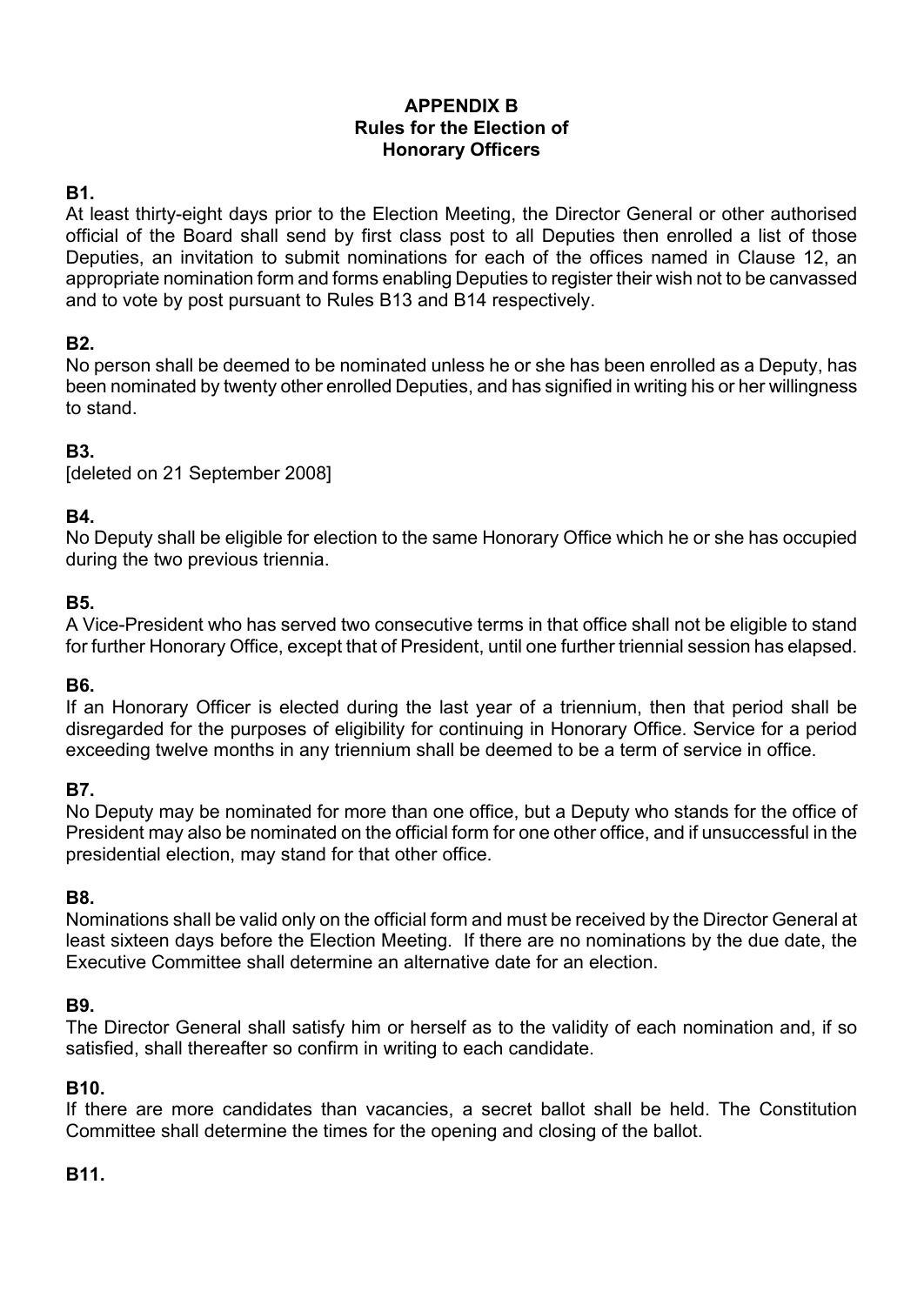# APPENDIX B
## Rules for the Election of Honorary Officers

**B1.**

At least thirty-eight days prior to the Election Meeting, the Director General or other authorised official of the Board shall send by first class post to all Deputies then enrolled a list of those Deputies, an invitation to submit nominations for each of the offices named in Clause 12, an appropriate nomination form and forms enabling Deputies to register their wish not to be canvassed and to vote by post pursuant to Rules B13 and B14 respectively.

**B2.**

No person shall be deemed to be nominated unless he or she has been enrolled as a Deputy, has been nominated by twenty other enrolled Deputies, and has signified in writing his or her willingness to stand.

**B3.**

[deleted on 21 September 2008]

**B4.**

No Deputy shall be eligible for election to the same Honorary Office which he or she has occupied during the two previous triennia.

**B5.**

A Vice-President who has served two consecutive terms in that office shall not be eligible to stand for further Honorary Office, except that of President, until one further triennial session has elapsed.

**B6.**

If an Honorary Officer is elected during the last year of a triennium, then that period shall be disregarded for the purposes of eligibility for continuing in Honorary Office. Service for a period exceeding twelve months in any triennium shall be deemed to be a term of service in office.

**B7.**

No Deputy may be nominated for more than one office, but a Deputy who stands for the office of President may also be nominated on the official form for one other office, and if unsuccessful in the presidential election, may stand for that other office.

**B8.**

Nominations shall be valid only on the official form and must be received by the Director General at least sixteen days before the Election Meeting. If there are no nominations by the due date, the Executive Committee shall determine an alternative date for an election.

**B9.**

The Director General shall satisfy him or herself as to the validity of each nomination and, if so satisfied, shall thereafter so confirm in writing to each candidate.

**B10.**

If there are more candidates than vacancies, a secret ballot shall be held. The Constitution Committee shall determine the times for the opening and closing of the ballot.

**B11.**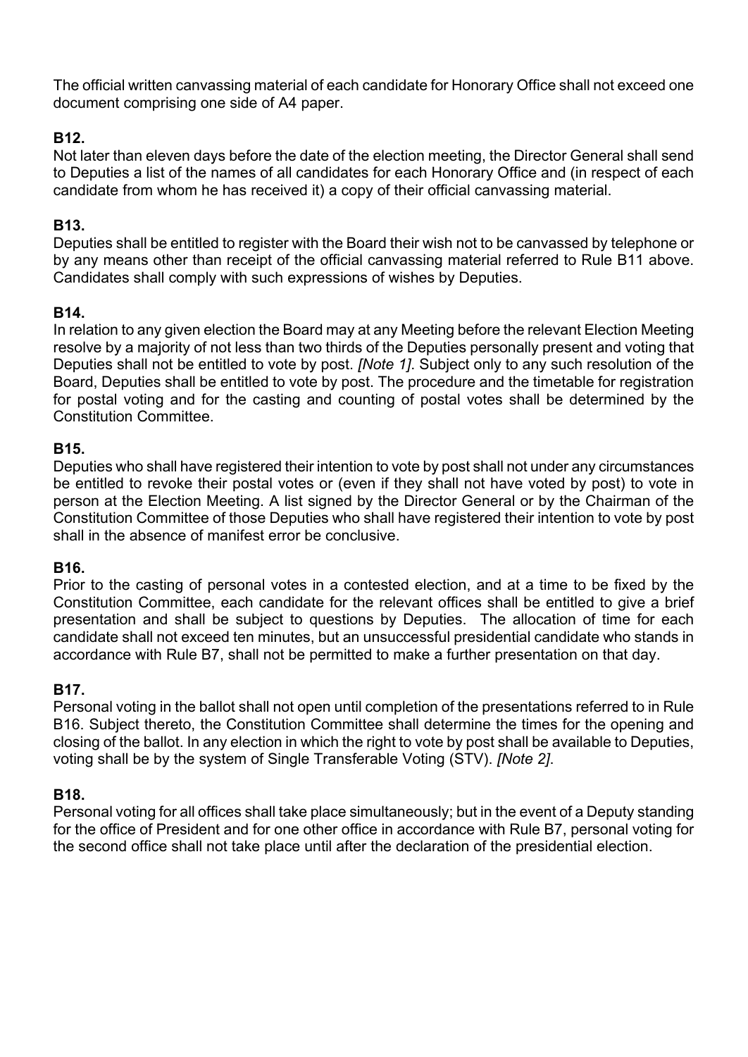The official written canvassing material of each candidate for Honorary Office shall not exceed one document comprising one side of A4 paper.

**B12.**
Not later than eleven days before the date of the election meeting, the Director General shall send to Deputies a list of the names of all candidates for each Honorary Office and (in respect of each candidate from whom he has received it) a copy of their official canvassing material.

**B13.**
Deputies shall be entitled to register with the Board their wish not to be canvassed by telephone or by any means other than receipt of the official canvassing material referred to Rule B11 above. Candidates shall comply with such expressions of wishes by Deputies.

**B14.**
In relation to any given election the Board may at any Meeting before the relevant Election Meeting resolve by a majority of not less than two thirds of the Deputies personally present and voting that Deputies shall not be entitled to vote by post. *[Note 1]*. Subject only to any such resolution of the Board, Deputies shall be entitled to vote by post. The procedure and the timetable for registration for postal voting and for the casting and counting of postal votes shall be determined by the Constitution Committee.

**B15.**
Deputies who shall have registered their intention to vote by post shall not under any circumstances be entitled to revoke their postal votes or (even if they shall not have voted by post) to vote in person at the Election Meeting. A list signed by the Director General or by the Chairman of the Constitution Committee of those Deputies who shall have registered their intention to vote by post shall in the absence of manifest error be conclusive.

**B16.**
Prior to the casting of personal votes in a contested election, and at a time to be fixed by the Constitution Committee, each candidate for the relevant offices shall be entitled to give a brief presentation and shall be subject to questions by Deputies. The allocation of time for each candidate shall not exceed ten minutes, but an unsuccessful presidential candidate who stands in accordance with Rule B7, shall not be permitted to make a further presentation on that day.

**B17.**
Personal voting in the ballot shall not open until completion of the presentations referred to in Rule B16. Subject thereto, the Constitution Committee shall determine the times for the opening and closing of the ballot. In any election in which the right to vote by post shall be available to Deputies, voting shall be by the system of Single Transferable Voting (STV). *[Note 2]*.

**B18.**
Personal voting for all offices shall take place simultaneously; but in the event of a Deputy standing for the office of President and for one other office in accordance with Rule B7, personal voting for the second office shall not take place until after the declaration of the presidential election.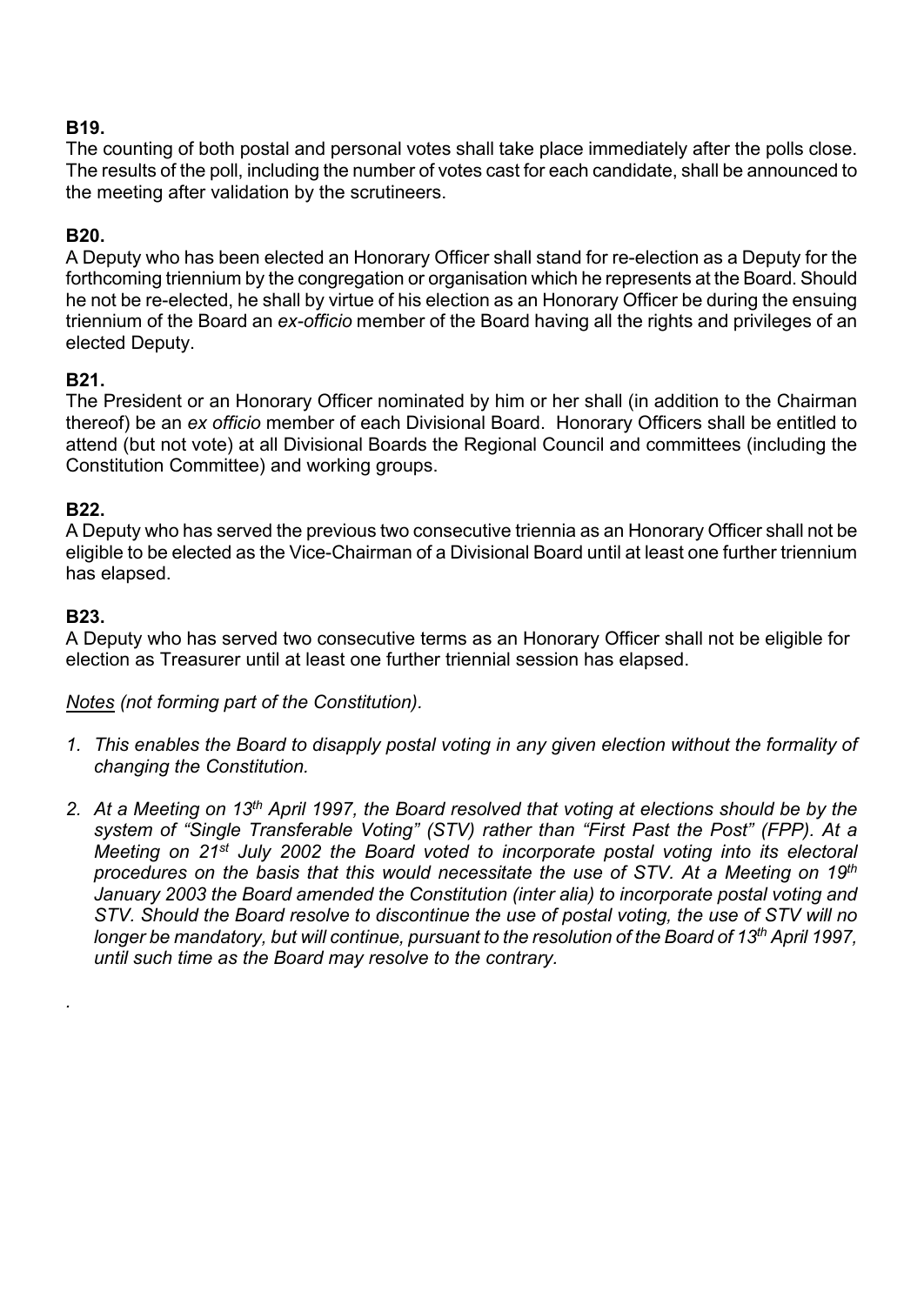**B19.**

The counting of both postal and personal votes shall take place immediately after the polls close. The results of the poll, including the number of votes cast for each candidate, shall be announced to the meeting after validation by the scrutineers.

**B20.**

A Deputy who has been elected an Honorary Officer shall stand for re-election as a Deputy for the forthcoming triennium by the congregation or organisation which he represents at the Board. Should he not be re-elected, he shall by virtue of his election as an Honorary Officer be during the ensuing triennium of the Board an *ex-officio* member of the Board having all the rights and privileges of an elected Deputy.

**B21.**

The President or an Honorary Officer nominated by him or her shall (in addition to the Chairman thereof) be an *ex officio* member of each Divisional Board. Honorary Officers shall be entitled to attend (but not vote) at all Divisional Boards the Regional Council and committees (including the Constitution Committee) and working groups.

**B22.**

A Deputy who has served the previous two consecutive triennia as an Honorary Officer shall not be eligible to be elected as the Vice-Chairman of a Divisional Board until at least one further triennium has elapsed.

**B23.**

A Deputy who has served two consecutive terms as an Honorary Officer shall not be eligible for election as Treasurer until at least one further triennial session has elapsed.

*Notes (not forming part of the Constitution).*

1. *This enables the Board to disapply postal voting in any given election without the formality of changing the Constitution.*
2. *At a Meeting on 13th April 1997, the Board resolved that voting at elections should be by the system of "Single Transferable Voting" (STV) rather than "First Past the Post" (FPP). At a Meeting on 21st July 2002 the Board voted to incorporate postal voting into its electoral procedures on the basis that this would necessitate the use of STV. At a Meeting on 19th January 2003 the Board amended the Constitution (inter alia) to incorporate postal voting and STV. Should the Board resolve to discontinue the use of postal voting, the use of STV will no longer be mandatory, but will continue, pursuant to the resolution of the Board of 13th April 1997, until such time as the Board may resolve to the contrary.*

.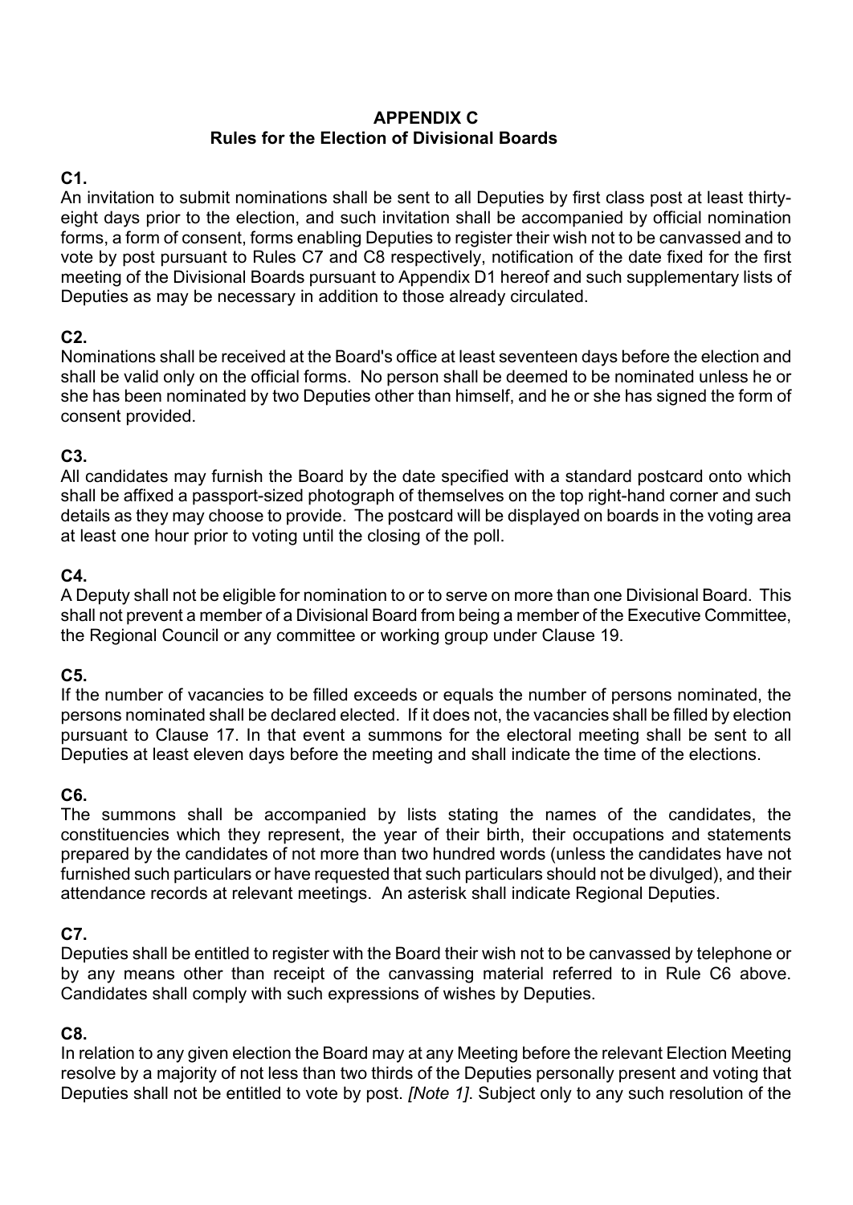# APPENDIX C
## Rules for the Election of Divisional Boards

**C1.**
An invitation to submit nominations shall be sent to all Deputies by first class post at least thirty-eight days prior to the election, and such invitation shall be accompanied by official nomination forms, a form of consent, forms enabling Deputies to register their wish not to be canvassed and to vote by post pursuant to Rules C7 and C8 respectively, notification of the date fixed for the first meeting of the Divisional Boards pursuant to Appendix D1 hereof and such supplementary lists of Deputies as may be necessary in addition to those already circulated.

**C2.**
Nominations shall be received at the Board's office at least seventeen days before the election and shall be valid only on the official forms. No person shall be deemed to be nominated unless he or she has been nominated by two Deputies other than himself, and he or she has signed the form of consent provided.

**C3.**
All candidates may furnish the Board by the date specified with a standard postcard onto which shall be affixed a passport-sized photograph of themselves on the top right-hand corner and such details as they may choose to provide. The postcard will be displayed on boards in the voting area at least one hour prior to voting until the closing of the poll.

**C4.**
A Deputy shall not be eligible for nomination to or to serve on more than one Divisional Board. This shall not prevent a member of a Divisional Board from being a member of the Executive Committee, the Regional Council or any committee or working group under Clause 19.

**C5.**
If the number of vacancies to be filled exceeds or equals the number of persons nominated, the persons nominated shall be declared elected. If it does not, the vacancies shall be filled by election pursuant to Clause 17. In that event a summons for the electoral meeting shall be sent to all Deputies at least eleven days before the meeting and shall indicate the time of the elections.

**C6.**
The summons shall be accompanied by lists stating the names of the candidates, the constituencies which they represent, the year of their birth, their occupations and statements prepared by the candidates of not more than two hundred words (unless the candidates have not furnished such particulars or have requested that such particulars should not be divulged), and their attendance records at relevant meetings. An asterisk shall indicate Regional Deputies.

**C7.**
Deputies shall be entitled to register with the Board their wish not to be canvassed by telephone or by any means other than receipt of the canvassing material referred to in Rule C6 above. Candidates shall comply with such expressions of wishes by Deputies.

**C8.**
In relation to any given election the Board may at any Meeting before the relevant Election Meeting resolve by a majority of not less than two thirds of the Deputies personally present and voting that Deputies shall not be entitled to vote by post. *[Note 1]*. Subject only to any such resolution of the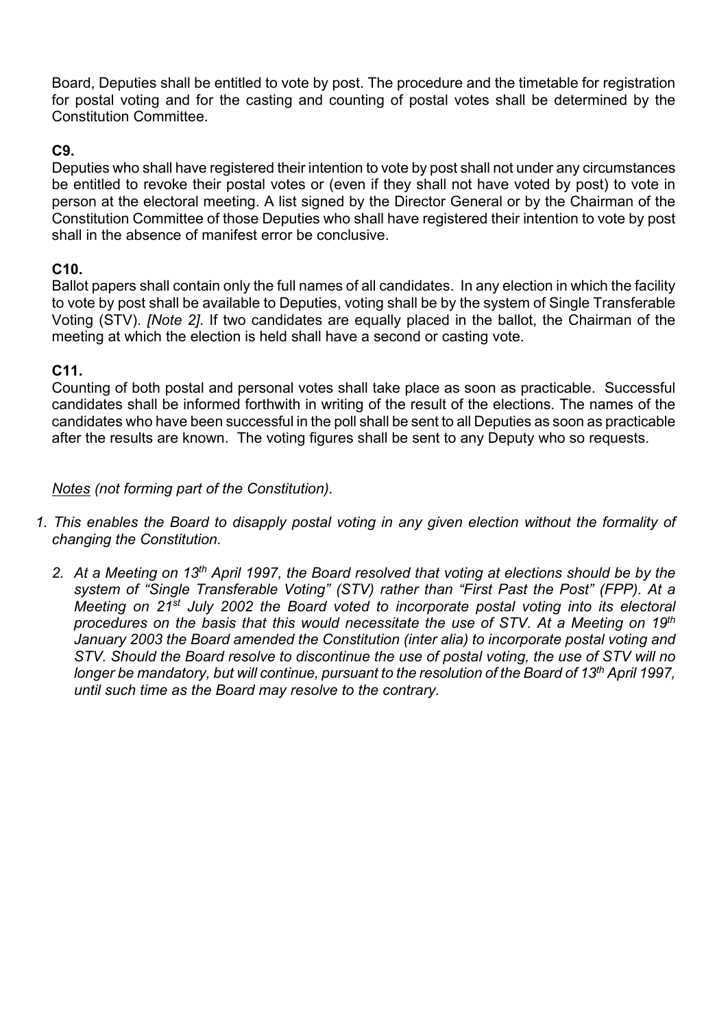Board, Deputies shall be entitled to vote by post. The procedure and the timetable for registration for postal voting and for the casting and counting of postal votes shall be determined by the Constitution Committee.

**C9.**

Deputies who shall have registered their intention to vote by post shall not under any circumstances be entitled to revoke their postal votes or (even if they shall not have voted by post) to vote in person at the electoral meeting. A list signed by the Director General or by the Chairman of the Constitution Committee of those Deputies who shall have registered their intention to vote by post shall in the absence of manifest error be conclusive.

**C10.**

Ballot papers shall contain only the full names of all candidates. In any election in which the facility to vote by post shall be available to Deputies, voting shall be by the system of Single Transferable Voting (STV). *[Note 2]*. If two candidates are equally placed in the ballot, the Chairman of the meeting at which the election is held shall have a second or casting vote.

**C11.**

Counting of both postal and personal votes shall take place as soon as practicable. Successful candidates shall be informed forthwith in writing of the result of the elections. The names of the candidates who have been successful in the poll shall be sent to all Deputies as soon as practicable after the results are known. The voting figures shall be sent to any Deputy who so requests.

*Notes (not forming part of the Constitution).*

1. *This enables the Board to disapply postal voting in any given election without the formality of changing the Constitution.*
2. *At a Meeting on 13th April 1997, the Board resolved that voting at elections should be by the system of "Single Transferable Voting" (STV) rather than "First Past the Post" (FPP). At a Meeting on 21st July 2002 the Board voted to incorporate postal voting into its electoral procedures on the basis that this would necessitate the use of STV. At a Meeting on 19th January 2003 the Board amended the Constitution (inter alia) to incorporate postal voting and STV. Should the Board resolve to discontinue the use of postal voting, the use of STV will no longer be mandatory, but will continue, pursuant to the resolution of the Board of 13th April 1997, until such time as the Board may resolve to the contrary.*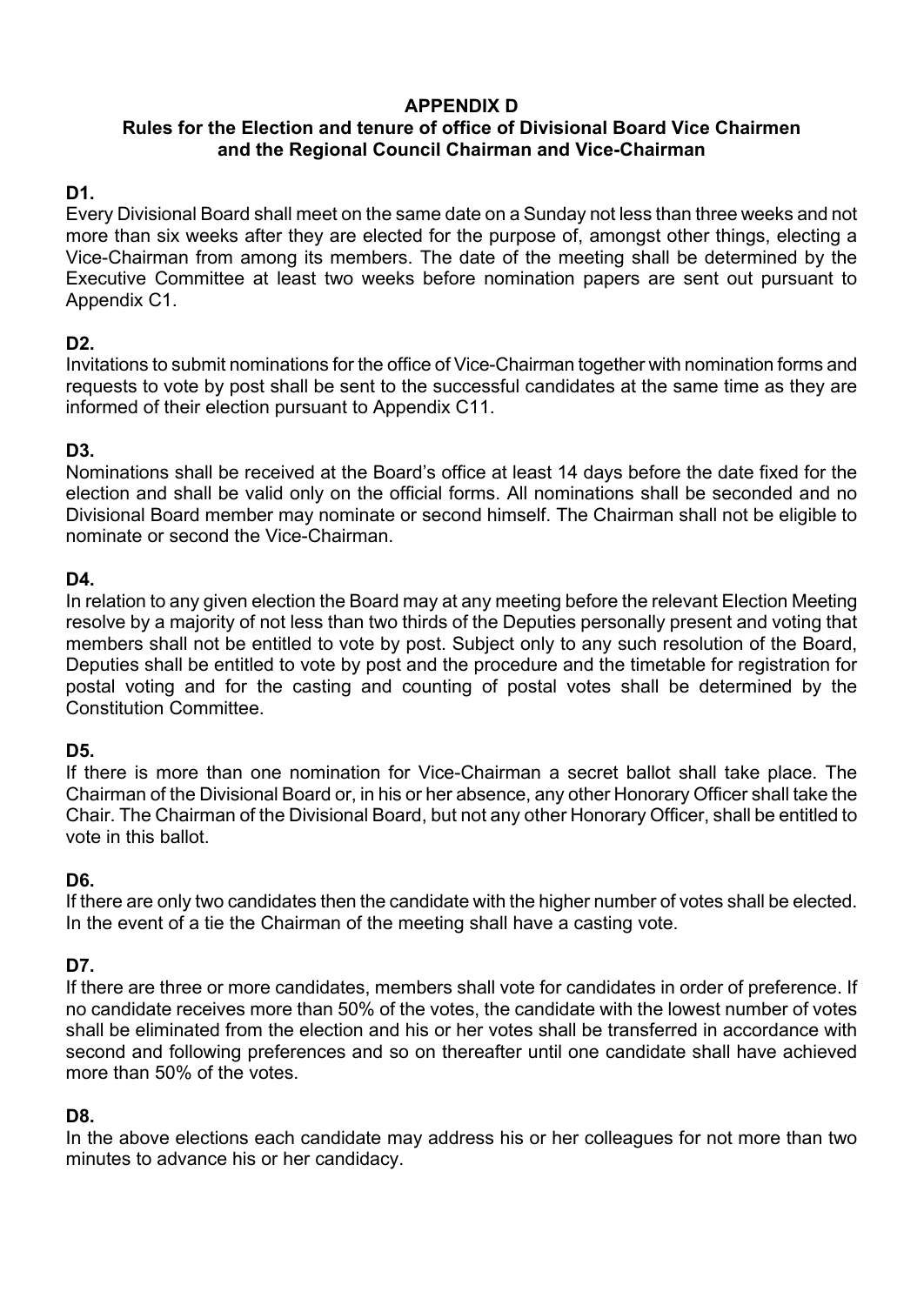## APPENDIX D

### Rules for the Election and tenure of office of Divisional Board Vice Chairmen and the Regional Council Chairman and Vice-Chairman

**D1.**

Every Divisional Board shall meet on the same date on a Sunday not less than three weeks and not more than six weeks after they are elected for the purpose of, amongst other things, electing a Vice-Chairman from among its members. The date of the meeting shall be determined by the Executive Committee at least two weeks before nomination papers are sent out pursuant to Appendix C1.

**D2.**

Invitations to submit nominations for the office of Vice-Chairman together with nomination forms and requests to vote by post shall be sent to the successful candidates at the same time as they are informed of their election pursuant to Appendix C11.

**D3.**

Nominations shall be received at the Board's office at least 14 days before the date fixed for the election and shall be valid only on the official forms. All nominations shall be seconded and no Divisional Board member may nominate or second himself. The Chairman shall not be eligible to nominate or second the Vice-Chairman.

**D4.**

In relation to any given election the Board may at any meeting before the relevant Election Meeting resolve by a majority of not less than two thirds of the Deputies personally present and voting that members shall not be entitled to vote by post. Subject only to any such resolution of the Board, Deputies shall be entitled to vote by post and the procedure and the timetable for registration for postal voting and for the casting and counting of postal votes shall be determined by the Constitution Committee.

**D5.**

If there is more than one nomination for Vice-Chairman a secret ballot shall take place. The Chairman of the Divisional Board or, in his or her absence, any other Honorary Officer shall take the Chair. The Chairman of the Divisional Board, but not any other Honorary Officer, shall be entitled to vote in this ballot.

**D6.**

If there are only two candidates then the candidate with the higher number of votes shall be elected. In the event of a tie the Chairman of the meeting shall have a casting vote.

**D7.**

If there are three or more candidates, members shall vote for candidates in order of preference. If no candidate receives more than 50% of the votes, the candidate with the lowest number of votes shall be eliminated from the election and his or her votes shall be transferred in accordance with second and following preferences and so on thereafter until one candidate shall have achieved more than 50% of the votes.

**D8.**

In the above elections each candidate may address his or her colleagues for not more than two minutes to advance his or her candidacy.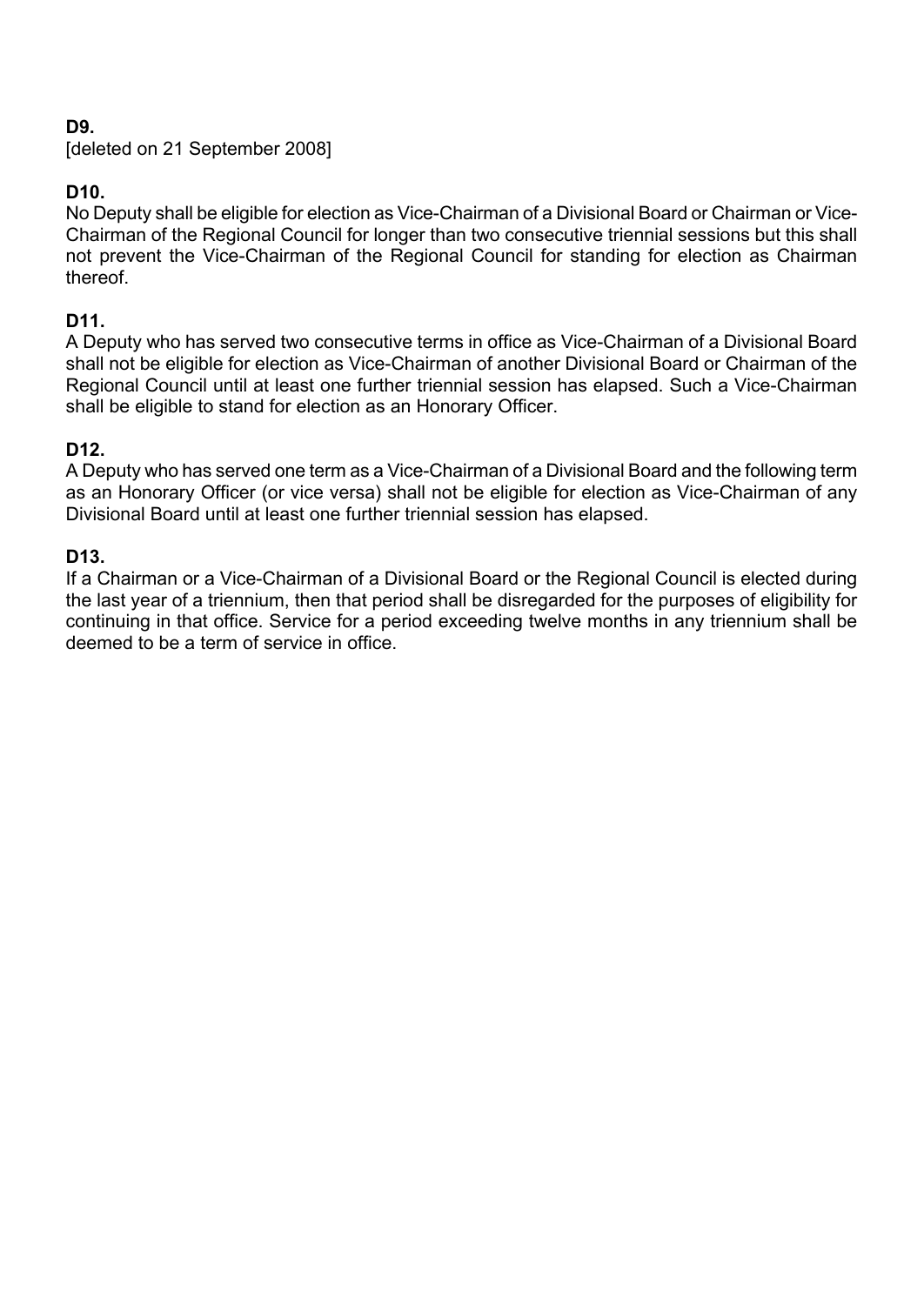**D9.**
[deleted on 21 September 2008]

**D10.**
No Deputy shall be eligible for election as Vice-Chairman of a Divisional Board or Chairman or Vice-Chairman of the Regional Council for longer than two consecutive triennial sessions but this shall not prevent the Vice-Chairman of the Regional Council for standing for election as Chairman thereof.

**D11.**
A Deputy who has served two consecutive terms in office as Vice-Chairman of a Divisional Board shall not be eligible for election as Vice-Chairman of another Divisional Board or Chairman of the Regional Council until at least one further triennial session has elapsed. Such a Vice-Chairman shall be eligible to stand for election as an Honorary Officer.

**D12.**
A Deputy who has served one term as a Vice-Chairman of a Divisional Board and the following term as an Honorary Officer (or vice versa) shall not be eligible for election as Vice-Chairman of any Divisional Board until at least one further triennial session has elapsed.

**D13.**
If a Chairman or a Vice-Chairman of a Divisional Board or the Regional Council is elected during the last year of a triennium, then that period shall be disregarded for the purposes of eligibility for continuing in that office. Service for a period exceeding twelve months in any triennium shall be deemed to be a term of service in office.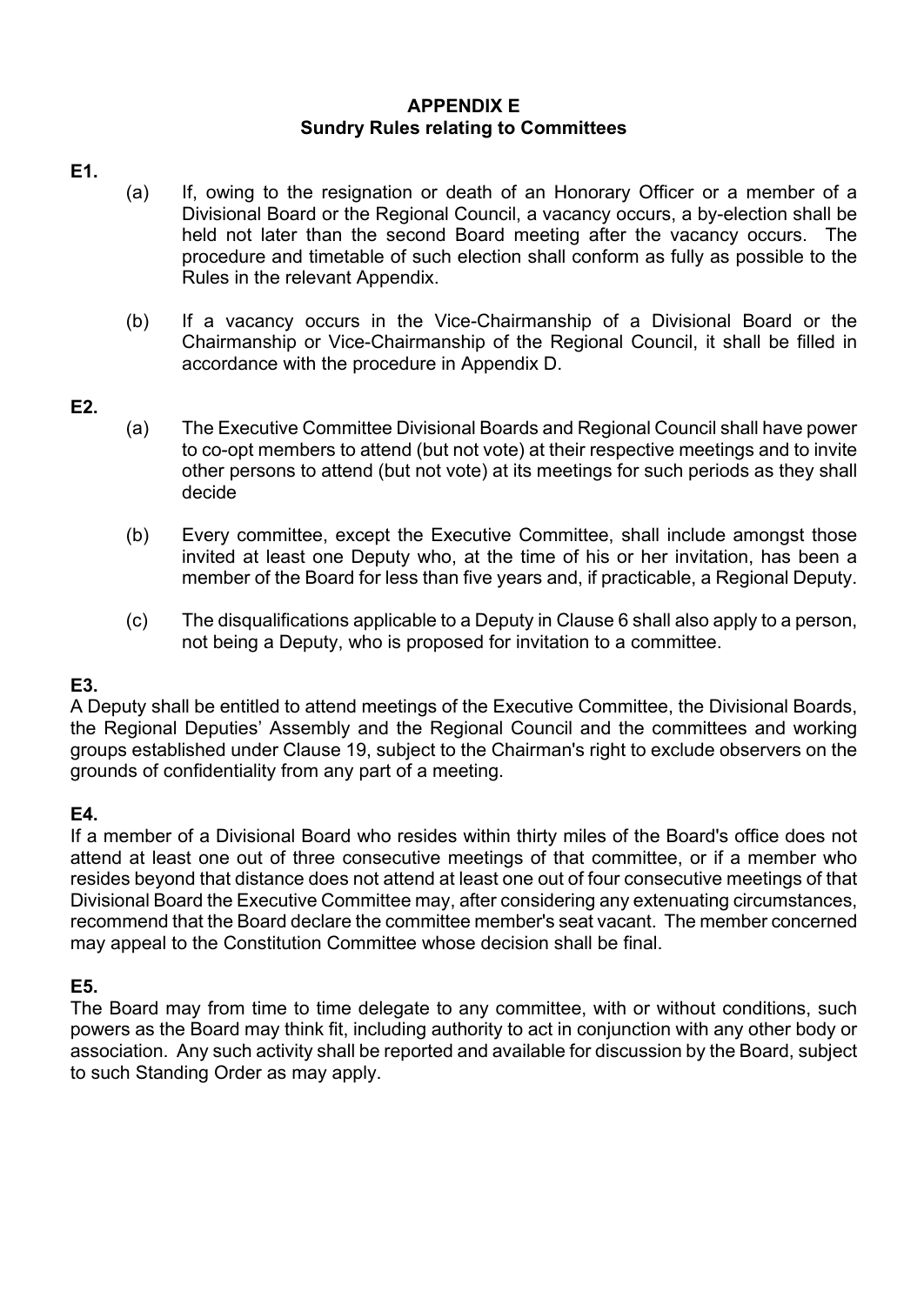## APPENDIX E
## Sundry Rules relating to Committees

**E1.**

(a) If, owing to the resignation or death of an Honorary Officer or a member of a Divisional Board or the Regional Council, a vacancy occurs, a by-election shall be held not later than the second Board meeting after the vacancy occurs. The procedure and timetable of such election shall conform as fully as possible to the Rules in the relevant Appendix.

(b) If a vacancy occurs in the Vice-Chairmanship of a Divisional Board or the Chairmanship or Vice-Chairmanship of the Regional Council, it shall be filled in accordance with the procedure in Appendix D.

**E2.**

(a) The Executive Committee Divisional Boards and Regional Council shall have power to co-opt members to attend (but not vote) at their respective meetings and to invite other persons to attend (but not vote) at its meetings for such periods as they shall decide

(b) Every committee, except the Executive Committee, shall include amongst those invited at least one Deputy who, at the time of his or her invitation, has been a member of the Board for less than five years and, if practicable, a Regional Deputy.

(c) The disqualifications applicable to a Deputy in Clause 6 shall also apply to a person, not being a Deputy, who is proposed for invitation to a committee.

**E3.**

A Deputy shall be entitled to attend meetings of the Executive Committee, the Divisional Boards, the Regional Deputies' Assembly and the Regional Council and the committees and working groups established under Clause 19, subject to the Chairman's right to exclude observers on the grounds of confidentiality from any part of a meeting.

**E4.**

If a member of a Divisional Board who resides within thirty miles of the Board's office does not attend at least one out of three consecutive meetings of that committee, or if a member who resides beyond that distance does not attend at least one out of four consecutive meetings of that Divisional Board the Executive Committee may, after considering any extenuating circumstances, recommend that the Board declare the committee member's seat vacant. The member concerned may appeal to the Constitution Committee whose decision shall be final.

**E5.**

The Board may from time to time delegate to any committee, with or without conditions, such powers as the Board may think fit, including authority to act in conjunction with any other body or association. Any such activity shall be reported and available for discussion by the Board, subject to such Standing Order as may apply.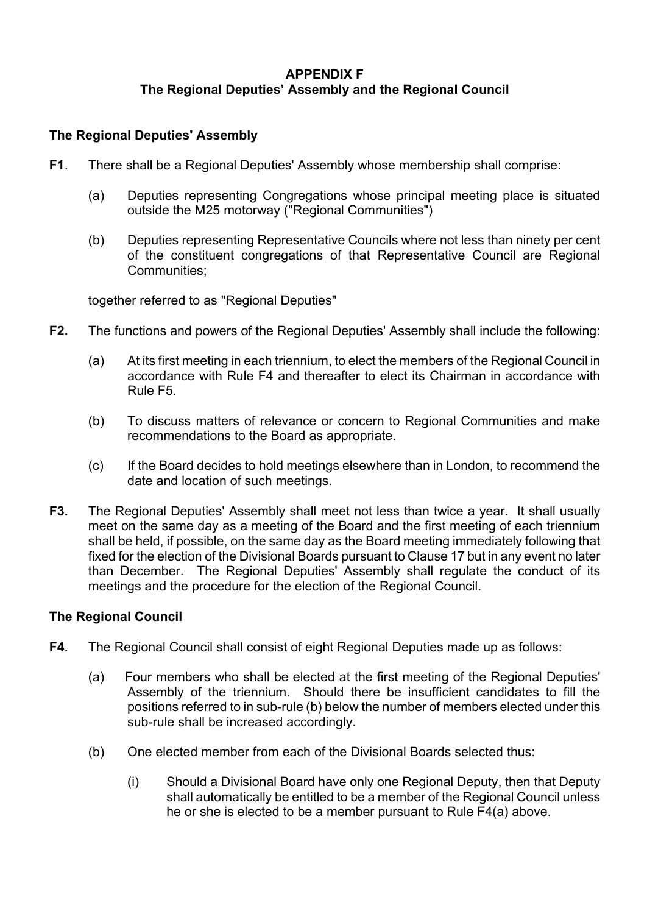# APPENDIX F
## The Regional Deputies' Assembly and the Regional Council

### The Regional Deputies' Assembly

**F1**. There shall be a Regional Deputies' Assembly whose membership shall comprise:

(a) Deputies representing Congregations whose principal meeting place is situated outside the M25 motorway ("Regional Communities")

(b) Deputies representing Representative Councils where not less than ninety per cent of the constituent congregations of that Representative Council are Regional Communities;

together referred to as "Regional Deputies"

**F2.** The functions and powers of the Regional Deputies' Assembly shall include the following:

(a) At its first meeting in each triennium, to elect the members of the Regional Council in accordance with Rule F4 and thereafter to elect its Chairman in accordance with Rule F5.

(b) To discuss matters of relevance or concern to Regional Communities and make recommendations to the Board as appropriate.

(c) If the Board decides to hold meetings elsewhere than in London, to recommend the date and location of such meetings.

**F3.** The Regional Deputies' Assembly shall meet not less than twice a year. It shall usually meet on the same day as a meeting of the Board and the first meeting of each triennium shall be held, if possible, on the same day as the Board meeting immediately following that fixed for the election of the Divisional Boards pursuant to Clause 17 but in any event no later than December. The Regional Deputies' Assembly shall regulate the conduct of its meetings and the procedure for the election of the Regional Council.

### The Regional Council

**F4.** The Regional Council shall consist of eight Regional Deputies made up as follows:

(a) Four members who shall be elected at the first meeting of the Regional Deputies' Assembly of the triennium. Should there be insufficient candidates to fill the positions referred to in sub-rule (b) below the number of members elected under this sub-rule shall be increased accordingly.

(b) One elected member from each of the Divisional Boards selected thus:

(i) Should a Divisional Board have only one Regional Deputy, then that Deputy shall automatically be entitled to be a member of the Regional Council unless he or she is elected to be a member pursuant to Rule F4(a) above.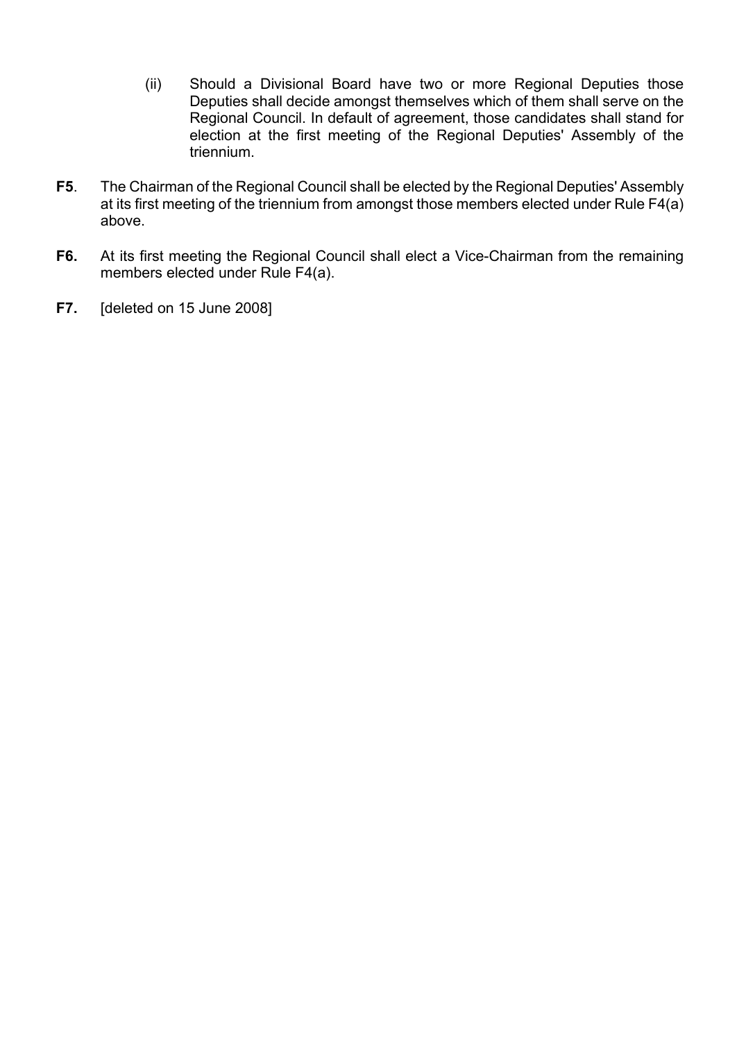(ii) Should a Divisional Board have two or more Regional Deputies those Deputies shall decide amongst themselves which of them shall serve on the Regional Council. In default of agreement, those candidates shall stand for election at the first meeting of the Regional Deputies' Assembly of the triennium.

**F5**. The Chairman of the Regional Council shall be elected by the Regional Deputies' Assembly at its first meeting of the triennium from amongst those members elected under Rule F4(a) above.

**F6.** At its first meeting the Regional Council shall elect a Vice-Chairman from the remaining members elected under Rule F4(a).

**F7.** [deleted on 15 June 2008]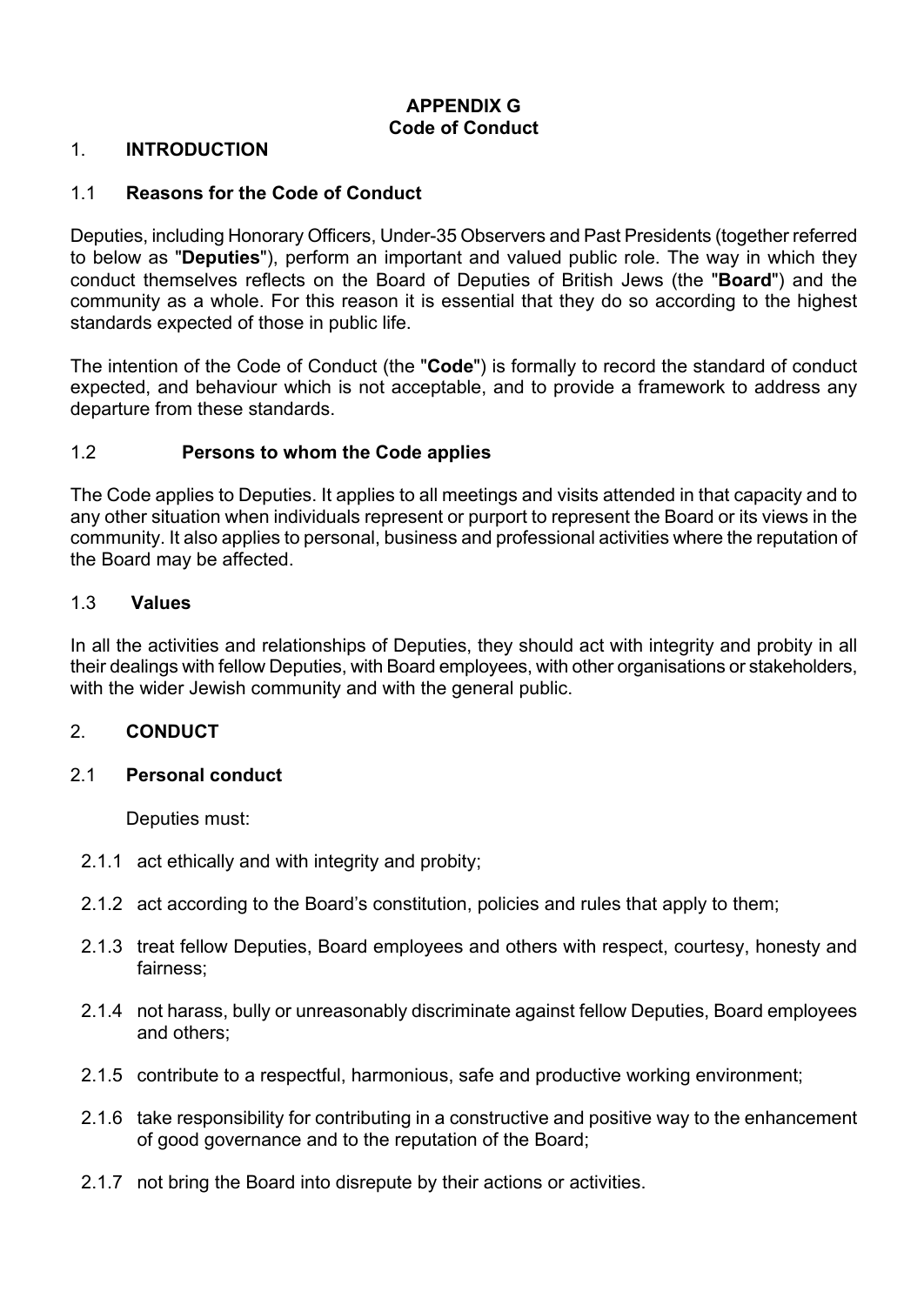# APPENDIX G
## Code of Conduct

## 1. INTRODUCTION

### 1.1 Reasons for the Code of Conduct

Deputies, including Honorary Officers, Under-35 Observers and Past Presidents (together referred to below as "**Deputies**"), perform an important and valued public role. The way in which they conduct themselves reflects on the Board of Deputies of British Jews (the "**Board**") and the community as a whole. For this reason it is essential that they do so according to the highest standards expected of those in public life.

The intention of the Code of Conduct (the "**Code**") is formally to record the standard of conduct expected, and behaviour which is not acceptable, and to provide a framework to address any departure from these standards.

### 1.2 Persons to whom the Code applies

The Code applies to Deputies. It applies to all meetings and visits attended in that capacity and to any other situation when individuals represent or purport to represent the Board or its views in the community. It also applies to personal, business and professional activities where the reputation of the Board may be affected.

### 1.3 Values

In all the activities and relationships of Deputies, they should act with integrity and probity in all their dealings with fellow Deputies, with Board employees, with other organisations or stakeholders, with the wider Jewish community and with the general public.

## 2. CONDUCT

### 2.1 Personal conduct

Deputies must:

2.1.1 act ethically and with integrity and probity;

2.1.2 act according to the Board's constitution, policies and rules that apply to them;

2.1.3 treat fellow Deputies, Board employees and others with respect, courtesy, honesty and fairness;

2.1.4 not harass, bully or unreasonably discriminate against fellow Deputies, Board employees and others;

2.1.5 contribute to a respectful, harmonious, safe and productive working environment;

2.1.6 take responsibility for contributing in a constructive and positive way to the enhancement of good governance and to the reputation of the Board;

2.1.7 not bring the Board into disrepute by their actions or activities.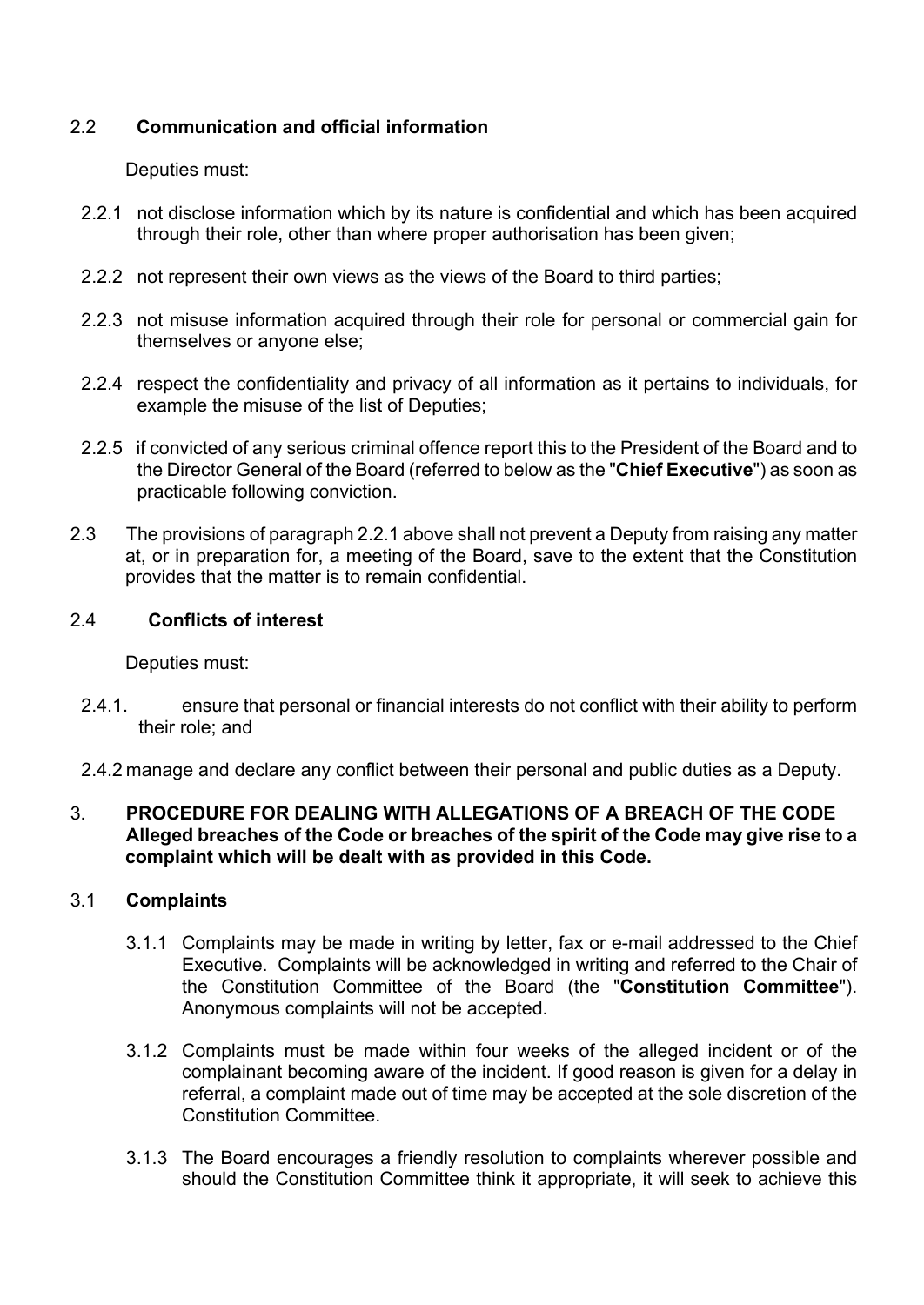## 2.2 Communication and official information

Deputies must:

2.2.1 not disclose information which by its nature is confidential and which has been acquired through their role, other than where proper authorisation has been given;

2.2.2 not represent their own views as the views of the Board to third parties;

2.2.3 not misuse information acquired through their role for personal or commercial gain for themselves or anyone else;

2.2.4 respect the confidentiality and privacy of all information as it pertains to individuals, for example the misuse of the list of Deputies;

2.2.5 if convicted of any serious criminal offence report this to the President of the Board and to the Director General of the Board (referred to below as the "**Chief Executive**") as soon as practicable following conviction.

2.3 The provisions of paragraph 2.2.1 above shall not prevent a Deputy from raising any matter at, or in preparation for, a meeting of the Board, save to the extent that the Constitution provides that the matter is to remain confidential.

## 2.4 Conflicts of interest

Deputies must:

2.4.1. ensure that personal or financial interests do not conflict with their ability to perform their role; and

2.4.2 manage and declare any conflict between their personal and public duties as a Deputy.

## 3. PROCEDURE FOR DEALING WITH ALLEGATIONS OF A BREACH OF THE CODE

**Alleged breaches of the Code or breaches of the spirit of the Code may give rise to a complaint which will be dealt with as provided in this Code.**

### 3.1 Complaints

3.1.1 Complaints may be made in writing by letter, fax or e-mail addressed to the Chief Executive. Complaints will be acknowledged in writing and referred to the Chair of the Constitution Committee of the Board (the "**Constitution Committee**"). Anonymous complaints will not be accepted.

3.1.2 Complaints must be made within four weeks of the alleged incident or of the complainant becoming aware of the incident. If good reason is given for a delay in referral, a complaint made out of time may be accepted at the sole discretion of the Constitution Committee.

3.1.3 The Board encourages a friendly resolution to complaints wherever possible and should the Constitution Committee think it appropriate, it will seek to achieve this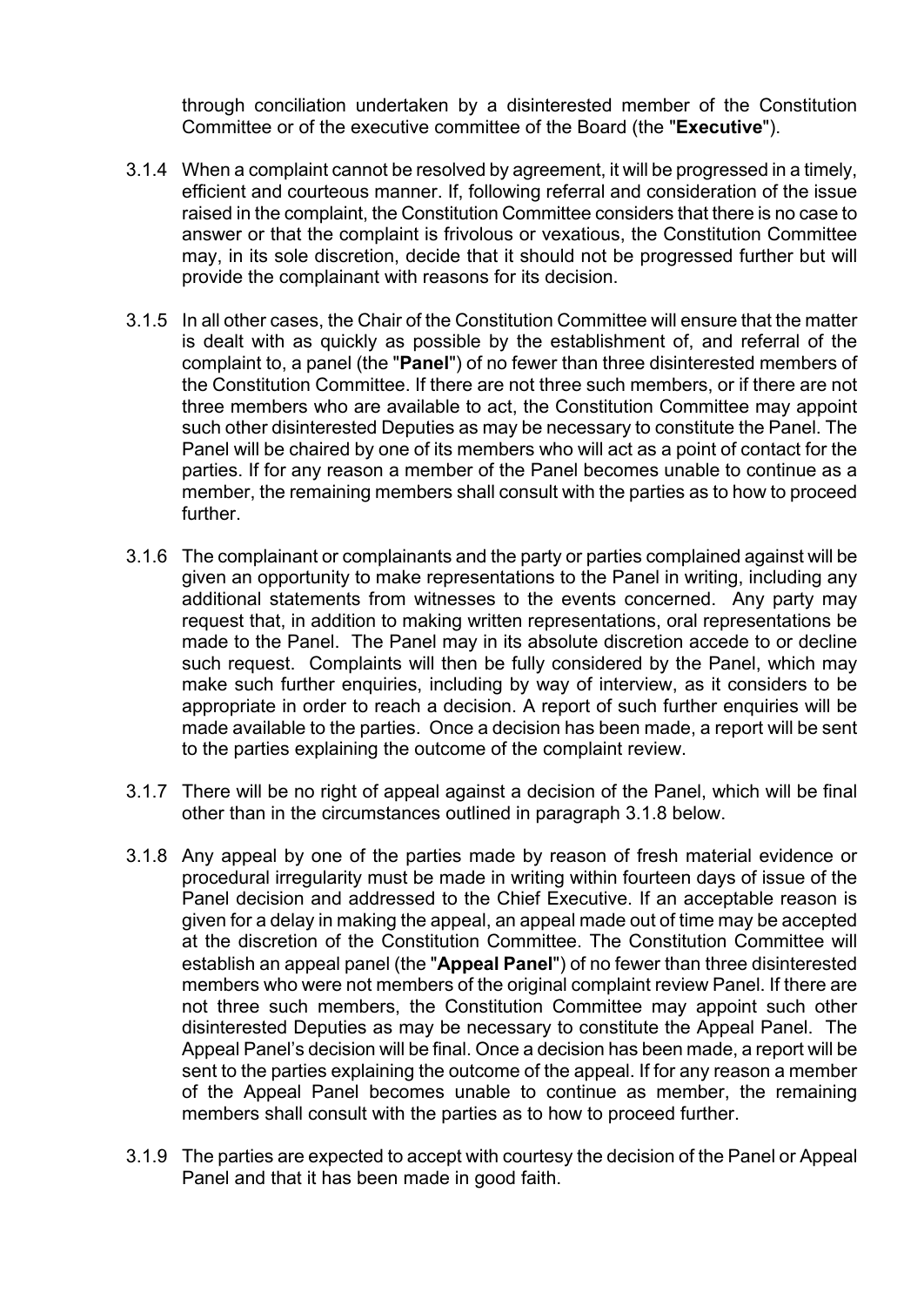through conciliation undertaken by a disinterested member of the Constitution Committee or of the executive committee of the Board (the "**Executive**").

3.1.4 When a complaint cannot be resolved by agreement, it will be progressed in a timely, efficient and courteous manner. If, following referral and consideration of the issue raised in the complaint, the Constitution Committee considers that there is no case to answer or that the complaint is frivolous or vexatious, the Constitution Committee may, in its sole discretion, decide that it should not be progressed further but will provide the complainant with reasons for its decision.

3.1.5 In all other cases, the Chair of the Constitution Committee will ensure that the matter is dealt with as quickly as possible by the establishment of, and referral of the complaint to, a panel (the "**Panel**") of no fewer than three disinterested members of the Constitution Committee. If there are not three such members, or if there are not three members who are available to act, the Constitution Committee may appoint such other disinterested Deputies as may be necessary to constitute the Panel. The Panel will be chaired by one of its members who will act as a point of contact for the parties. If for any reason a member of the Panel becomes unable to continue as a member, the remaining members shall consult with the parties as to how to proceed further.

3.1.6 The complainant or complainants and the party or parties complained against will be given an opportunity to make representations to the Panel in writing, including any additional statements from witnesses to the events concerned. Any party may request that, in addition to making written representations, oral representations be made to the Panel. The Panel may in its absolute discretion accede to or decline such request. Complaints will then be fully considered by the Panel, which may make such further enquiries, including by way of interview, as it considers to be appropriate in order to reach a decision. A report of such further enquiries will be made available to the parties. Once a decision has been made, a report will be sent to the parties explaining the outcome of the complaint review.

3.1.7 There will be no right of appeal against a decision of the Panel, which will be final other than in the circumstances outlined in paragraph 3.1.8 below.

3.1.8 Any appeal by one of the parties made by reason of fresh material evidence or procedural irregularity must be made in writing within fourteen days of issue of the Panel decision and addressed to the Chief Executive. If an acceptable reason is given for a delay in making the appeal, an appeal made out of time may be accepted at the discretion of the Constitution Committee. The Constitution Committee will establish an appeal panel (the "**Appeal Panel**") of no fewer than three disinterested members who were not members of the original complaint review Panel. If there are not three such members, the Constitution Committee may appoint such other disinterested Deputies as may be necessary to constitute the Appeal Panel. The Appeal Panel's decision will be final. Once a decision has been made, a report will be sent to the parties explaining the outcome of the appeal. If for any reason a member of the Appeal Panel becomes unable to continue as member, the remaining members shall consult with the parties as to how to proceed further.

3.1.9 The parties are expected to accept with courtesy the decision of the Panel or Appeal Panel and that it has been made in good faith.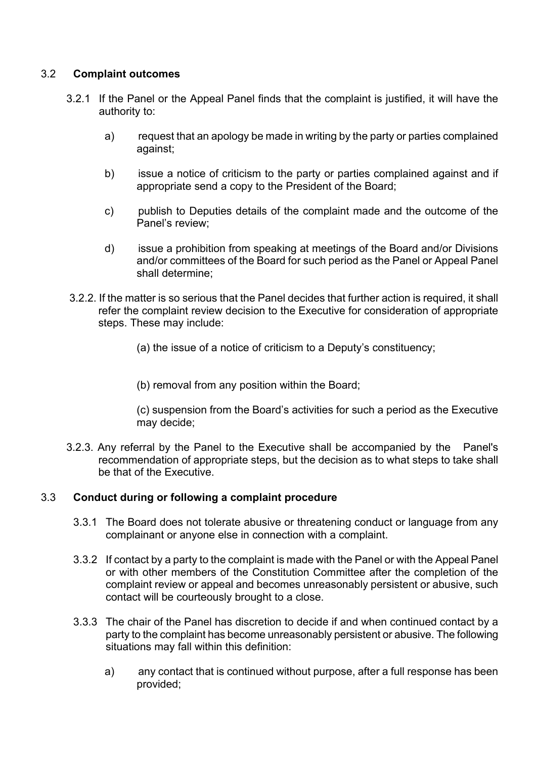### 3.2 Complaint outcomes

3.2.1 If the Panel or the Appeal Panel finds that the complaint is justified, it will have the authority to:

a) request that an apology be made in writing by the party or parties complained against;

b) issue a notice of criticism to the party or parties complained against and if appropriate send a copy to the President of the Board;

c) publish to Deputies details of the complaint made and the outcome of the Panel's review;

d) issue a prohibition from speaking at meetings of the Board and/or Divisions and/or committees of the Board for such period as the Panel or Appeal Panel shall determine;

3.2.2. If the matter is so serious that the Panel decides that further action is required, it shall refer the complaint review decision to the Executive for consideration of appropriate steps. These may include:

(a) the issue of a notice of criticism to a Deputy's constituency;

(b) removal from any position within the Board;

(c) suspension from the Board's activities for such a period as the Executive may decide;

3.2.3. Any referral by the Panel to the Executive shall be accompanied by the Panel's recommendation of appropriate steps, but the decision as to what steps to take shall be that of the Executive.

### 3.3 Conduct during or following a complaint procedure

3.3.1 The Board does not tolerate abusive or threatening conduct or language from any complainant or anyone else in connection with a complaint.

3.3.2 If contact by a party to the complaint is made with the Panel or with the Appeal Panel or with other members of the Constitution Committee after the completion of the complaint review or appeal and becomes unreasonably persistent or abusive, such contact will be courteously brought to a close.

3.3.3 The chair of the Panel has discretion to decide if and when continued contact by a party to the complaint has become unreasonably persistent or abusive. The following situations may fall within this definition:

a) any contact that is continued without purpose, after a full response has been provided;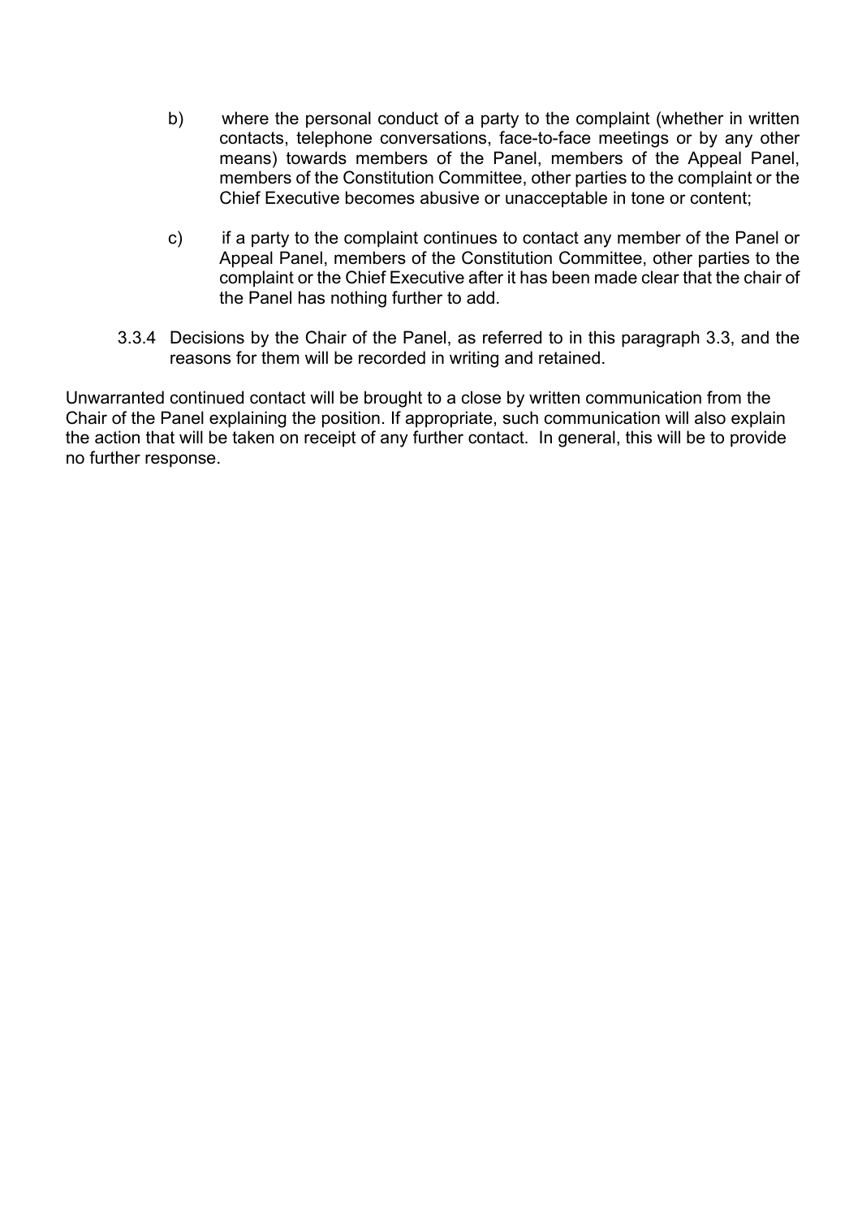b) where the personal conduct of a party to the complaint (whether in written contacts, telephone conversations, face-to-face meetings or by any other means) towards members of the Panel, members of the Appeal Panel, members of the Constitution Committee, other parties to the complaint or the Chief Executive becomes abusive or unacceptable in tone or content;

c) if a party to the complaint continues to contact any member of the Panel or Appeal Panel, members of the Constitution Committee, other parties to the complaint or the Chief Executive after it has been made clear that the chair of the Panel has nothing further to add.

3.3.4 Decisions by the Chair of the Panel, as referred to in this paragraph 3.3, and the reasons for them will be recorded in writing and retained.

Unwarranted continued contact will be brought to a close by written communication from the Chair of the Panel explaining the position. If appropriate, such communication will also explain the action that will be taken on receipt of any further contact. In general, this will be to provide no further response.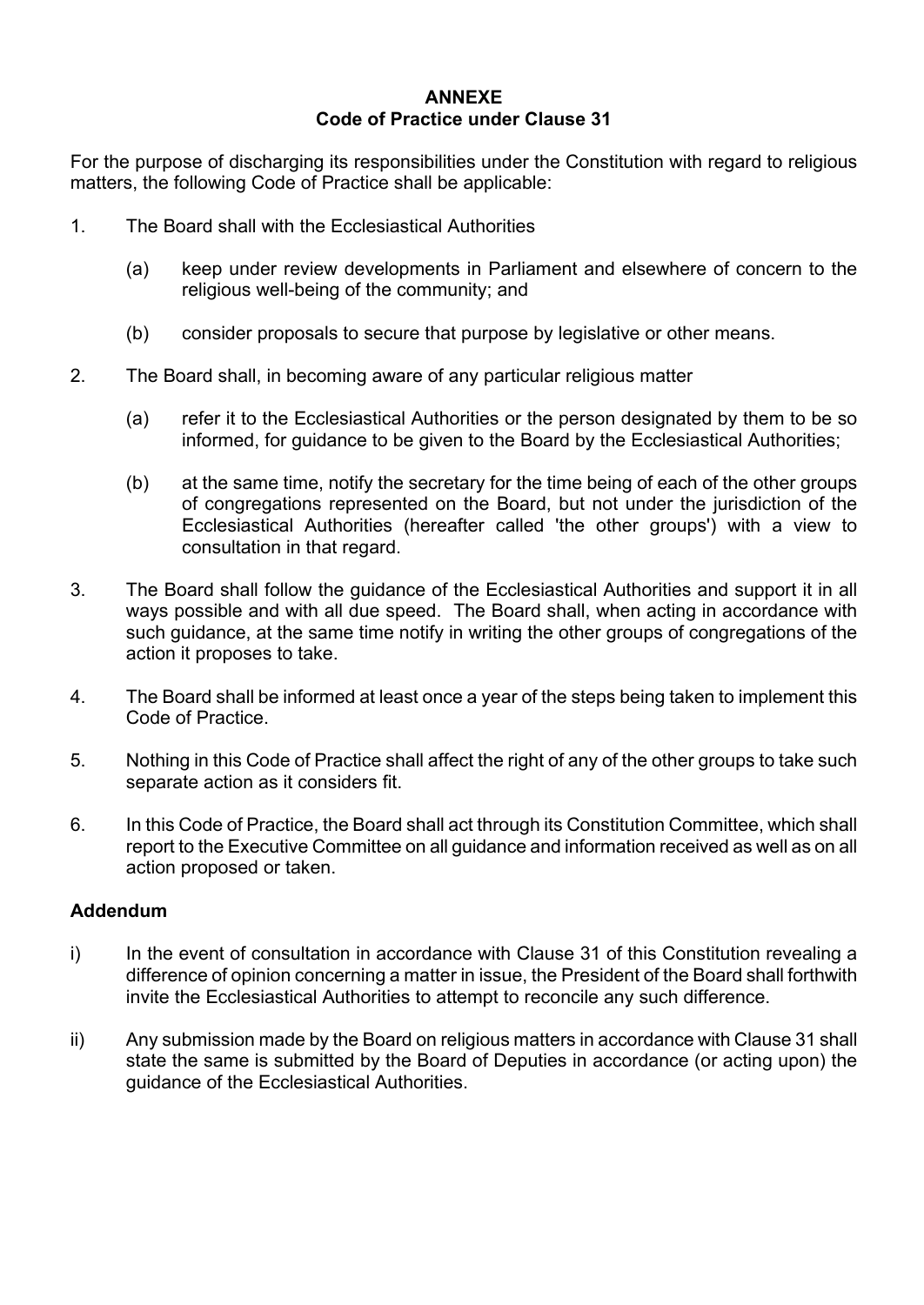# ANNEXE

## Code of Practice under Clause 31

For the purpose of discharging its responsibilities under the Constitution with regard to religious matters, the following Code of Practice shall be applicable:

1. The Board shall with the Ecclesiastical Authorities

   (a) keep under review developments in Parliament and elsewhere of concern to the religious well-being of the community; and

   (b) consider proposals to secure that purpose by legislative or other means.

2. The Board shall, in becoming aware of any particular religious matter

   (a) refer it to the Ecclesiastical Authorities or the person designated by them to be so informed, for guidance to be given to the Board by the Ecclesiastical Authorities;

   (b) at the same time, notify the secretary for the time being of each of the other groups of congregations represented on the Board, but not under the jurisdiction of the Ecclesiastical Authorities (hereafter called 'the other groups') with a view to consultation in that regard.

3. The Board shall follow the guidance of the Ecclesiastical Authorities and support it in all ways possible and with all due speed. The Board shall, when acting in accordance with such guidance, at the same time notify in writing the other groups of congregations of the action it proposes to take.

4. The Board shall be informed at least once a year of the steps being taken to implement this Code of Practice.

5. Nothing in this Code of Practice shall affect the right of any of the other groups to take such separate action as it considers fit.

6. In this Code of Practice, the Board shall act through its Constitution Committee, which shall report to the Executive Committee on all guidance and information received as well as on all action proposed or taken.

### Addendum

i) In the event of consultation in accordance with Clause 31 of this Constitution revealing a difference of opinion concerning a matter in issue, the President of the Board shall forthwith invite the Ecclesiastical Authorities to attempt to reconcile any such difference.

ii) Any submission made by the Board on religious matters in accordance with Clause 31 shall state the same is submitted by the Board of Deputies in accordance (or acting upon) the guidance of the Ecclesiastical Authorities.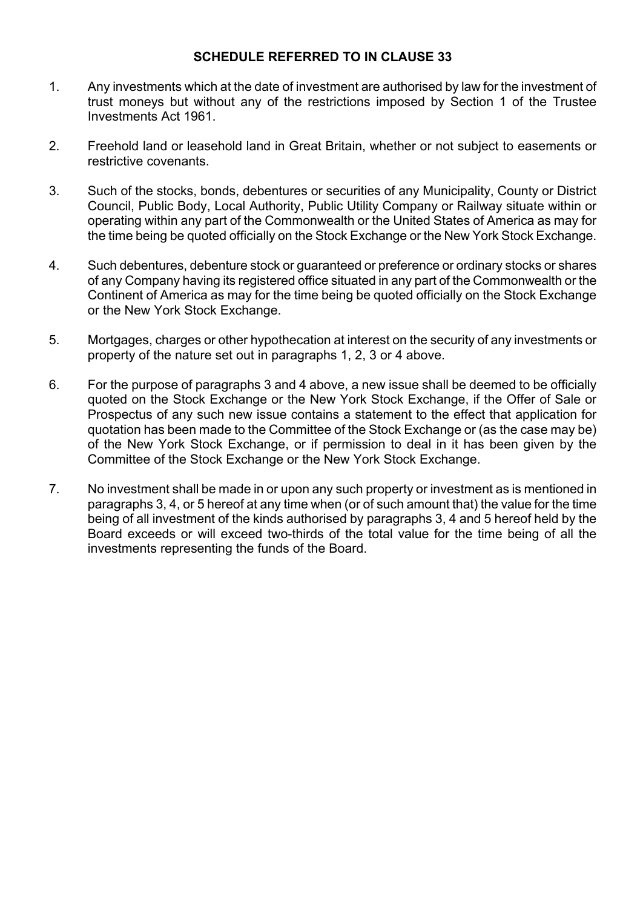## SCHEDULE REFERRED TO IN CLAUSE 33

1. Any investments which at the date of investment are authorised by law for the investment of trust moneys but without any of the restrictions imposed by Section 1 of the Trustee Investments Act 1961.

2. Freehold land or leasehold land in Great Britain, whether or not subject to easements or restrictive covenants.

3. Such of the stocks, bonds, debentures or securities of any Municipality, County or District Council, Public Body, Local Authority, Public Utility Company or Railway situate within or operating within any part of the Commonwealth or the United States of America as may for the time being be quoted officially on the Stock Exchange or the New York Stock Exchange.

4. Such debentures, debenture stock or guaranteed or preference or ordinary stocks or shares of any Company having its registered office situated in any part of the Commonwealth or the Continent of America as may for the time being be quoted officially on the Stock Exchange or the New York Stock Exchange.

5. Mortgages, charges or other hypothecation at interest on the security of any investments or property of the nature set out in paragraphs 1, 2, 3 or 4 above.

6. For the purpose of paragraphs 3 and 4 above, a new issue shall be deemed to be officially quoted on the Stock Exchange or the New York Stock Exchange, if the Offer of Sale or Prospectus of any such new issue contains a statement to the effect that application for quotation has been made to the Committee of the Stock Exchange or (as the case may be) of the New York Stock Exchange, or if permission to deal in it has been given by the Committee of the Stock Exchange or the New York Stock Exchange.

7. No investment shall be made in or upon any such property or investment as is mentioned in paragraphs 3, 4, or 5 hereof at any time when (or of such amount that) the value for the time being of all investment of the kinds authorised by paragraphs 3, 4 and 5 hereof held by the Board exceeds or will exceed two-thirds of the total value for the time being of all the investments representing the funds of the Board.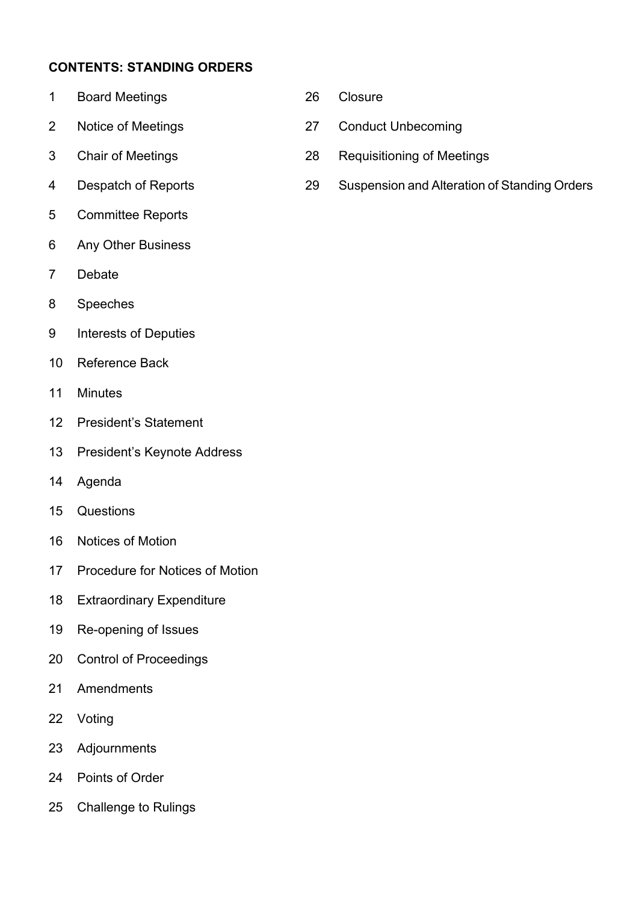**CONTENTS: STANDING ORDERS**

1 Board Meetings
2 Notice of Meetings
3 Chair of Meetings
4 Despatch of Reports
5 Committee Reports
6 Any Other Business
7 Debate
8 Speeches
9 Interests of Deputies
10 Reference Back
11 Minutes
12 President's Statement
13 President's Keynote Address
14 Agenda
15 Questions
16 Notices of Motion
17 Procedure for Notices of Motion
18 Extraordinary Expenditure
19 Re-opening of Issues
20 Control of Proceedings
21 Amendments
22 Voting
23 Adjournments
24 Points of Order
25 Challenge to Rulings
26 Closure
27 Conduct Unbecoming
28 Requisitioning of Meetings
29 Suspension and Alteration of Standing Orders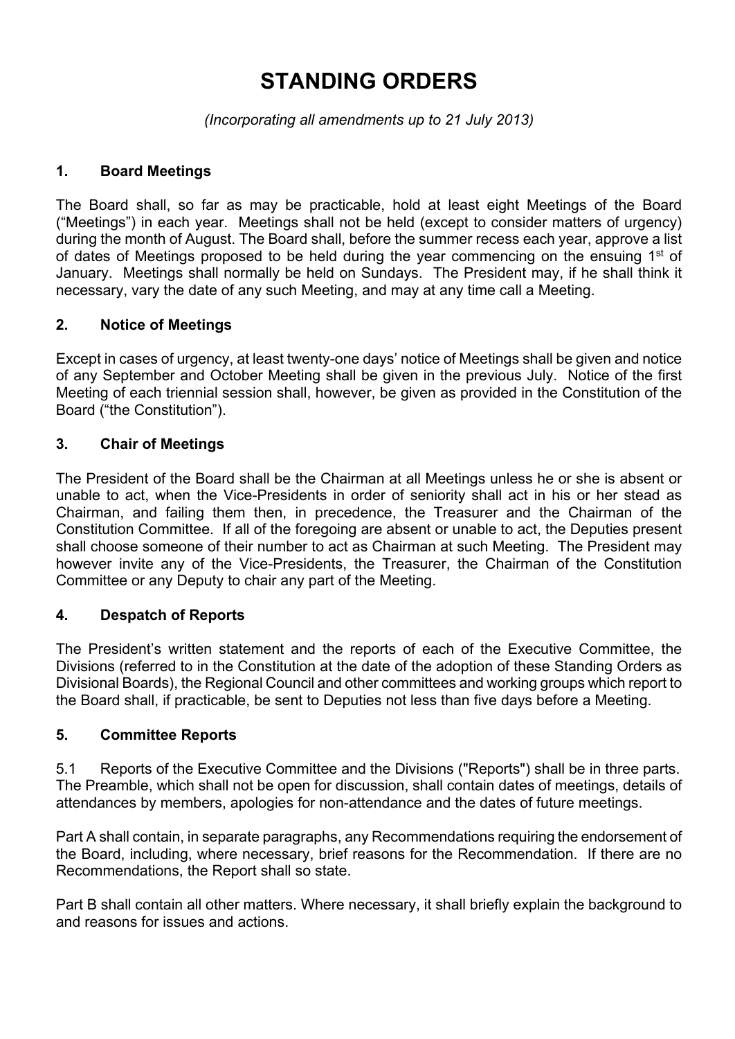# STANDING ORDERS

*(Incorporating all amendments up to 21 July 2013)*

## 1. Board Meetings

The Board shall, so far as may be practicable, hold at least eight Meetings of the Board ("Meetings") in each year. Meetings shall not be held (except to consider matters of urgency) during the month of August. The Board shall, before the summer recess each year, approve a list of dates of Meetings proposed to be held during the year commencing on the ensuing 1st of January. Meetings shall normally be held on Sundays. The President may, if he shall think it necessary, vary the date of any such Meeting, and may at any time call a Meeting.

## 2. Notice of Meetings

Except in cases of urgency, at least twenty-one days' notice of Meetings shall be given and notice of any September and October Meeting shall be given in the previous July. Notice of the first Meeting of each triennial session shall, however, be given as provided in the Constitution of the Board ("the Constitution").

## 3. Chair of Meetings

The President of the Board shall be the Chairman at all Meetings unless he or she is absent or unable to act, when the Vice-Presidents in order of seniority shall act in his or her stead as Chairman, and failing them then, in precedence, the Treasurer and the Chairman of the Constitution Committee. If all of the foregoing are absent or unable to act, the Deputies present shall choose someone of their number to act as Chairman at such Meeting. The President may however invite any of the Vice-Presidents, the Treasurer, the Chairman of the Constitution Committee or any Deputy to chair any part of the Meeting.

## 4. Despatch of Reports

The President's written statement and the reports of each of the Executive Committee, the Divisions (referred to in the Constitution at the date of the adoption of these Standing Orders as Divisional Boards), the Regional Council and other committees and working groups which report to the Board shall, if practicable, be sent to Deputies not less than five days before a Meeting.

## 5. Committee Reports

5.1 Reports of the Executive Committee and the Divisions ("Reports") shall be in three parts. The Preamble, which shall not be open for discussion, shall contain dates of meetings, details of attendances by members, apologies for non-attendance and the dates of future meetings.

Part A shall contain, in separate paragraphs, any Recommendations requiring the endorsement of the Board, including, where necessary, brief reasons for the Recommendation. If there are no Recommendations, the Report shall so state.

Part B shall contain all other matters. Where necessary, it shall briefly explain the background to and reasons for issues and actions.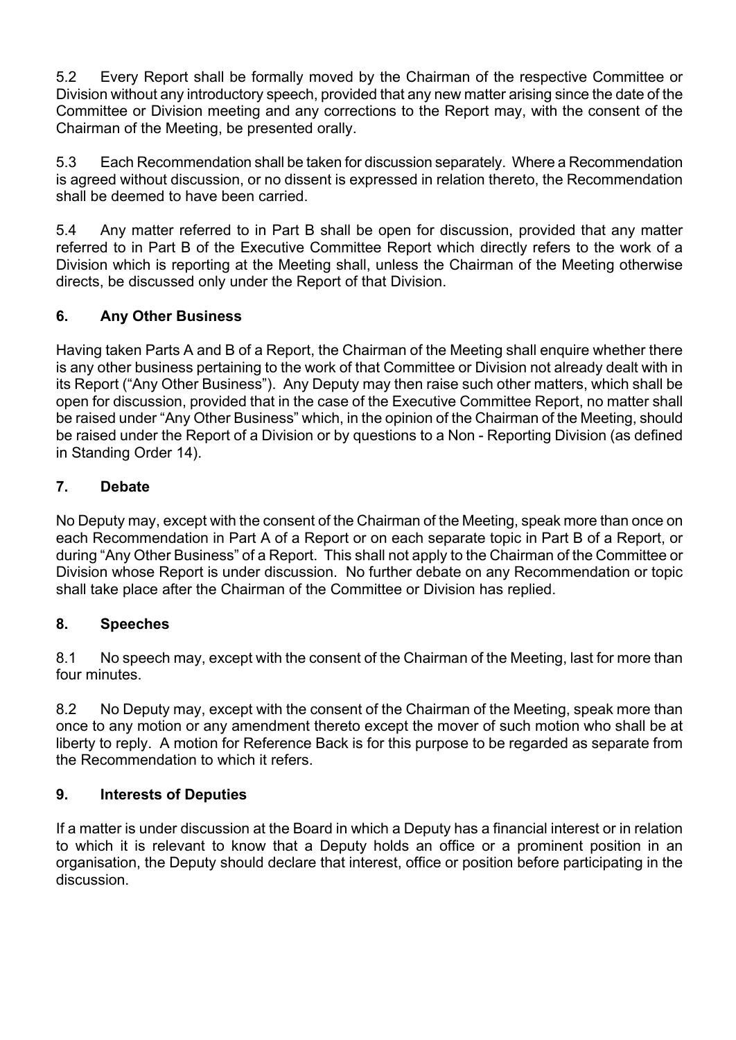5.2 Every Report shall be formally moved by the Chairman of the respective Committee or Division without any introductory speech, provided that any new matter arising since the date of the Committee or Division meeting and any corrections to the Report may, with the consent of the Chairman of the Meeting, be presented orally.

5.3 Each Recommendation shall be taken for discussion separately. Where a Recommendation is agreed without discussion, or no dissent is expressed in relation thereto, the Recommendation shall be deemed to have been carried.

5.4 Any matter referred to in Part B shall be open for discussion, provided that any matter referred to in Part B of the Executive Committee Report which directly refers to the work of a Division which is reporting at the Meeting shall, unless the Chairman of the Meeting otherwise directs, be discussed only under the Report of that Division.

### 6. Any Other Business

Having taken Parts A and B of a Report, the Chairman of the Meeting shall enquire whether there is any other business pertaining to the work of that Committee or Division not already dealt with in its Report ("Any Other Business"). Any Deputy may then raise such other matters, which shall be open for discussion, provided that in the case of the Executive Committee Report, no matter shall be raised under "Any Other Business" which, in the opinion of the Chairman of the Meeting, should be raised under the Report of a Division or by questions to a Non - Reporting Division (as defined in Standing Order 14).

### 7. Debate

No Deputy may, except with the consent of the Chairman of the Meeting, speak more than once on each Recommendation in Part A of a Report or on each separate topic in Part B of a Report, or during "Any Other Business" of a Report. This shall not apply to the Chairman of the Committee or Division whose Report is under discussion. No further debate on any Recommendation or topic shall take place after the Chairman of the Committee or Division has replied.

### 8. Speeches

8.1 No speech may, except with the consent of the Chairman of the Meeting, last for more than four minutes.

8.2 No Deputy may, except with the consent of the Chairman of the Meeting, speak more than once to any motion or any amendment thereto except the mover of such motion who shall be at liberty to reply. A motion for Reference Back is for this purpose to be regarded as separate from the Recommendation to which it refers.

### 9. Interests of Deputies

If a matter is under discussion at the Board in which a Deputy has a financial interest or in relation to which it is relevant to know that a Deputy holds an office or a prominent position in an organisation, the Deputy should declare that interest, office or position before participating in the discussion.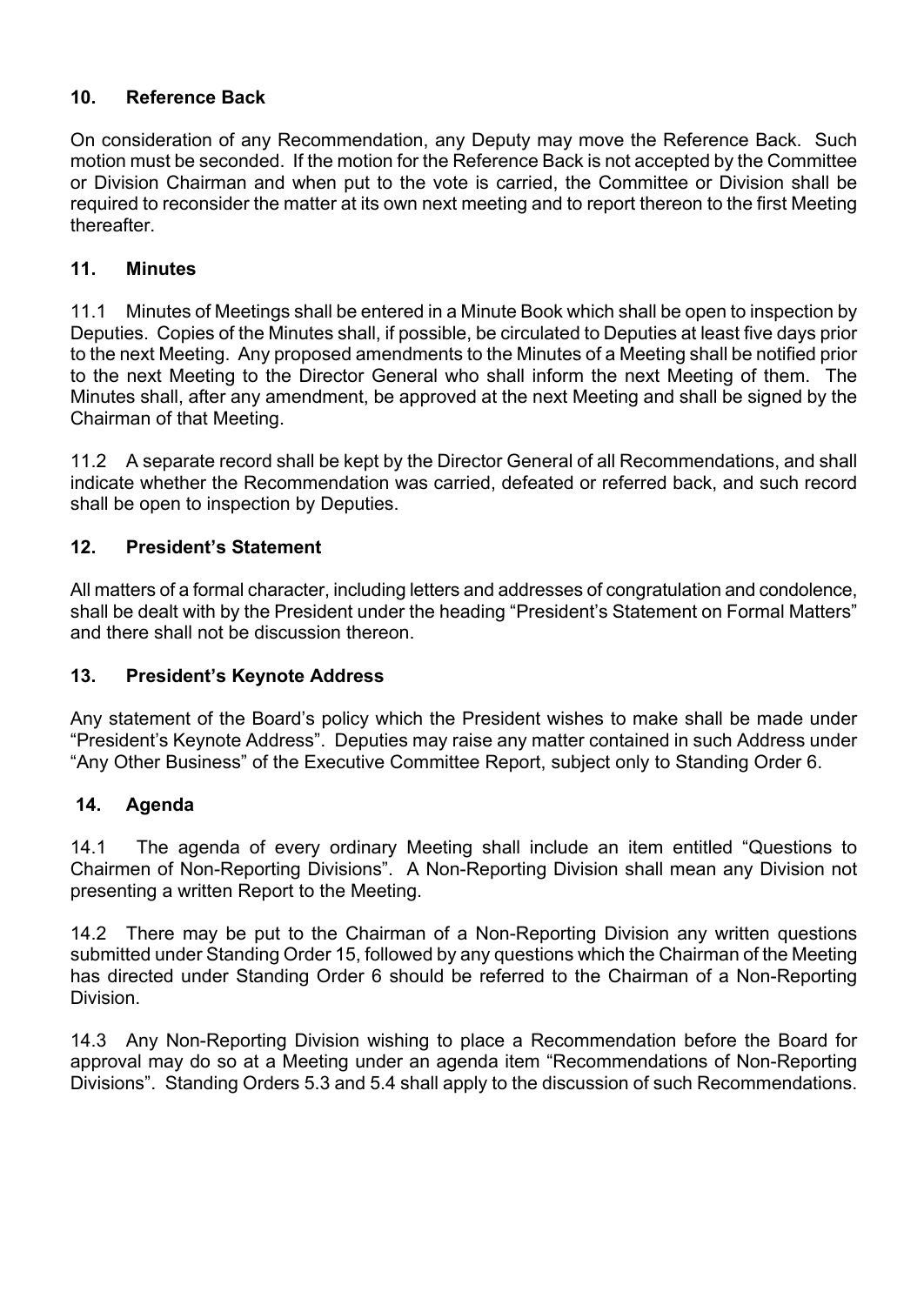## 10. Reference Back

On consideration of any Recommendation, any Deputy may move the Reference Back. Such motion must be seconded. If the motion for the Reference Back is not accepted by the Committee or Division Chairman and when put to the vote is carried, the Committee or Division shall be required to reconsider the matter at its own next meeting and to report thereon to the first Meeting thereafter.

## 11. Minutes

11.1 Minutes of Meetings shall be entered in a Minute Book which shall be open to inspection by Deputies. Copies of the Minutes shall, if possible, be circulated to Deputies at least five days prior to the next Meeting. Any proposed amendments to the Minutes of a Meeting shall be notified prior to the next Meeting to the Director General who shall inform the next Meeting of them. The Minutes shall, after any amendment, be approved at the next Meeting and shall be signed by the Chairman of that Meeting.

11.2 A separate record shall be kept by the Director General of all Recommendations, and shall indicate whether the Recommendation was carried, defeated or referred back, and such record shall be open to inspection by Deputies.

## 12. President's Statement

All matters of a formal character, including letters and addresses of congratulation and condolence, shall be dealt with by the President under the heading "President's Statement on Formal Matters" and there shall not be discussion thereon.

## 13. President's Keynote Address

Any statement of the Board's policy which the President wishes to make shall be made under "President's Keynote Address". Deputies may raise any matter contained in such Address under "Any Other Business" of the Executive Committee Report, subject only to Standing Order 6.

## 14. Agenda

14.1 The agenda of every ordinary Meeting shall include an item entitled "Questions to Chairmen of Non-Reporting Divisions". A Non-Reporting Division shall mean any Division not presenting a written Report to the Meeting.

14.2 There may be put to the Chairman of a Non-Reporting Division any written questions submitted under Standing Order 15, followed by any questions which the Chairman of the Meeting has directed under Standing Order 6 should be referred to the Chairman of a Non-Reporting Division.

14.3 Any Non-Reporting Division wishing to place a Recommendation before the Board for approval may do so at a Meeting under an agenda item "Recommendations of Non-Reporting Divisions". Standing Orders 5.3 and 5.4 shall apply to the discussion of such Recommendations.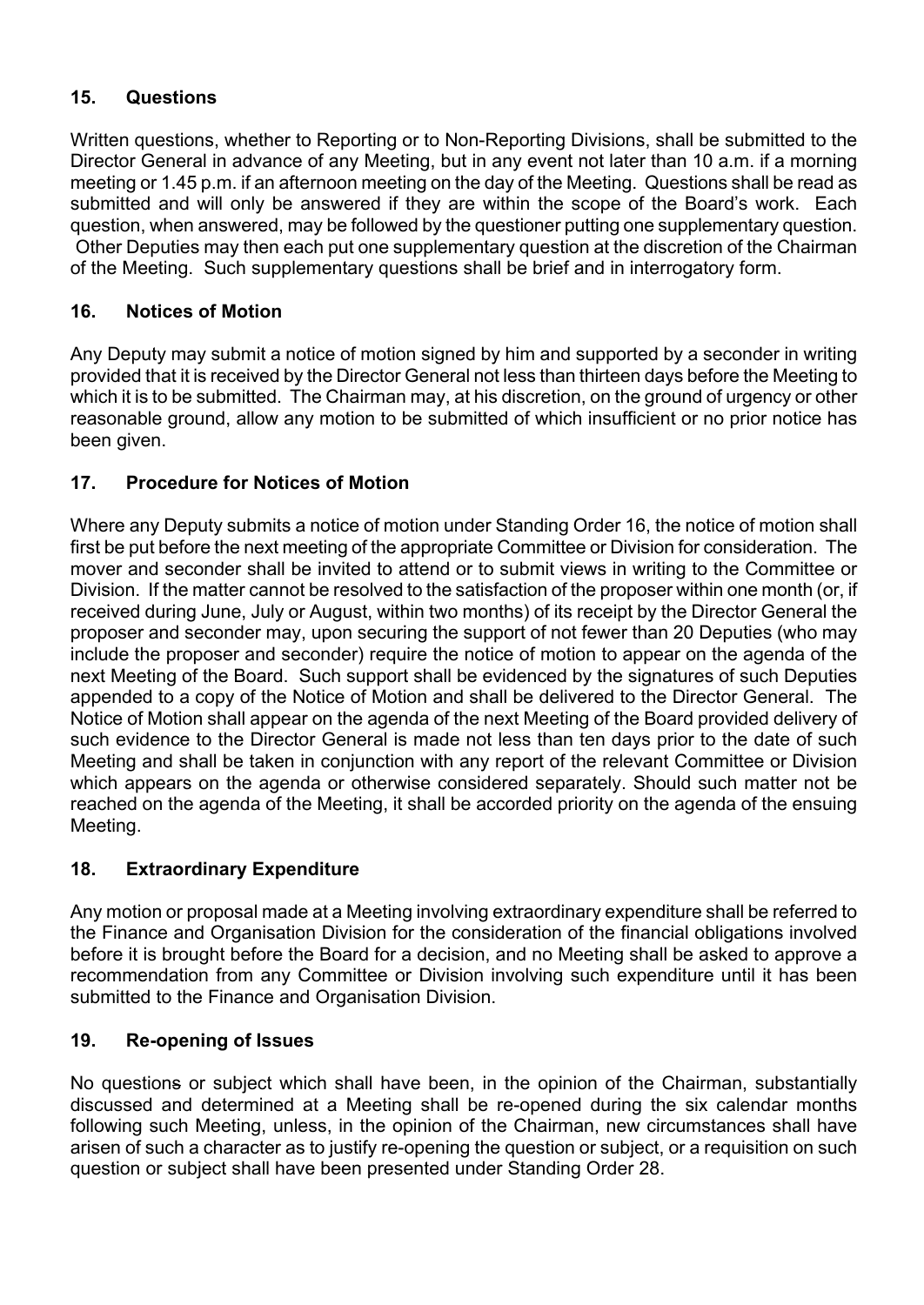## 15. Questions

Written questions, whether to Reporting or to Non-Reporting Divisions, shall be submitted to the Director General in advance of any Meeting, but in any event not later than 10 a.m. if a morning meeting or 1.45 p.m. if an afternoon meeting on the day of the Meeting. Questions shall be read as submitted and will only be answered if they are within the scope of the Board's work. Each question, when answered, may be followed by the questioner putting one supplementary question. Other Deputies may then each put one supplementary question at the discretion of the Chairman of the Meeting. Such supplementary questions shall be brief and in interrogatory form.

## 16. Notices of Motion

Any Deputy may submit a notice of motion signed by him and supported by a seconder in writing provided that it is received by the Director General not less than thirteen days before the Meeting to which it is to be submitted. The Chairman may, at his discretion, on the ground of urgency or other reasonable ground, allow any motion to be submitted of which insufficient or no prior notice has been given.

## 17. Procedure for Notices of Motion

Where any Deputy submits a notice of motion under Standing Order 16, the notice of motion shall first be put before the next meeting of the appropriate Committee or Division for consideration. The mover and seconder shall be invited to attend or to submit views in writing to the Committee or Division. If the matter cannot be resolved to the satisfaction of the proposer within one month (or, if received during June, July or August, within two months) of its receipt by the Director General the proposer and seconder may, upon securing the support of not fewer than 20 Deputies (who may include the proposer and seconder) require the notice of motion to appear on the agenda of the next Meeting of the Board. Such support shall be evidenced by the signatures of such Deputies appended to a copy of the Notice of Motion and shall be delivered to the Director General. The Notice of Motion shall appear on the agenda of the next Meeting of the Board provided delivery of such evidence to the Director General is made not less than ten days prior to the date of such Meeting and shall be taken in conjunction with any report of the relevant Committee or Division which appears on the agenda or otherwise considered separately. Should such matter not be reached on the agenda of the Meeting, it shall be accorded priority on the agenda of the ensuing Meeting.

## 18. Extraordinary Expenditure

Any motion or proposal made at a Meeting involving extraordinary expenditure shall be referred to the Finance and Organisation Division for the consideration of the financial obligations involved before it is brought before the Board for a decision, and no Meeting shall be asked to approve a recommendation from any Committee or Division involving such expenditure until it has been submitted to the Finance and Organisation Division.

## 19. Re-opening of Issues

No questions or subject which shall have been, in the opinion of the Chairman, substantially discussed and determined at a Meeting shall be re-opened during the six calendar months following such Meeting, unless, in the opinion of the Chairman, new circumstances shall have arisen of such a character as to justify re-opening the question or subject, or a requisition on such question or subject shall have been presented under Standing Order 28.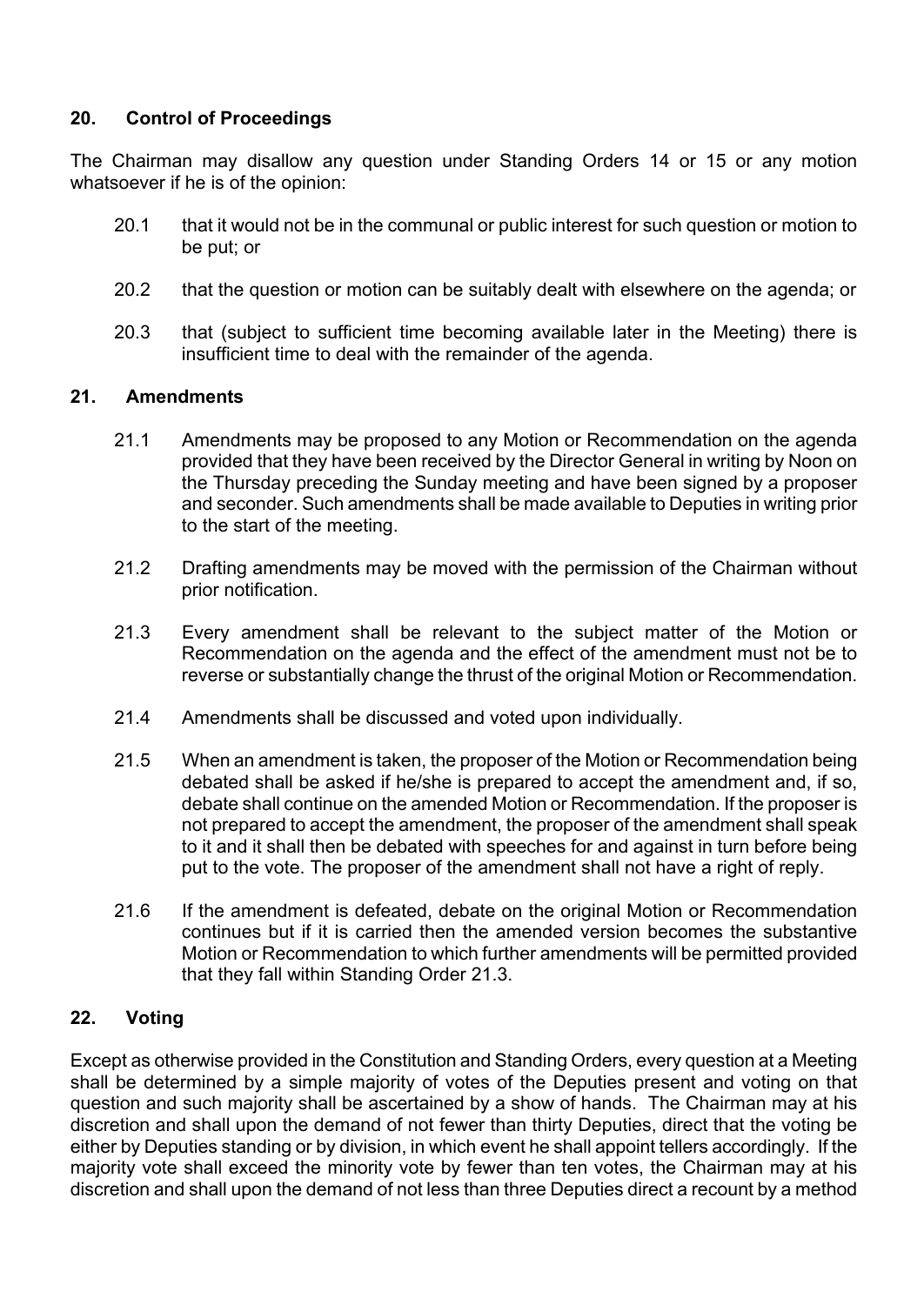## 20. Control of Proceedings

The Chairman may disallow any question under Standing Orders 14 or 15 or any motion whatsoever if he is of the opinion:

20.1 that it would not be in the communal or public interest for such question or motion to be put; or

20.2 that the question or motion can be suitably dealt with elsewhere on the agenda; or

20.3 that (subject to sufficient time becoming available later in the Meeting) there is insufficient time to deal with the remainder of the agenda.

## 21. Amendments

21.1 Amendments may be proposed to any Motion or Recommendation on the agenda provided that they have been received by the Director General in writing by Noon on the Thursday preceding the Sunday meeting and have been signed by a proposer and seconder. Such amendments shall be made available to Deputies in writing prior to the start of the meeting.

21.2 Drafting amendments may be moved with the permission of the Chairman without prior notification.

21.3 Every amendment shall be relevant to the subject matter of the Motion or Recommendation on the agenda and the effect of the amendment must not be to reverse or substantially change the thrust of the original Motion or Recommendation.

21.4 Amendments shall be discussed and voted upon individually.

21.5 When an amendment is taken, the proposer of the Motion or Recommendation being debated shall be asked if he/she is prepared to accept the amendment and, if so, debate shall continue on the amended Motion or Recommendation. If the proposer is not prepared to accept the amendment, the proposer of the amendment shall speak to it and it shall then be debated with speeches for and against in turn before being put to the vote. The proposer of the amendment shall not have a right of reply.

21.6 If the amendment is defeated, debate on the original Motion or Recommendation continues but if it is carried then the amended version becomes the substantive Motion or Recommendation to which further amendments will be permitted provided that they fall within Standing Order 21.3.

## 22. Voting

Except as otherwise provided in the Constitution and Standing Orders, every question at a Meeting shall be determined by a simple majority of votes of the Deputies present and voting on that question and such majority shall be ascertained by a show of hands. The Chairman may at his discretion and shall upon the demand of not fewer than thirty Deputies, direct that the voting be either by Deputies standing or by division, in which event he shall appoint tellers accordingly. If the majority vote shall exceed the minority vote by fewer than ten votes, the Chairman may at his discretion and shall upon the demand of not less than three Deputies direct a recount by a method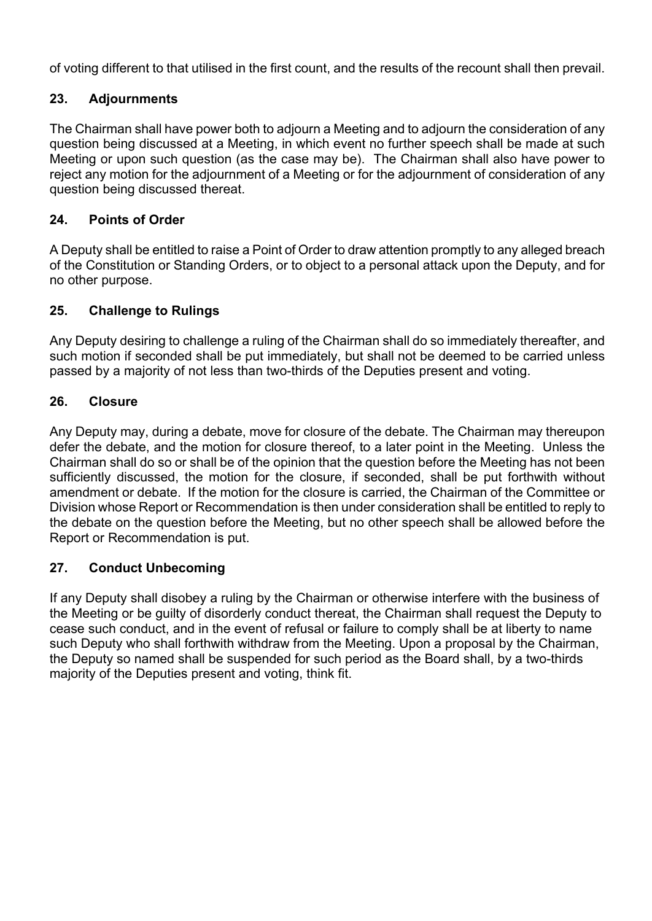of voting different to that utilised in the first count, and the results of the recount shall then prevail.

## 23. Adjournments

The Chairman shall have power both to adjourn a Meeting and to adjourn the consideration of any question being discussed at a Meeting, in which event no further speech shall be made at such Meeting or upon such question (as the case may be). The Chairman shall also have power to reject any motion for the adjournment of a Meeting or for the adjournment of consideration of any question being discussed thereat.

## 24. Points of Order

A Deputy shall be entitled to raise a Point of Order to draw attention promptly to any alleged breach of the Constitution or Standing Orders, or to object to a personal attack upon the Deputy, and for no other purpose.

## 25. Challenge to Rulings

Any Deputy desiring to challenge a ruling of the Chairman shall do so immediately thereafter, and such motion if seconded shall be put immediately, but shall not be deemed to be carried unless passed by a majority of not less than two-thirds of the Deputies present and voting.

## 26. Closure

Any Deputy may, during a debate, move for closure of the debate. The Chairman may thereupon defer the debate, and the motion for closure thereof, to a later point in the Meeting. Unless the Chairman shall do so or shall be of the opinion that the question before the Meeting has not been sufficiently discussed, the motion for the closure, if seconded, shall be put forthwith without amendment or debate. If the motion for the closure is carried, the Chairman of the Committee or Division whose Report or Recommendation is then under consideration shall be entitled to reply to the debate on the question before the Meeting, but no other speech shall be allowed before the Report or Recommendation is put.

## 27. Conduct Unbecoming

If any Deputy shall disobey a ruling by the Chairman or otherwise interfere with the business of the Meeting or be guilty of disorderly conduct thereat, the Chairman shall request the Deputy to cease such conduct, and in the event of refusal or failure to comply shall be at liberty to name such Deputy who shall forthwith withdraw from the Meeting. Upon a proposal by the Chairman, the Deputy so named shall be suspended for such period as the Board shall, by a two-thirds majority of the Deputies present and voting, think fit.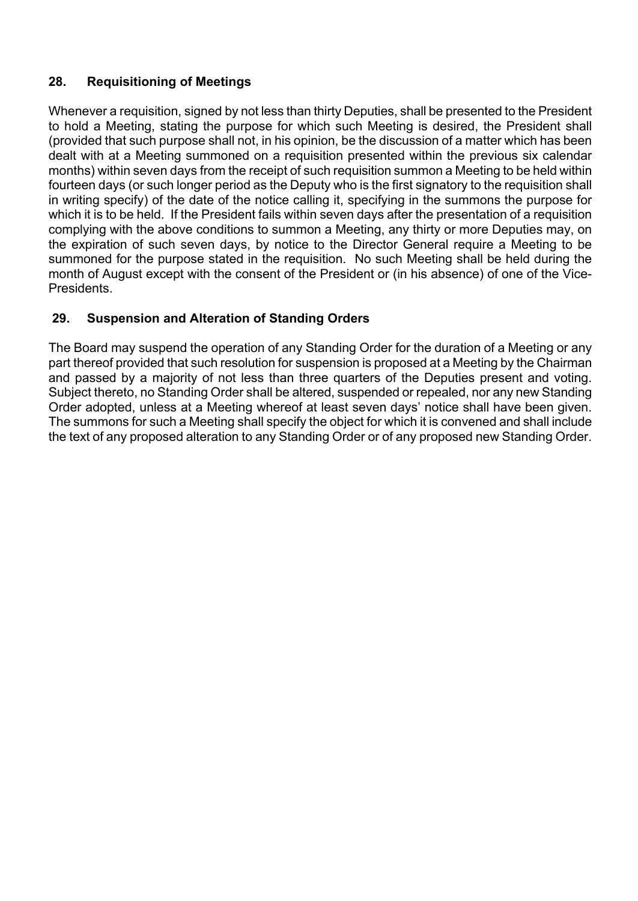## 28. Requisitioning of Meetings

Whenever a requisition, signed by not less than thirty Deputies, shall be presented to the President to hold a Meeting, stating the purpose for which such Meeting is desired, the President shall (provided that such purpose shall not, in his opinion, be the discussion of a matter which has been dealt with at a Meeting summoned on a requisition presented within the previous six calendar months) within seven days from the receipt of such requisition summon a Meeting to be held within fourteen days (or such longer period as the Deputy who is the first signatory to the requisition shall in writing specify) of the date of the notice calling it, specifying in the summons the purpose for which it is to be held. If the President fails within seven days after the presentation of a requisition complying with the above conditions to summon a Meeting, any thirty or more Deputies may, on the expiration of such seven days, by notice to the Director General require a Meeting to be summoned for the purpose stated in the requisition. No such Meeting shall be held during the month of August except with the consent of the President or (in his absence) of one of the Vice-Presidents.

## 29. Suspension and Alteration of Standing Orders

The Board may suspend the operation of any Standing Order for the duration of a Meeting or any part thereof provided that such resolution for suspension is proposed at a Meeting by the Chairman and passed by a majority of not less than three quarters of the Deputies present and voting. Subject thereto, no Standing Order shall be altered, suspended or repealed, nor any new Standing Order adopted, unless at a Meeting whereof at least seven days' notice shall have been given. The summons for such a Meeting shall specify the object for which it is convened and shall include the text of any proposed alteration to any Standing Order or of any proposed new Standing Order.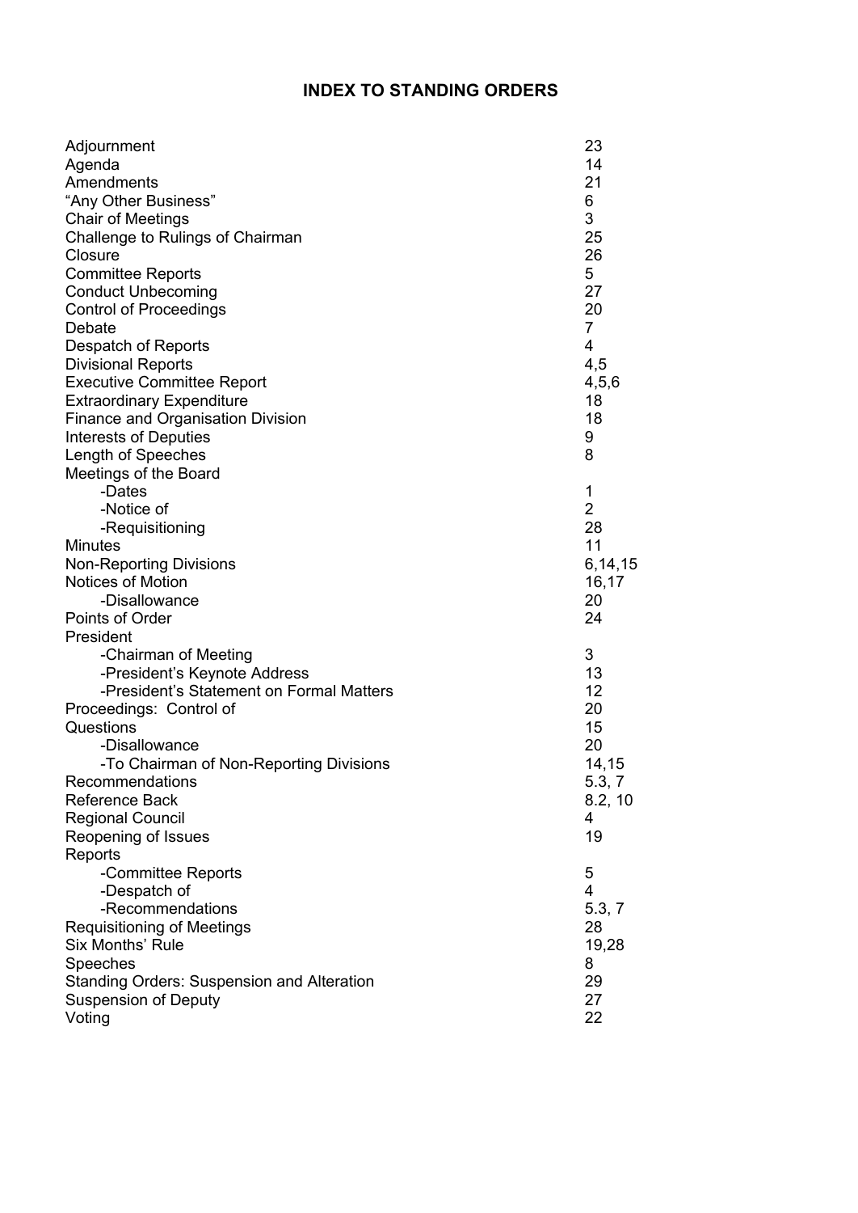# INDEX TO STANDING ORDERS

| | |
|---|---|
| Adjournment | 23 |
| Agenda | 14 |
| Amendments | 21 |
| “Any Other Business” | 6 |
| Chair of Meetings | 3 |
| Challenge to Rulings of Chairman | 25 |
| Closure | 26 |
| Committee Reports | 5 |
| Conduct Unbecoming | 27 |
| Control of Proceedings | 20 |
| Debate | 7 |
| Despatch of Reports | 4 |
| Divisional Reports | 4,5 |
| Executive Committee Report | 4,5,6 |
| Extraordinary Expenditure | 18 |
| Finance and Organisation Division | 18 |
| Interests of Deputies | 9 |
| Length of Speeches | 8 |
| Meetings of the Board | |
| -Dates | 1 |
| -Notice of | 2 |
| -Requisitioning | 28 |
| Minutes | 11 |
| Non-Reporting Divisions | 6,14,15 |
| Notices of Motion | 16,17 |
| -Disallowance | 20 |
| Points of Order | 24 |
| President | |
| -Chairman of Meeting | 3 |
| -President’s Keynote Address | 13 |
| -President’s Statement on Formal Matters | 12 |
| Proceedings: Control of | 20 |
| Questions | 15 |
| -Disallowance | 20 |
| -To Chairman of Non-Reporting Divisions | 14,15 |
| Recommendations | 5.3, 7 |
| Reference Back | 8.2, 10 |
| Regional Council | 4 |
| Reopening of Issues | 19 |
| Reports | |
| -Committee Reports | 5 |
| -Despatch of | 4 |
| -Recommendations | 5.3, 7 |
| Requisitioning of Meetings | 28 |
| Six Months’ Rule | 19,28 |
| Speeches | 8 |
| Standing Orders: Suspension and Alteration | 29 |
| Suspension of Deputy | 27 |
| Voting | 22 |